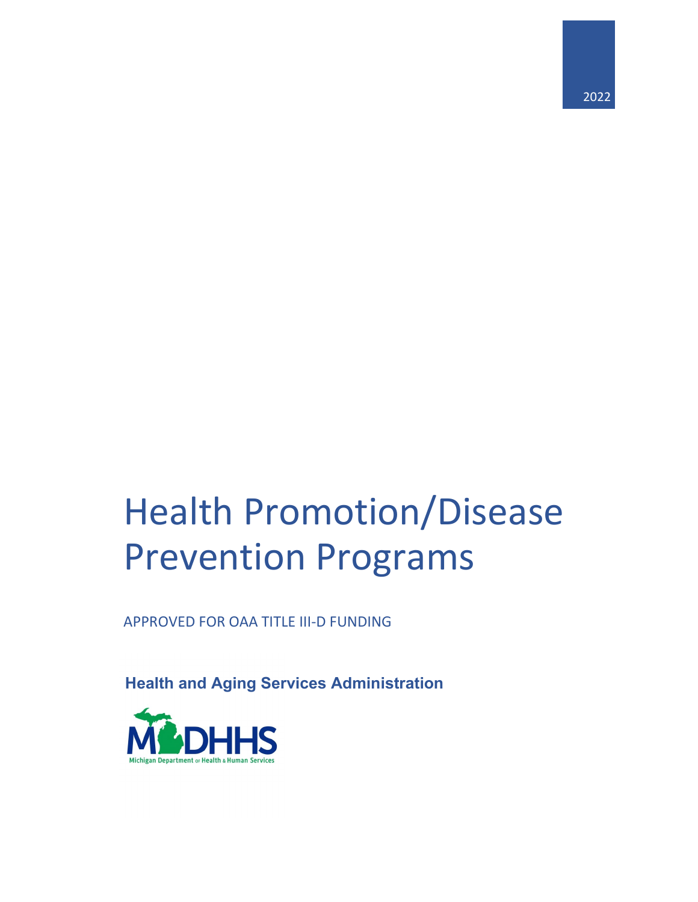2022

# Health Promotion/Disease Prevention Programs

APPROVED FOR OAA TITLE III-D FUNDING

**Health and Aging Services Administration**

MDHHS

Michigan Department of Health & Human Services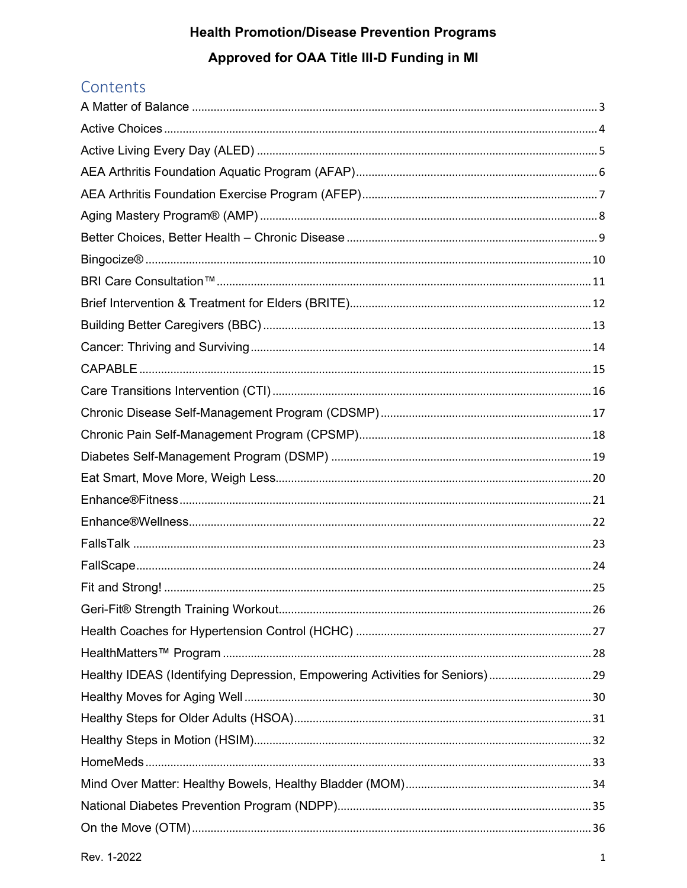**Health Promotion/Disease Prevention Programs**

**Approved for OAA Title III-D Funding in MI**

## Contents

A Matter of Balance ........ 3
Active Choices ........ 4
Active Living Every Day (ALED) ........ 5
AEA Arthritis Foundation Aquatic Program (AFAP) ........ 6
AEA Arthritis Foundation Exercise Program (AFEP) ........ 7
Aging Mastery Program® (AMP) ........ 8
Better Choices, Better Health – Chronic Disease ........ 9
Bingocize® ........ 10
BRI Care Consultation™ ........ 11
Brief Intervention & Treatment for Elders (BRITE) ........ 12
Building Better Caregivers (BBC) ........ 13
Cancer: Thriving and Surviving ........ 14
CAPABLE ........ 15
Care Transitions Intervention (CTI) ........ 16
Chronic Disease Self-Management Program (CDSMP) ........ 17
Chronic Pain Self-Management Program (CPSMP) ........ 18
Diabetes Self-Management Program (DSMP) ........ 19
Eat Smart, Move More, Weigh Less ........ 20
Enhance®Fitness ........ 21
Enhance®Wellness ........ 22
FallsTalk ........ 23
FallScape ........ 24
Fit and Strong! ........ 25
Geri-Fit® Strength Training Workout ........ 26
Health Coaches for Hypertension Control (HCHC) ........ 27
HealthMatters™ Program ........ 28
Healthy IDEAS (Identifying Depression, Empowering Activities for Seniors) ........ 29
Healthy Moves for Aging Well ........ 30
Healthy Steps for Older Adults (HSOA) ........ 31
Healthy Steps in Motion (HSIM) ........ 32
HomeMeds ........ 33
Mind Over Matter: Healthy Bowels, Healthy Bladder (MOM) ........ 34
National Diabetes Prevention Program (NDPP) ........ 35
On the Move (OTM) ........ 36

Rev. 1-2022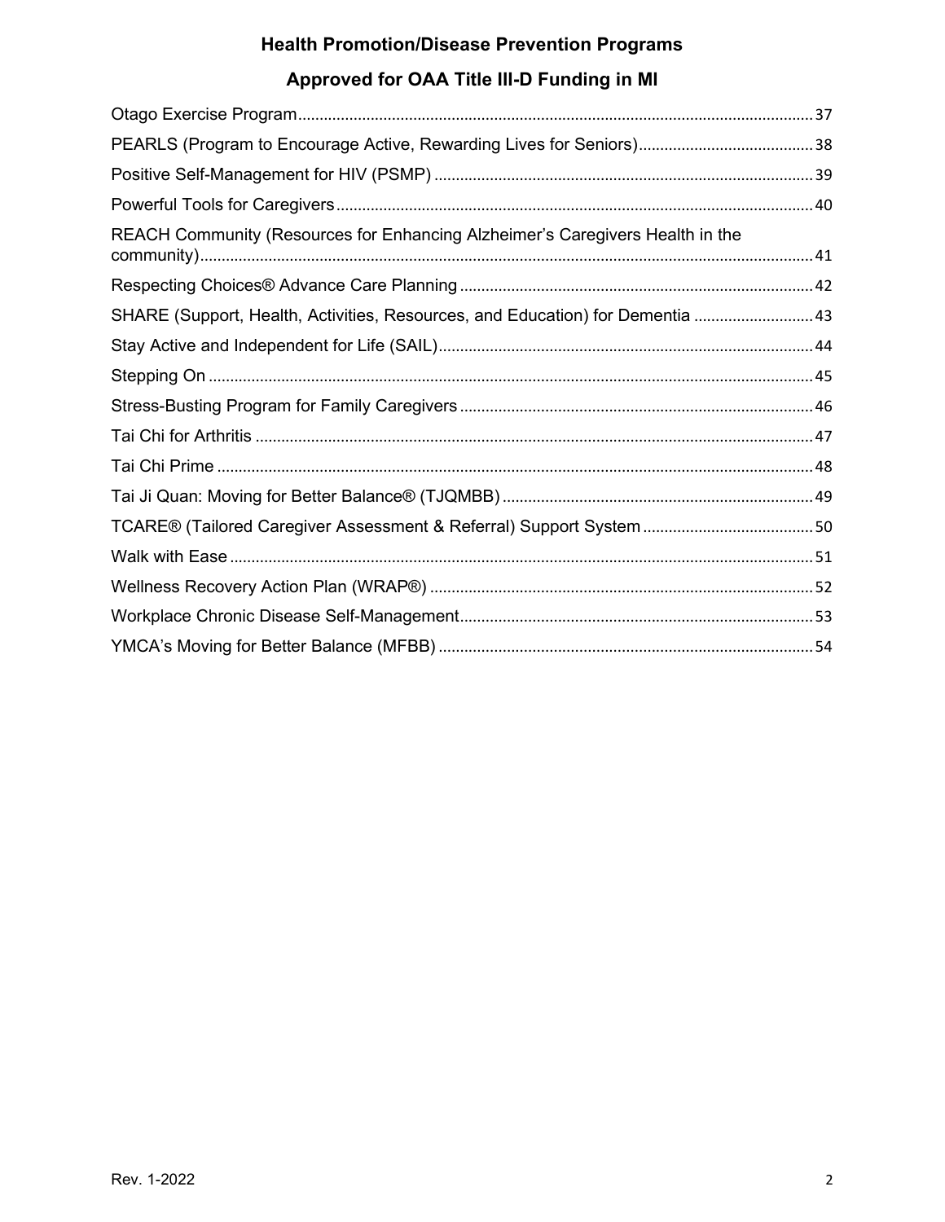# Health Promotion/Disease Prevention Programs

## Approved for OAA Title III-D Funding in MI

Otago Exercise Program....... 37

PEARLS (Program to Encourage Active, Rewarding Lives for Seniors)....... 38

Positive Self-Management for HIV (PSMP)....... 39

Powerful Tools for Caregivers....... 40

REACH Community (Resources for Enhancing Alzheimer's Caregivers Health in the community)....... 41

Respecting Choices® Advance Care Planning....... 42

SHARE (Support, Health, Activities, Resources, and Education) for Dementia....... 43

Stay Active and Independent for Life (SAIL)....... 44

Stepping On....... 45

Stress-Busting Program for Family Caregivers....... 46

Tai Chi for Arthritis....... 47

Tai Chi Prime....... 48

Tai Ji Quan: Moving for Better Balance® (TJQMBB)....... 49

TCARE® (Tailored Caregiver Assessment & Referral) Support System....... 50

Walk with Ease....... 51

Wellness Recovery Action Plan (WRAP®)....... 52

Workplace Chronic Disease Self-Management....... 53

YMCA's Moving for Better Balance (MFBB)....... 54

Rev. 1-2022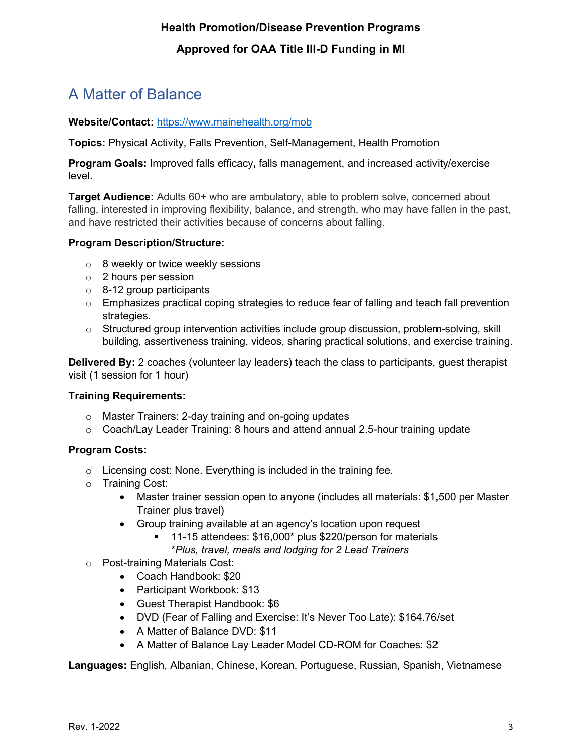# A Matter of Balance

**Website/Contact:** https://www.mainehealth.org/mob

**Topics:** Physical Activity, Falls Prevention, Self-Management, Health Promotion

**Program Goals:** Improved falls efficacy**,** falls management, and increased activity/exercise level.

**Target Audience:** Adults 60+ who are ambulatory, able to problem solve, concerned about falling, interested in improving flexibility, balance, and strength, who may have fallen in the past, and have restricted their activities because of concerns about falling.

**Program Description/Structure:**

- 8 weekly or twice weekly sessions
- 2 hours per session
- 8-12 group participants
- Emphasizes practical coping strategies to reduce fear of falling and teach fall prevention strategies.
- Structured group intervention activities include group discussion, problem-solving, skill building, assertiveness training, videos, sharing practical solutions, and exercise training.

**Delivered By:** 2 coaches (volunteer lay leaders) teach the class to participants, guest therapist visit (1 session for 1 hour)

**Training Requirements:**

- Master Trainers: 2-day training and on-going updates
- Coach/Lay Leader Training: 8 hours and attend annual 2.5-hour training update

**Program Costs:**

- Licensing cost: None. Everything is included in the training fee.
- Training Cost:
  - Master trainer session open to anyone (includes all materials: $1,500 per Master Trainer plus travel)
  - Group training available at an agency's location upon request
    - 11-15 attendees: $16,000* plus $220/person for materials
      *\*Plus, travel, meals and lodging for 2 Lead Trainers*
- Post-training Materials Cost:
  - Coach Handbook: $20
  - Participant Workbook: $13
  - Guest Therapist Handbook: $6
  - DVD (Fear of Falling and Exercise: It's Never Too Late): $164.76/set
  - A Matter of Balance DVD: $11
  - A Matter of Balance Lay Leader Model CD-ROM for Coaches: $2

**Languages:** English, Albanian, Chinese, Korean, Portuguese, Russian, Spanish, Vietnamese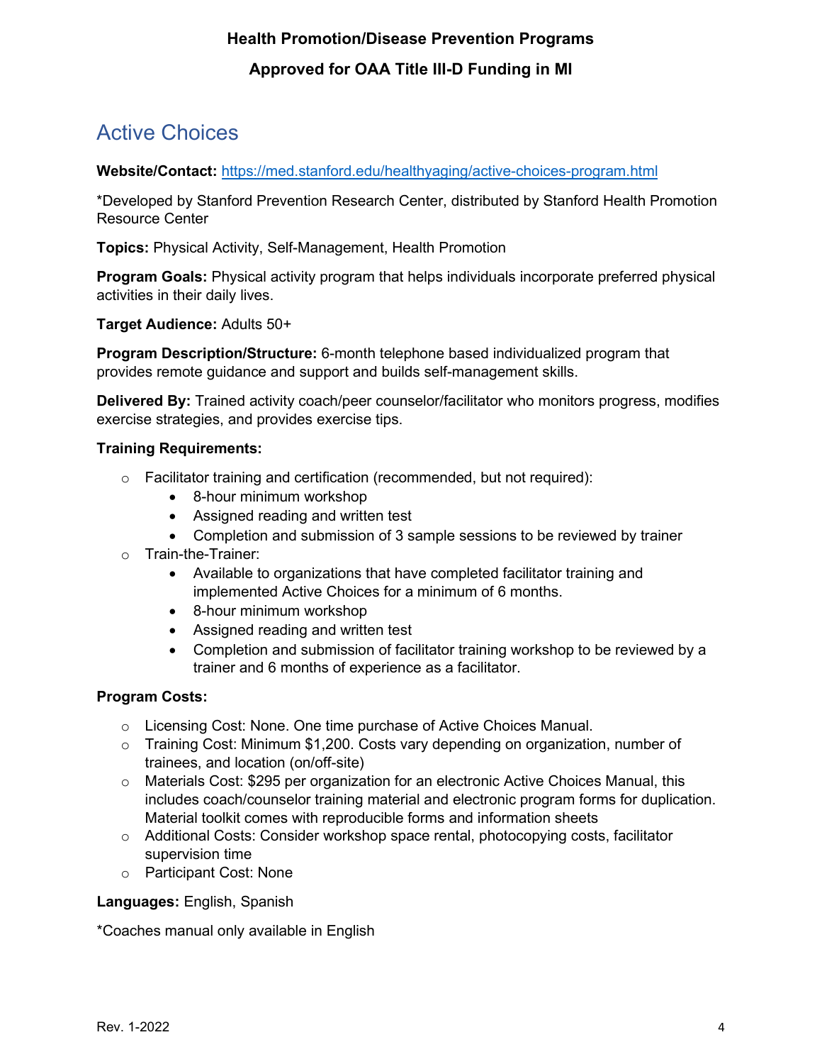## Active Choices

**Website/Contact:** [https://med.stanford.edu/healthyaging/active-choices-program.html](https://med.stanford.edu/healthyaging/active-choices-program.html)

*Developed by Stanford Prevention Research Center, distributed by Stanford Health Promotion Resource Center

**Topics:** Physical Activity, Self-Management, Health Promotion

**Program Goals:** Physical activity program that helps individuals incorporate preferred physical activities in their daily lives.

**Target Audience:** Adults 50+

**Program Description/Structure:** 6-month telephone based individualized program that provides remote guidance and support and builds self-management skills.

**Delivered By:** Trained activity coach/peer counselor/facilitator who monitors progress, modifies exercise strategies, and provides exercise tips.

**Training Requirements:**

- Facilitator training and certification (recommended, but not required):
  - 8-hour minimum workshop
  - Assigned reading and written test
  - Completion and submission of 3 sample sessions to be reviewed by trainer
- Train-the-Trainer:
  - Available to organizations that have completed facilitator training and implemented Active Choices for a minimum of 6 months.
  - 8-hour minimum workshop
  - Assigned reading and written test
  - Completion and submission of facilitator training workshop to be reviewed by a trainer and 6 months of experience as a facilitator.

**Program Costs:**

- Licensing Cost: None. One time purchase of Active Choices Manual.
- Training Cost: Minimum $1,200. Costs vary depending on organization, number of trainees, and location (on/off-site)
- Materials Cost: $295 per organization for an electronic Active Choices Manual, this includes coach/counselor training material and electronic program forms for duplication. Material toolkit comes with reproducible forms and information sheets
- Additional Costs: Consider workshop space rental, photocopying costs, facilitator supervision time
- Participant Cost: None

**Languages:** English, Spanish

*Coaches manual only available in English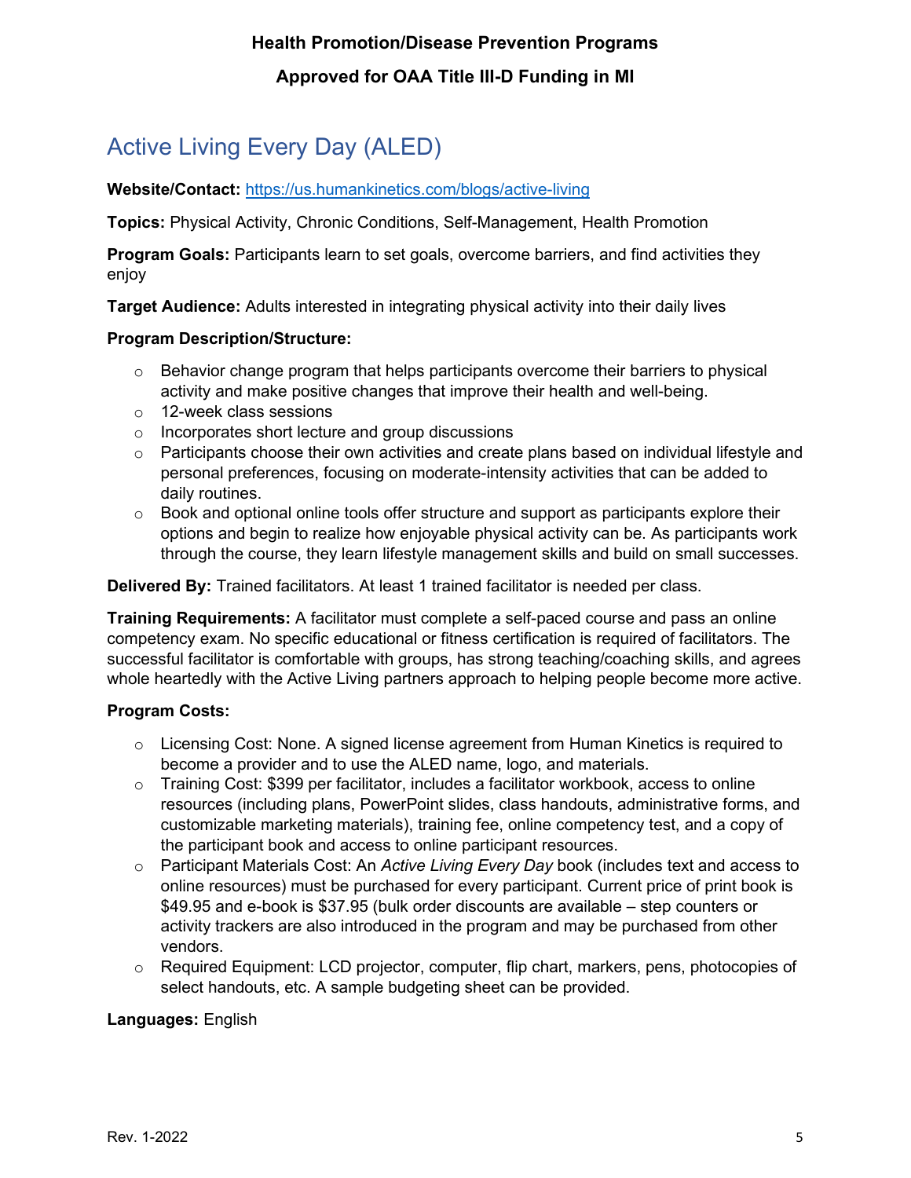# Active Living Every Day (ALED)

**Website/Contact:** https://us.humankinetics.com/blogs/active-living

**Topics:** Physical Activity, Chronic Conditions, Self-Management, Health Promotion

**Program Goals:** Participants learn to set goals, overcome barriers, and find activities they enjoy

**Target Audience:** Adults interested in integrating physical activity into their daily lives

**Program Description/Structure:**

- Behavior change program that helps participants overcome their barriers to physical activity and make positive changes that improve their health and well-being.
- 12-week class sessions
- Incorporates short lecture and group discussions
- Participants choose their own activities and create plans based on individual lifestyle and personal preferences, focusing on moderate-intensity activities that can be added to daily routines.
- Book and optional online tools offer structure and support as participants explore their options and begin to realize how enjoyable physical activity can be. As participants work through the course, they learn lifestyle management skills and build on small successes.

**Delivered By:** Trained facilitators. At least 1 trained facilitator is needed per class.

**Training Requirements:** A facilitator must complete a self-paced course and pass an online competency exam. No specific educational or fitness certification is required of facilitators. The successful facilitator is comfortable with groups, has strong teaching/coaching skills, and agrees whole heartedly with the Active Living partners approach to helping people become more active.

**Program Costs:**

- Licensing Cost: None. A signed license agreement from Human Kinetics is required to become a provider and to use the ALED name, logo, and materials.
- Training Cost: $399 per facilitator, includes a facilitator workbook, access to online resources (including plans, PowerPoint slides, class handouts, administrative forms, and customizable marketing materials), training fee, online competency test, and a copy of the participant book and access to online participant resources.
- Participant Materials Cost: An *Active Living Every Day* book (includes text and access to online resources) must be purchased for every participant. Current price of print book is $49.95 and e-book is $37.95 (bulk order discounts are available – step counters or activity trackers are also introduced in the program and may be purchased from other vendors.
- Required Equipment: LCD projector, computer, flip chart, markers, pens, photocopies of select handouts, etc. A sample budgeting sheet can be provided.

**Languages:** English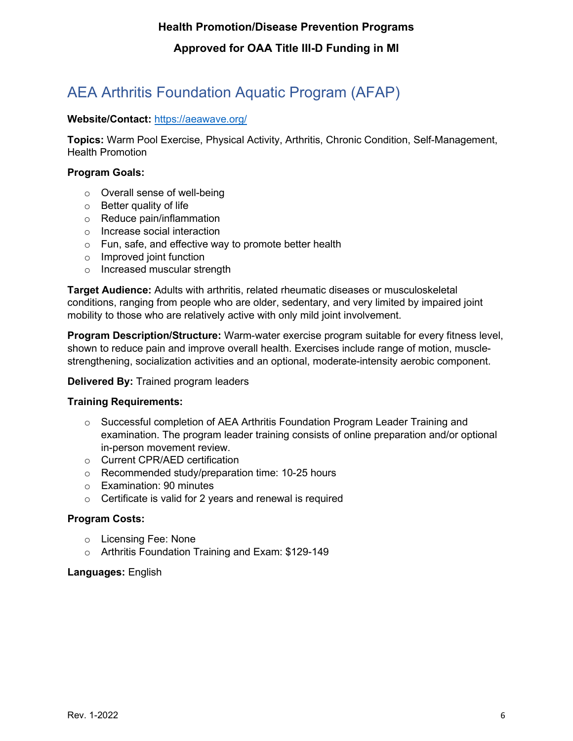# AEA Arthritis Foundation Aquatic Program (AFAP)

**Website/Contact:** [https://aeawave.org/](https://aeawave.org/)

**Topics:** Warm Pool Exercise, Physical Activity, Arthritis, Chronic Condition, Self-Management, Health Promotion

**Program Goals:**

- Overall sense of well-being
- Better quality of life
- Reduce pain/inflammation
- Increase social interaction
- Fun, safe, and effective way to promote better health
- Improved joint function
- Increased muscular strength

**Target Audience:** Adults with arthritis, related rheumatic diseases or musculoskeletal conditions, ranging from people who are older, sedentary, and very limited by impaired joint mobility to those who are relatively active with only mild joint involvement.

**Program Description/Structure:** Warm-water exercise program suitable for every fitness level, shown to reduce pain and improve overall health. Exercises include range of motion, muscle-strengthening, socialization activities and an optional, moderate-intensity aerobic component.

**Delivered By:** Trained program leaders

**Training Requirements:**

- Successful completion of AEA Arthritis Foundation Program Leader Training and examination. The program leader training consists of online preparation and/or optional in-person movement review.
- Current CPR/AED certification
- Recommended study/preparation time: 10-25 hours
- Examination: 90 minutes
- Certificate is valid for 2 years and renewal is required

**Program Costs:**

- Licensing Fee: None
- Arthritis Foundation Training and Exam: $129-149

**Languages:** English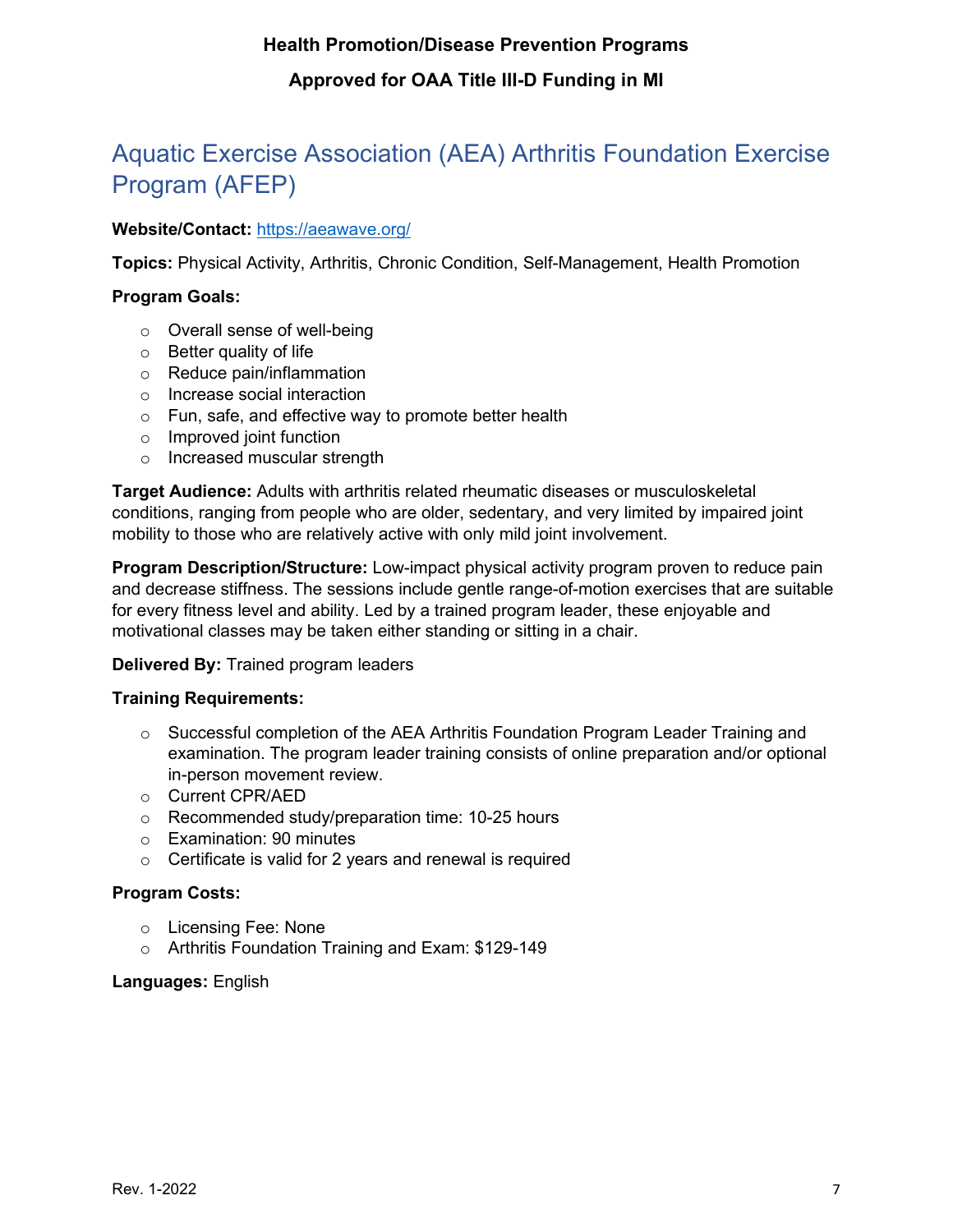# Aquatic Exercise Association (AEA) Arthritis Foundation Exercise Program (AFEP)

**Website/Contact:** https://aeawave.org/

**Topics:** Physical Activity, Arthritis, Chronic Condition, Self-Management, Health Promotion

**Program Goals:**

- Overall sense of well-being
- Better quality of life
- Reduce pain/inflammation
- Increase social interaction
- Fun, safe, and effective way to promote better health
- Improved joint function
- Increased muscular strength

**Target Audience:** Adults with arthritis related rheumatic diseases or musculoskeletal conditions, ranging from people who are older, sedentary, and very limited by impaired joint mobility to those who are relatively active with only mild joint involvement.

**Program Description/Structure:** Low-impact physical activity program proven to reduce pain and decrease stiffness. The sessions include gentle range-of-motion exercises that are suitable for every fitness level and ability. Led by a trained program leader, these enjoyable and motivational classes may be taken either standing or sitting in a chair.

**Delivered By:** Trained program leaders

**Training Requirements:**

- Successful completion of the AEA Arthritis Foundation Program Leader Training and examination. The program leader training consists of online preparation and/or optional in-person movement review.
- Current CPR/AED
- Recommended study/preparation time: 10-25 hours
- Examination: 90 minutes
- Certificate is valid for 2 years and renewal is required

**Program Costs:**

- Licensing Fee: None
- Arthritis Foundation Training and Exam: $129-149

**Languages:** English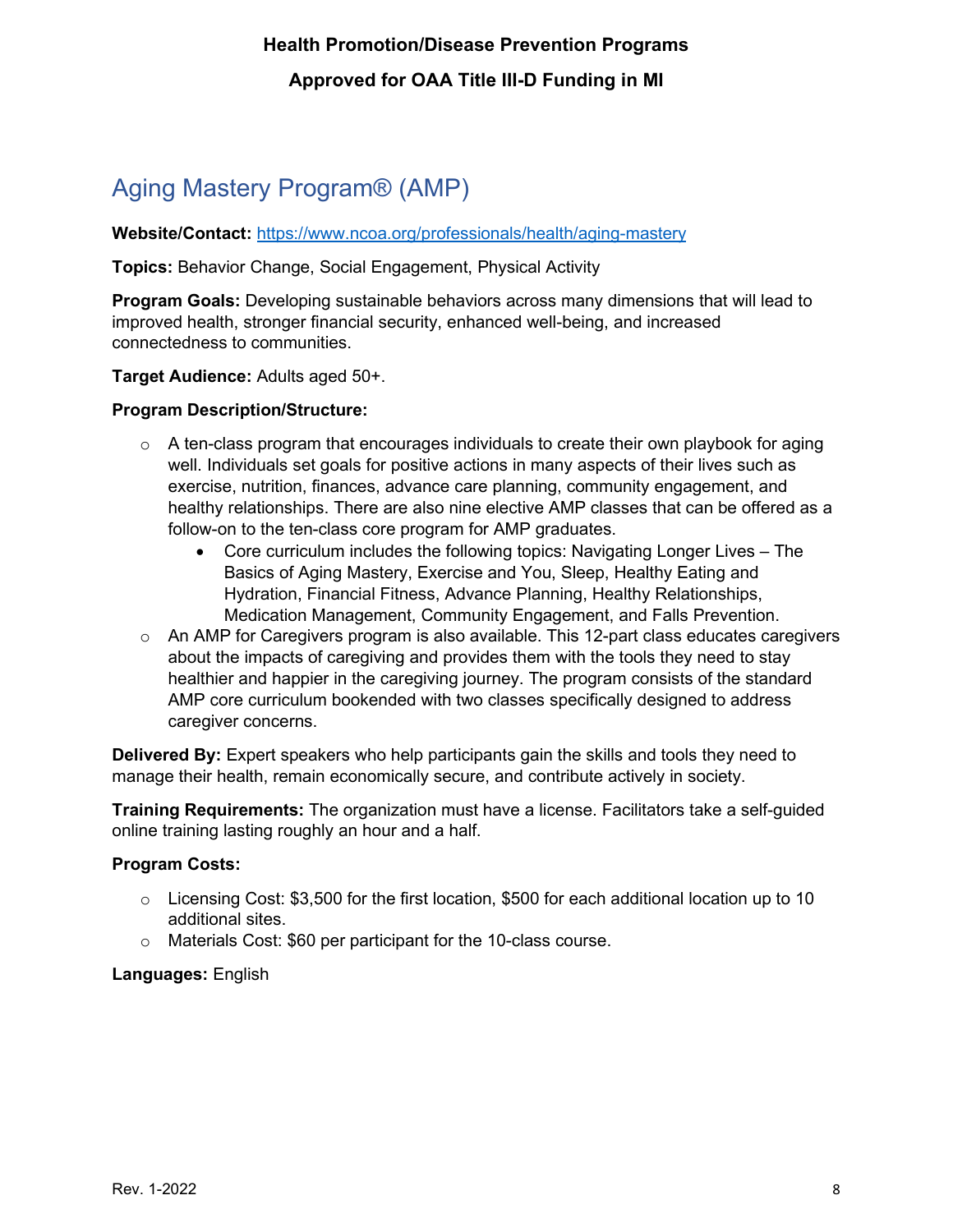## Aging Mastery Program® (AMP)

**Website/Contact:** https://www.ncoa.org/professionals/health/aging-mastery

**Topics:** Behavior Change, Social Engagement, Physical Activity

**Program Goals:** Developing sustainable behaviors across many dimensions that will lead to improved health, stronger financial security, enhanced well-being, and increased connectedness to communities.

**Target Audience:** Adults aged 50+.

**Program Description/Structure:**

- A ten-class program that encourages individuals to create their own playbook for aging well. Individuals set goals for positive actions in many aspects of their lives such as exercise, nutrition, finances, advance care planning, community engagement, and healthy relationships. There are also nine elective AMP classes that can be offered as a follow-on to the ten-class core program for AMP graduates.
  - Core curriculum includes the following topics: Navigating Longer Lives – The Basics of Aging Mastery, Exercise and You, Sleep, Healthy Eating and Hydration, Financial Fitness, Advance Planning, Healthy Relationships, Medication Management, Community Engagement, and Falls Prevention.
- An AMP for Caregivers program is also available. This 12-part class educates caregivers about the impacts of caregiving and provides them with the tools they need to stay healthier and happier in the caregiving journey. The program consists of the standard AMP core curriculum bookended with two classes specifically designed to address caregiver concerns.

**Delivered By:** Expert speakers who help participants gain the skills and tools they need to manage their health, remain economically secure, and contribute actively in society.

**Training Requirements:** The organization must have a license. Facilitators take a self-guided online training lasting roughly an hour and a half.

**Program Costs:**

- Licensing Cost: $3,500 for the first location, $500 for each additional location up to 10 additional sites.
- Materials Cost: $60 per participant for the 10-class course.

**Languages:** English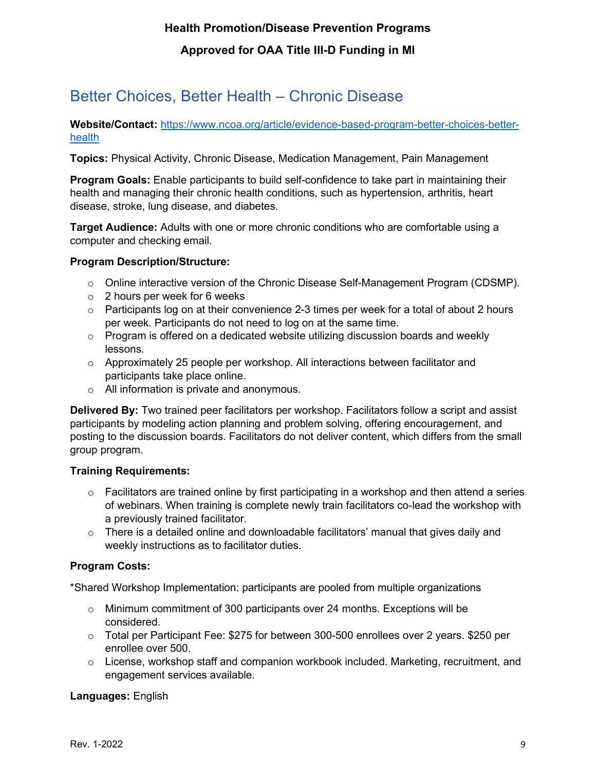## Better Choices, Better Health – Chronic Disease

**Website/Contact:** [https://www.ncoa.org/article/evidence-based-program-better-choices-better-health](https://www.ncoa.org/article/evidence-based-program-better-choices-better-health)

**Topics:** Physical Activity, Chronic Disease, Medication Management, Pain Management

**Program Goals:** Enable participants to build self-confidence to take part in maintaining their health and managing their chronic health conditions, such as hypertension, arthritis, heart disease, stroke, lung disease, and diabetes.

**Target Audience:** Adults with one or more chronic conditions who are comfortable using a computer and checking email.

**Program Description/Structure:**

- Online interactive version of the Chronic Disease Self-Management Program (CDSMP).
- 2 hours per week for 6 weeks
- Participants log on at their convenience 2-3 times per week for a total of about 2 hours per week. Participants do not need to log on at the same time.
- Program is offered on a dedicated website utilizing discussion boards and weekly lessons.
- Approximately 25 people per workshop. All interactions between facilitator and participants take place online.
- All information is private and anonymous.

**Delivered By:** Two trained peer facilitators per workshop. Facilitators follow a script and assist participants by modeling action planning and problem solving, offering encouragement, and posting to the discussion boards. Facilitators do not deliver content, which differs from the small group program.

**Training Requirements:**

- Facilitators are trained online by first participating in a workshop and then attend a series of webinars. When training is complete newly train facilitators co-lead the workshop with a previously trained facilitator.
- There is a detailed online and downloadable facilitators' manual that gives daily and weekly instructions as to facilitator duties.

**Program Costs:**

*Shared Workshop Implementation: participants are pooled from multiple organizations

- Minimum commitment of 300 participants over 24 months. Exceptions will be considered.
- Total per Participant Fee: $275 for between 300-500 enrollees over 2 years. $250 per enrollee over 500.
- License, workshop staff and companion workbook included. Marketing, recruitment, and engagement services available.

**Languages:** English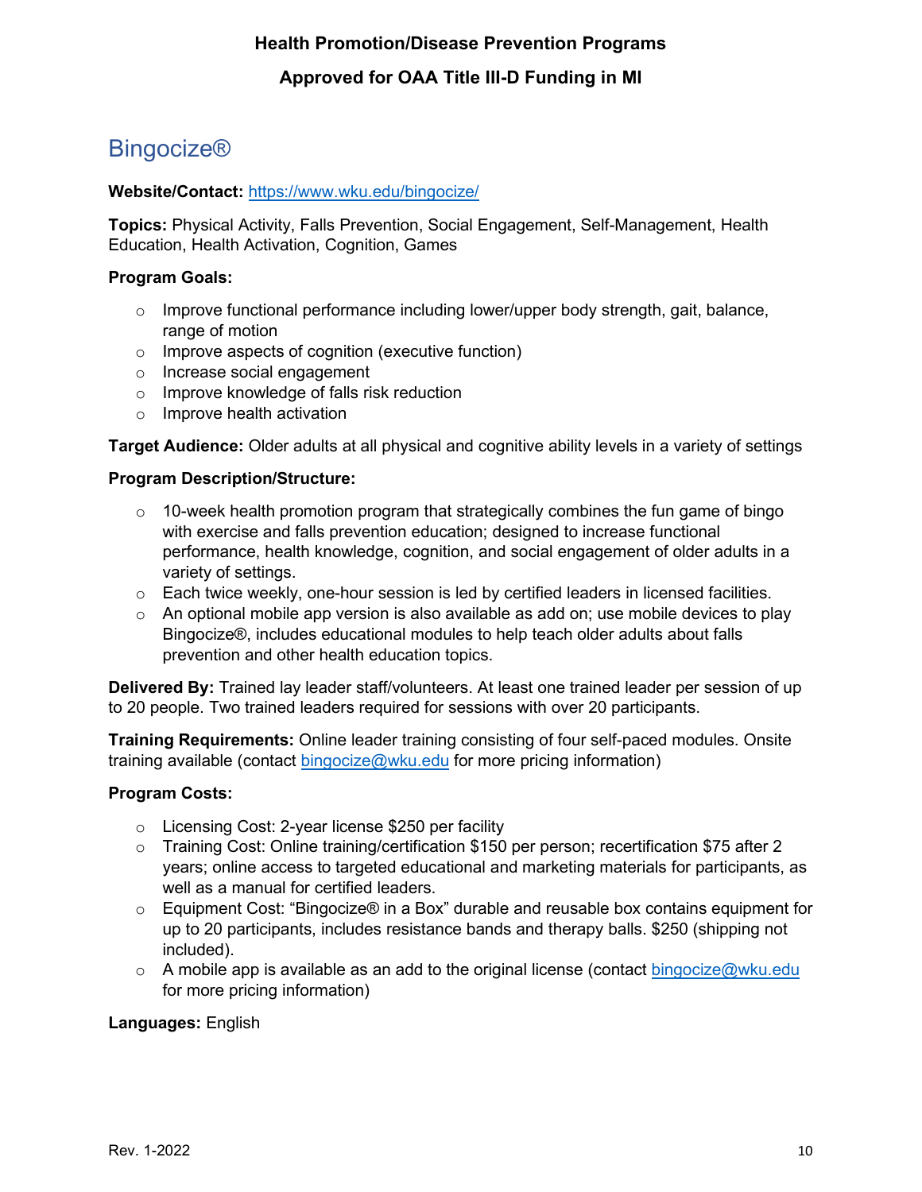## Bingocize®

**Website/Contact:** https://www.wku.edu/bingocize/

**Topics:** Physical Activity, Falls Prevention, Social Engagement, Self-Management, Health Education, Health Activation, Cognition, Games

**Program Goals:**

- Improve functional performance including lower/upper body strength, gait, balance, range of motion
- Improve aspects of cognition (executive function)
- Increase social engagement
- Improve knowledge of falls risk reduction
- Improve health activation

**Target Audience:** Older adults at all physical and cognitive ability levels in a variety of settings

**Program Description/Structure:**

- 10-week health promotion program that strategically combines the fun game of bingo with exercise and falls prevention education; designed to increase functional performance, health knowledge, cognition, and social engagement of older adults in a variety of settings.
- Each twice weekly, one-hour session is led by certified leaders in licensed facilities.
- An optional mobile app version is also available as add on; use mobile devices to play Bingocize®, includes educational modules to help teach older adults about falls prevention and other health education topics.

**Delivered By:** Trained lay leader staff/volunteers. At least one trained leader per session of up to 20 people. Two trained leaders required for sessions with over 20 participants.

**Training Requirements:** Online leader training consisting of four self-paced modules. Onsite training available (contact bingocize@wku.edu for more pricing information)

**Program Costs:**

- Licensing Cost: 2-year license $250 per facility
- Training Cost: Online training/certification $150 per person; recertification $75 after 2 years; online access to targeted educational and marketing materials for participants, as well as a manual for certified leaders.
- Equipment Cost: "Bingocize® in a Box" durable and reusable box contains equipment for up to 20 participants, includes resistance bands and therapy balls. $250 (shipping not included).
- A mobile app is available as an add to the original license (contact bingocize@wku.edu for more pricing information)

**Languages:** English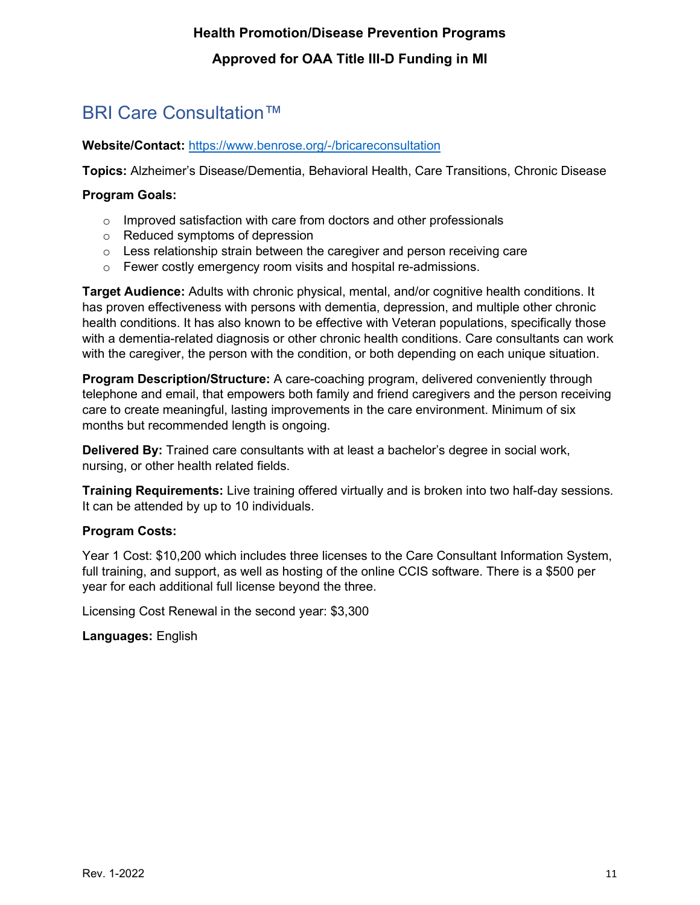# BRI Care Consultation™

**Website/Contact:** [https://www.benrose.org/-/bricareconsultation](https://www.benrose.org/-/bricareconsultation)

**Topics:** Alzheimer's Disease/Dementia, Behavioral Health, Care Transitions, Chronic Disease

**Program Goals:**

- Improved satisfaction with care from doctors and other professionals
- Reduced symptoms of depression
- Less relationship strain between the caregiver and person receiving care
- Fewer costly emergency room visits and hospital re-admissions.

**Target Audience:** Adults with chronic physical, mental, and/or cognitive health conditions. It has proven effectiveness with persons with dementia, depression, and multiple other chronic health conditions. It has also known to be effective with Veteran populations, specifically those with a dementia-related diagnosis or other chronic health conditions. Care consultants can work with the caregiver, the person with the condition, or both depending on each unique situation.

**Program Description/Structure:** A care-coaching program, delivered conveniently through telephone and email, that empowers both family and friend caregivers and the person receiving care to create meaningful, lasting improvements in the care environment. Minimum of six months but recommended length is ongoing.

**Delivered By:** Trained care consultants with at least a bachelor's degree in social work, nursing, or other health related fields.

**Training Requirements:** Live training offered virtually and is broken into two half-day sessions. It can be attended by up to 10 individuals.

**Program Costs:**

Year 1 Cost: $10,200 which includes three licenses to the Care Consultant Information System, full training, and support, as well as hosting of the online CCIS software. There is a $500 per year for each additional full license beyond the three.

Licensing Cost Renewal in the second year: $3,300

**Languages:** English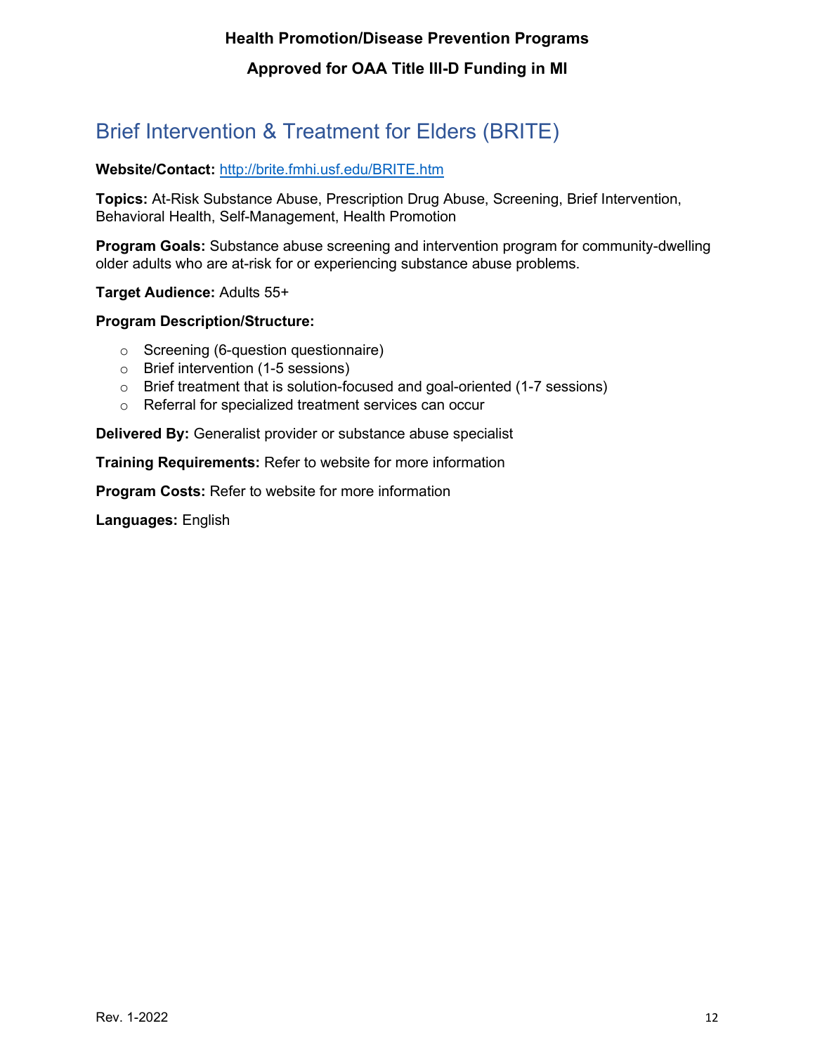# Brief Intervention & Treatment for Elders (BRITE)

**Website/Contact:** http://brite.fmhi.usf.edu/BRITE.htm

**Topics:** At-Risk Substance Abuse, Prescription Drug Abuse, Screening, Brief Intervention, Behavioral Health, Self-Management, Health Promotion

**Program Goals:** Substance abuse screening and intervention program for community-dwelling older adults who are at-risk for or experiencing substance abuse problems.

**Target Audience:** Adults 55+

**Program Description/Structure:**

- Screening (6-question questionnaire)
- Brief intervention (1-5 sessions)
- Brief treatment that is solution-focused and goal-oriented (1-7 sessions)
- Referral for specialized treatment services can occur

**Delivered By:** Generalist provider or substance abuse specialist

**Training Requirements:** Refer to website for more information

**Program Costs:** Refer to website for more information

**Languages:** English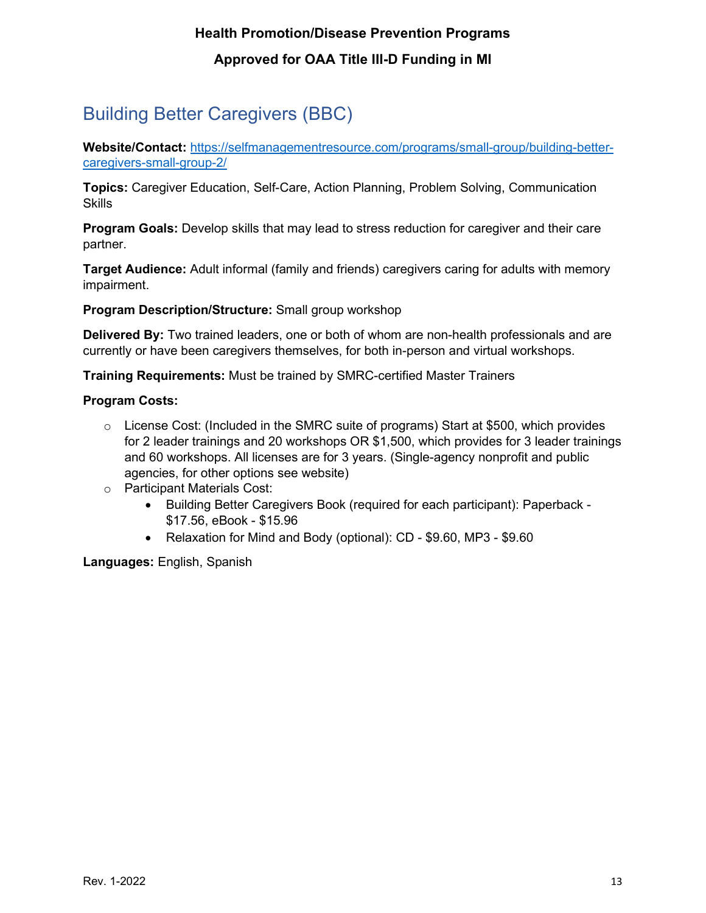# Building Better Caregivers (BBC)

**Website/Contact:** [https://selfmanagementresource.com/programs/small-group/building-better-caregivers-small-group-2/](https://selfmanagementresource.com/programs/small-group/building-better-caregivers-small-group-2/)

**Topics:** Caregiver Education, Self-Care, Action Planning, Problem Solving, Communication Skills

**Program Goals:** Develop skills that may lead to stress reduction for caregiver and their care partner.

**Target Audience:** Adult informal (family and friends) caregivers caring for adults with memory impairment.

**Program Description/Structure:** Small group workshop

**Delivered By:** Two trained leaders, one or both of whom are non-health professionals and are currently or have been caregivers themselves, for both in-person and virtual workshops.

**Training Requirements:** Must be trained by SMRC-certified Master Trainers

**Program Costs:**

- License Cost: (Included in the SMRC suite of programs) Start at $500, which provides for 2 leader trainings and 20 workshops OR $1,500, which provides for 3 leader trainings and 60 workshops. All licenses are for 3 years. (Single-agency nonprofit and public agencies, for other options see website)
- Participant Materials Cost:
  - Building Better Caregivers Book (required for each participant): Paperback - $17.56, eBook - $15.96
  - Relaxation for Mind and Body (optional): CD - $9.60, MP3 - $9.60

**Languages:** English, Spanish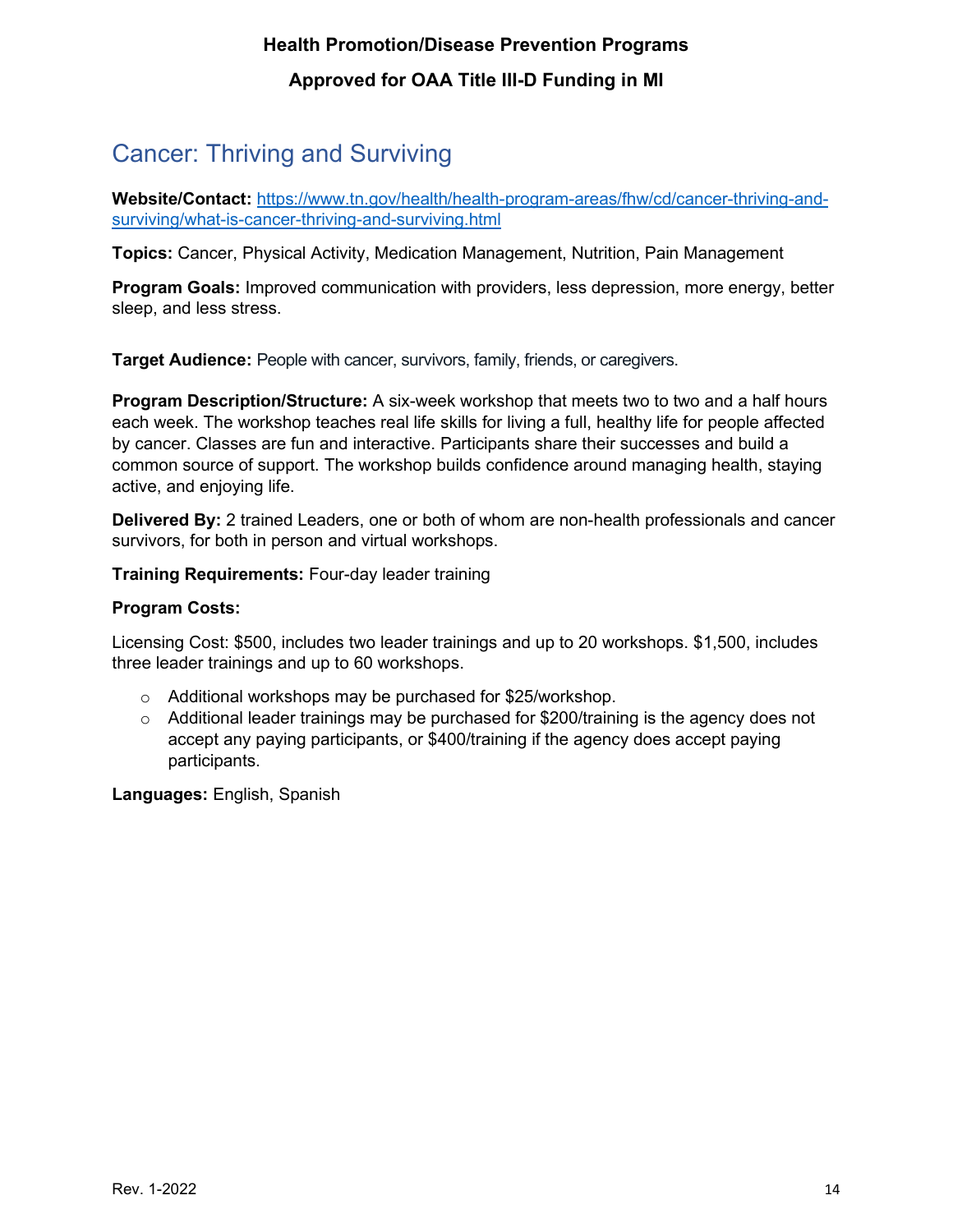# Cancer: Thriving and Surviving

**Website/Contact:** https://www.tn.gov/health/health-program-areas/fhw/cd/cancer-thriving-and-surviving/what-is-cancer-thriving-and-surviving.html

**Topics:** Cancer, Physical Activity, Medication Management, Nutrition, Pain Management

**Program Goals:** Improved communication with providers, less depression, more energy, better sleep, and less stress.

**Target Audience:** People with cancer, survivors, family, friends, or caregivers.

**Program Description/Structure:** A six-week workshop that meets two to two and a half hours each week. The workshop teaches real life skills for living a full, healthy life for people affected by cancer. Classes are fun and interactive. Participants share their successes and build a common source of support. The workshop builds confidence around managing health, staying active, and enjoying life.

**Delivered By:** 2 trained Leaders, one or both of whom are non-health professionals and cancer survivors, for both in person and virtual workshops.

**Training Requirements:** Four-day leader training

**Program Costs:**

Licensing Cost: $500, includes two leader trainings and up to 20 workshops. $1,500, includes three leader trainings and up to 60 workshops.

- Additional workshops may be purchased for $25/workshop.
- Additional leader trainings may be purchased for $200/training is the agency does not accept any paying participants, or $400/training if the agency does accept paying participants.

**Languages:** English, Spanish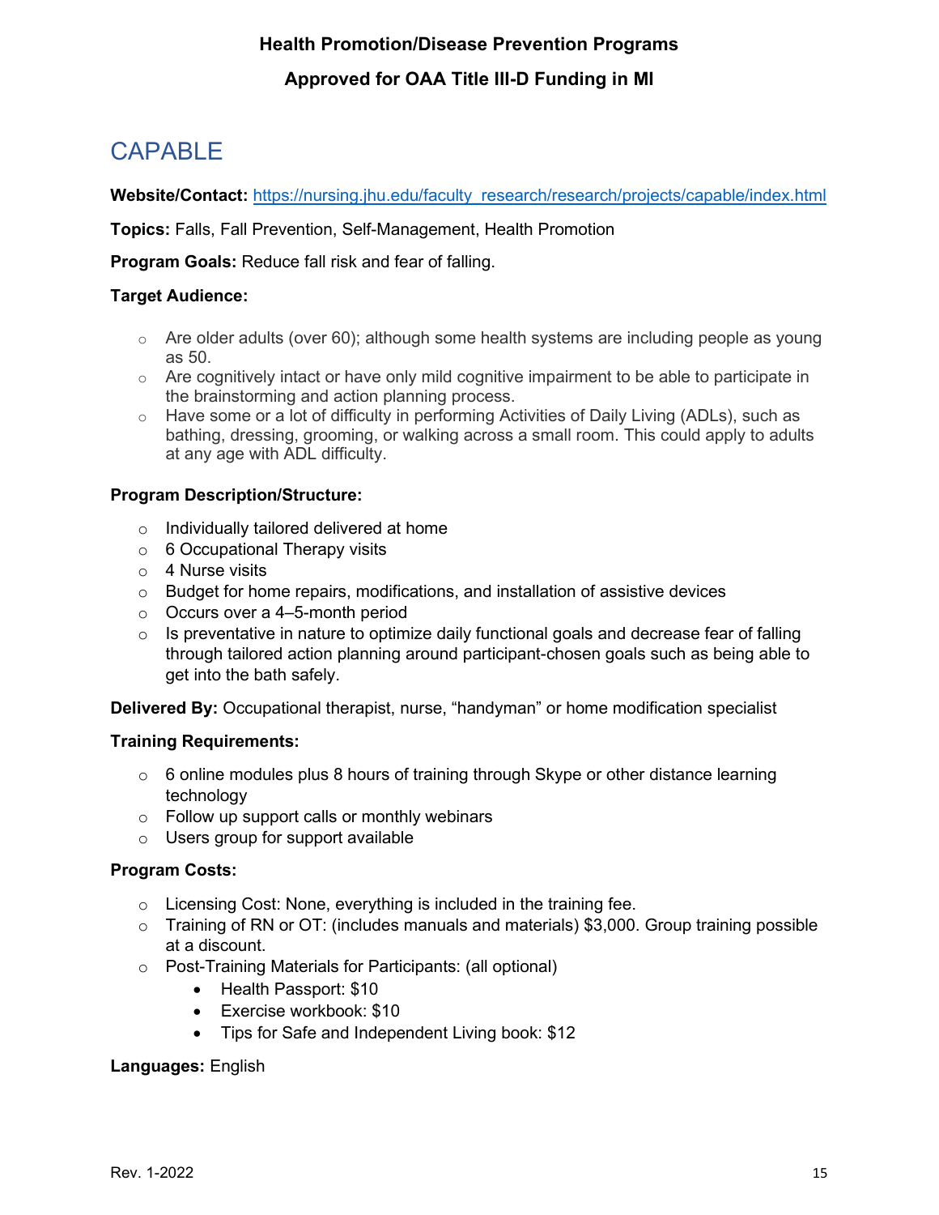# CAPABLE

**Website/Contact:** https://nursing.jhu.edu/faculty_research/research/projects/capable/index.html

**Topics:** Falls, Fall Prevention, Self-Management, Health Promotion

**Program Goals:** Reduce fall risk and fear of falling.

**Target Audience:**

- Are older adults (over 60); although some health systems are including people as young as 50.
- Are cognitively intact or have only mild cognitive impairment to be able to participate in the brainstorming and action planning process.
- Have some or a lot of difficulty in performing Activities of Daily Living (ADLs), such as bathing, dressing, grooming, or walking across a small room. This could apply to adults at any age with ADL difficulty.

**Program Description/Structure:**

- Individually tailored delivered at home
- 6 Occupational Therapy visits
- 4 Nurse visits
- Budget for home repairs, modifications, and installation of assistive devices
- Occurs over a 4–5-month period
- Is preventative in nature to optimize daily functional goals and decrease fear of falling through tailored action planning around participant-chosen goals such as being able to get into the bath safely.

**Delivered By:** Occupational therapist, nurse, "handyman" or home modification specialist

**Training Requirements:**

- 6 online modules plus 8 hours of training through Skype or other distance learning technology
- Follow up support calls or monthly webinars
- Users group for support available

**Program Costs:**

- Licensing Cost: None, everything is included in the training fee.
- Training of RN or OT: (includes manuals and materials) $3,000. Group training possible at a discount.
- Post-Training Materials for Participants: (all optional)
  - Health Passport: $10
  - Exercise workbook: $10
  - Tips for Safe and Independent Living book: $12

**Languages:** English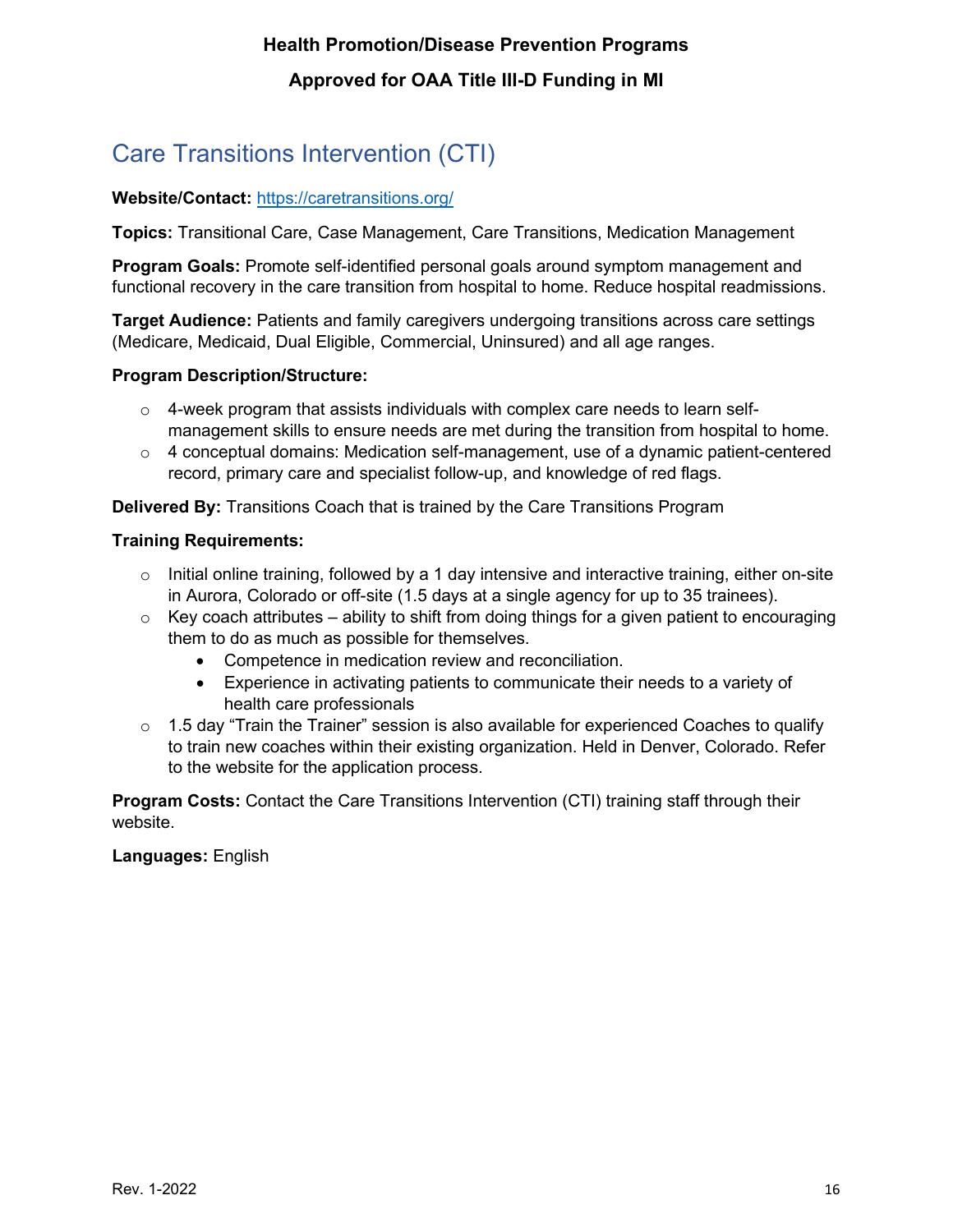## Care Transitions Intervention (CTI)

**Website/Contact:** [https://caretransitions.org/](https://caretransitions.org/)

**Topics:** Transitional Care, Case Management, Care Transitions, Medication Management

**Program Goals:** Promote self-identified personal goals around symptom management and functional recovery in the care transition from hospital to home. Reduce hospital readmissions.

**Target Audience:** Patients and family caregivers undergoing transitions across care settings (Medicare, Medicaid, Dual Eligible, Commercial, Uninsured) and all age ranges.

**Program Description/Structure:**

- 4-week program that assists individuals with complex care needs to learn self-management skills to ensure needs are met during the transition from hospital to home.
- 4 conceptual domains: Medication self-management, use of a dynamic patient-centered record, primary care and specialist follow-up, and knowledge of red flags.

**Delivered By:** Transitions Coach that is trained by the Care Transitions Program

**Training Requirements:**

- Initial online training, followed by a 1 day intensive and interactive training, either on-site in Aurora, Colorado or off-site (1.5 days at a single agency for up to 35 trainees).
- Key coach attributes – ability to shift from doing things for a given patient to encouraging them to do as much as possible for themselves.
  - Competence in medication review and reconciliation.
  - Experience in activating patients to communicate their needs to a variety of health care professionals
- 1.5 day "Train the Trainer" session is also available for experienced Coaches to qualify to train new coaches within their existing organization. Held in Denver, Colorado. Refer to the website for the application process.

**Program Costs:** Contact the Care Transitions Intervention (CTI) training staff through their website.

**Languages:** English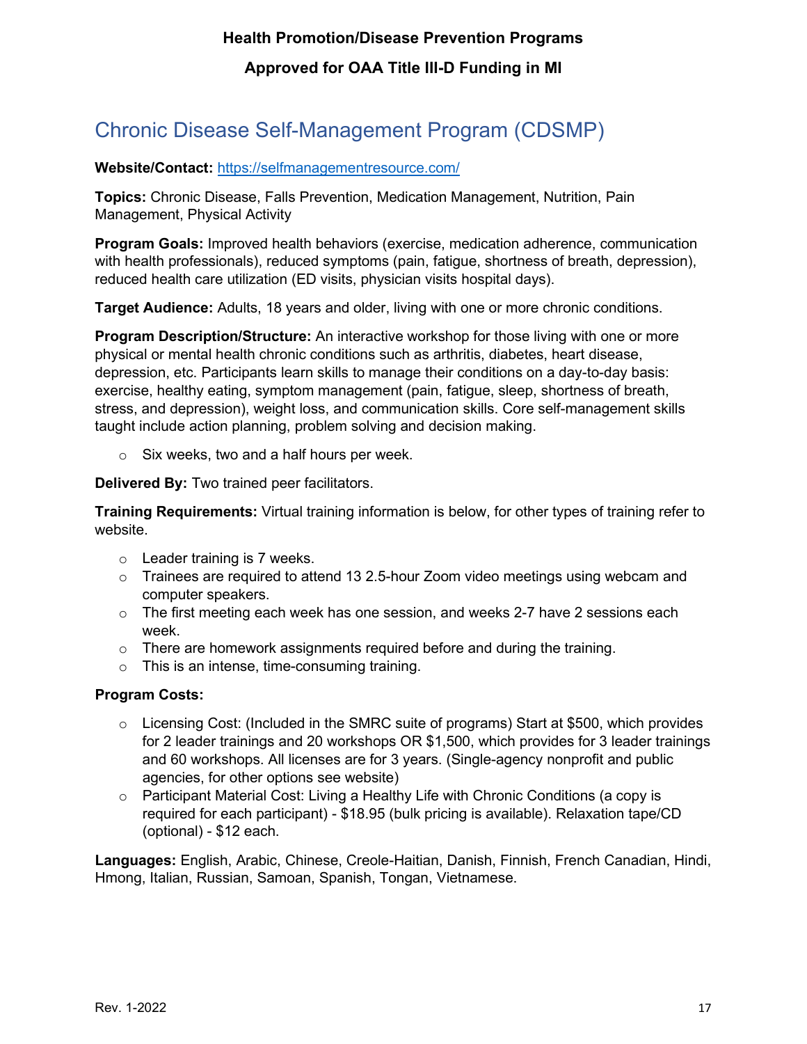# Chronic Disease Self-Management Program (CDSMP)

**Website/Contact:** https://selfmanagementresource.com/

**Topics:** Chronic Disease, Falls Prevention, Medication Management, Nutrition, Pain Management, Physical Activity

**Program Goals:** Improved health behaviors (exercise, medication adherence, communication with health professionals), reduced symptoms (pain, fatigue, shortness of breath, depression), reduced health care utilization (ED visits, physician visits hospital days).

**Target Audience:** Adults, 18 years and older, living with one or more chronic conditions.

**Program Description/Structure:** An interactive workshop for those living with one or more physical or mental health chronic conditions such as arthritis, diabetes, heart disease, depression, etc. Participants learn skills to manage their conditions on a day-to-day basis: exercise, healthy eating, symptom management (pain, fatigue, sleep, shortness of breath, stress, and depression), weight loss, and communication skills. Core self-management skills taught include action planning, problem solving and decision making.

- Six weeks, two and a half hours per week.

**Delivered By:** Two trained peer facilitators.

**Training Requirements:** Virtual training information is below, for other types of training refer to website.

- Leader training is 7 weeks.
- Trainees are required to attend 13 2.5-hour Zoom video meetings using webcam and computer speakers.
- The first meeting each week has one session, and weeks 2-7 have 2 sessions each week.
- There are homework assignments required before and during the training.
- This is an intense, time-consuming training.

**Program Costs:**

- Licensing Cost: (Included in the SMRC suite of programs) Start at $500, which provides for 2 leader trainings and 20 workshops OR $1,500, which provides for 3 leader trainings and 60 workshops. All licenses are for 3 years. (Single-agency nonprofit and public agencies, for other options see website)
- Participant Material Cost: Living a Healthy Life with Chronic Conditions (a copy is required for each participant) - $18.95 (bulk pricing is available). Relaxation tape/CD (optional) - $12 each.

**Languages:** English, Arabic, Chinese, Creole-Haitian, Danish, Finnish, French Canadian, Hindi, Hmong, Italian, Russian, Samoan, Spanish, Tongan, Vietnamese.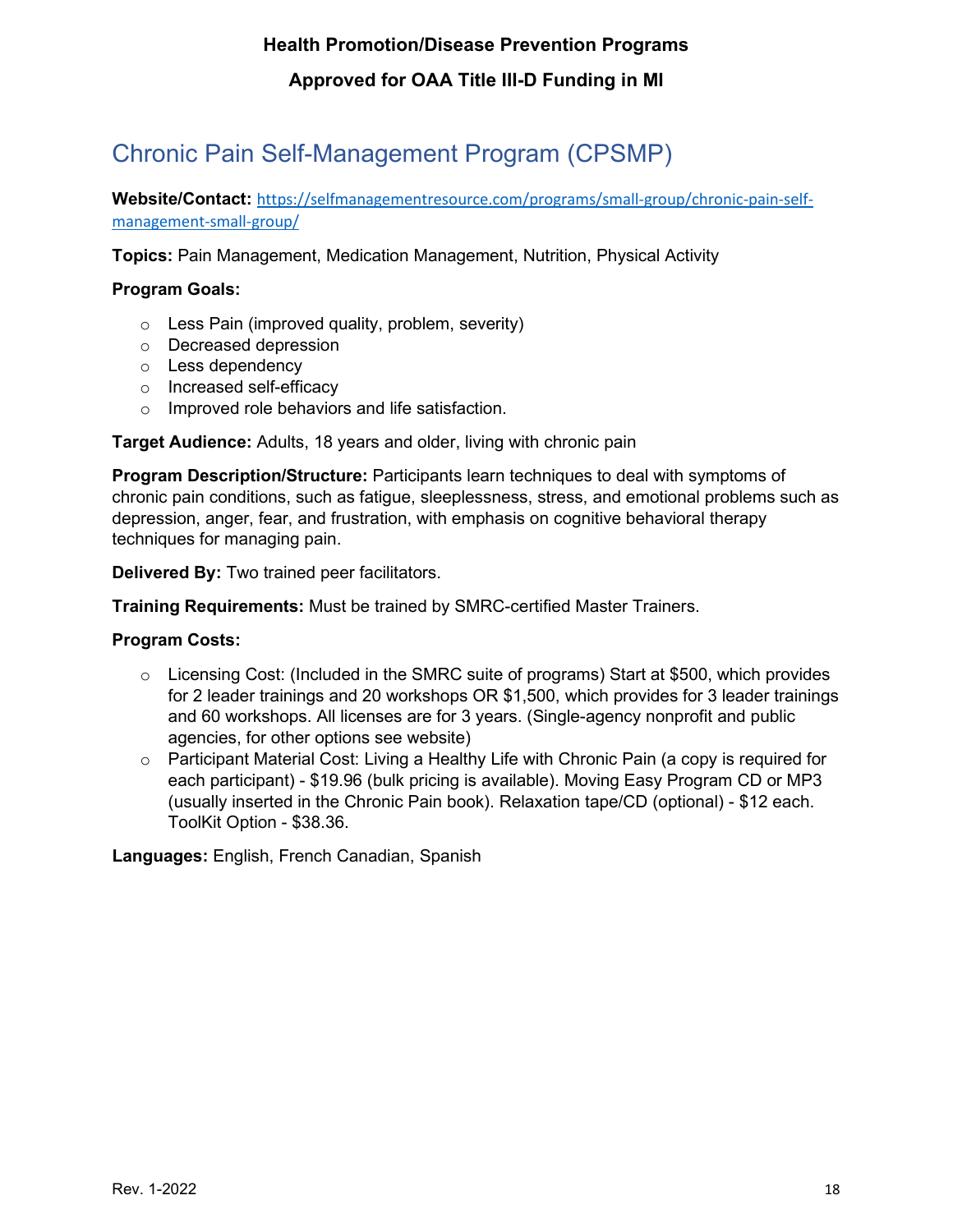# Chronic Pain Self-Management Program (CPSMP)

**Website/Contact:** https://selfmanagementresource.com/programs/small-group/chronic-pain-self-management-small-group/

**Topics:** Pain Management, Medication Management, Nutrition, Physical Activity

**Program Goals:**

- Less Pain (improved quality, problem, severity)
- Decreased depression
- Less dependency
- Increased self-efficacy
- Improved role behaviors and life satisfaction.

**Target Audience:** Adults, 18 years and older, living with chronic pain

**Program Description/Structure:** Participants learn techniques to deal with symptoms of chronic pain conditions, such as fatigue, sleeplessness, stress, and emotional problems such as depression, anger, fear, and frustration, with emphasis on cognitive behavioral therapy techniques for managing pain.

**Delivered By:** Two trained peer facilitators.

**Training Requirements:** Must be trained by SMRC-certified Master Trainers.

**Program Costs:**

- Licensing Cost: (Included in the SMRC suite of programs) Start at $500, which provides for 2 leader trainings and 20 workshops OR $1,500, which provides for 3 leader trainings and 60 workshops. All licenses are for 3 years. (Single-agency nonprofit and public agencies, for other options see website)
- Participant Material Cost: Living a Healthy Life with Chronic Pain (a copy is required for each participant) - $19.96 (bulk pricing is available). Moving Easy Program CD or MP3 (usually inserted in the Chronic Pain book). Relaxation tape/CD (optional) - $12 each. ToolKit Option - $38.36.

**Languages:** English, French Canadian, Spanish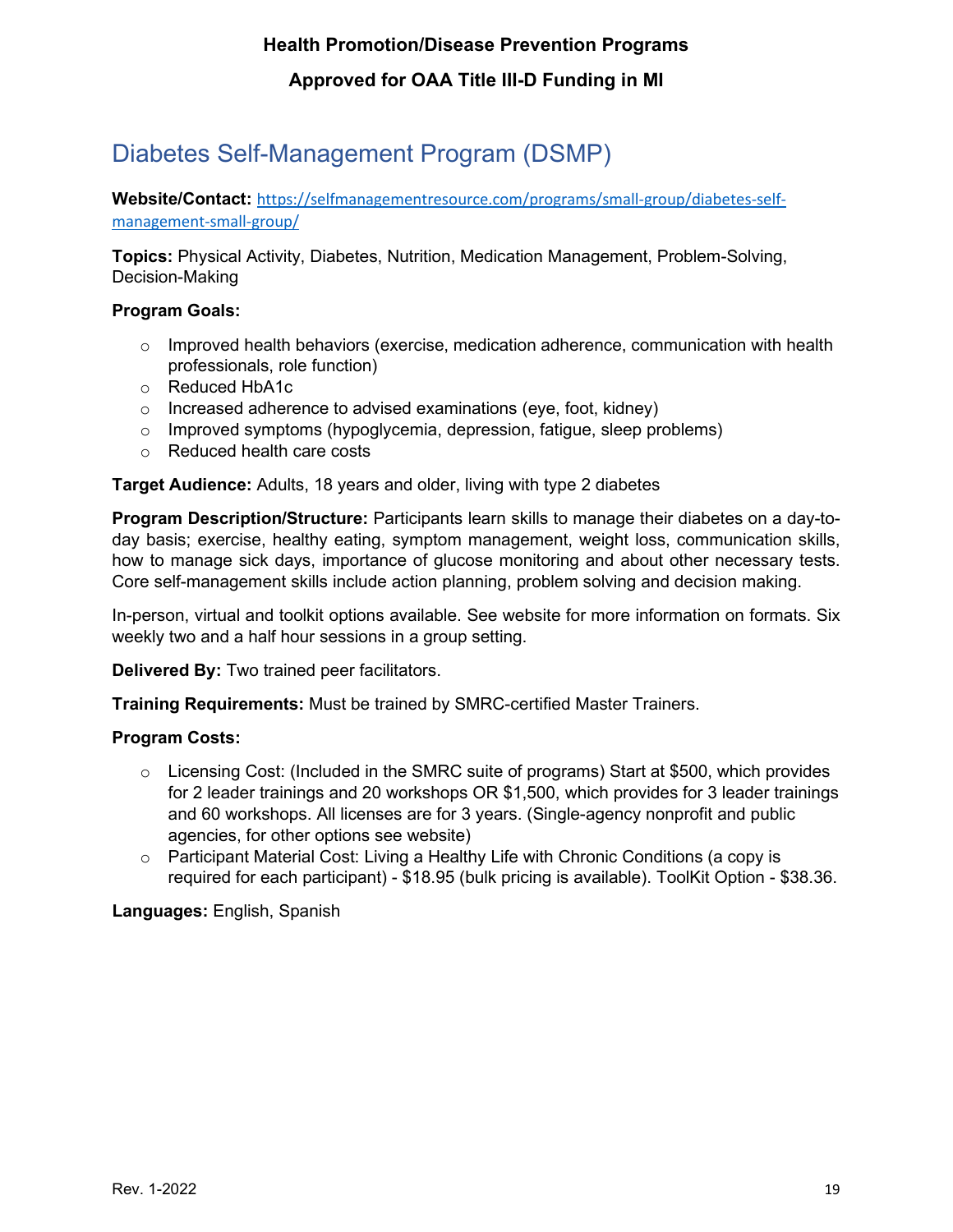# Diabetes Self-Management Program (DSMP)

**Website/Contact:** https://selfmanagementresource.com/programs/small-group/diabetes-self-management-small-group/

**Topics:** Physical Activity, Diabetes, Nutrition, Medication Management, Problem-Solving, Decision-Making

**Program Goals:**

- Improved health behaviors (exercise, medication adherence, communication with health professionals, role function)
- Reduced HbA1c
- Increased adherence to advised examinations (eye, foot, kidney)
- Improved symptoms (hypoglycemia, depression, fatigue, sleep problems)
- Reduced health care costs

**Target Audience:** Adults, 18 years and older, living with type 2 diabetes

**Program Description/Structure:** Participants learn skills to manage their diabetes on a day-to-day basis; exercise, healthy eating, symptom management, weight loss, communication skills, how to manage sick days, importance of glucose monitoring and about other necessary tests. Core self-management skills include action planning, problem solving and decision making.

In-person, virtual and toolkit options available. See website for more information on formats. Six weekly two and a half hour sessions in a group setting.

**Delivered By:** Two trained peer facilitators.

**Training Requirements:** Must be trained by SMRC-certified Master Trainers.

**Program Costs:**

- Licensing Cost: (Included in the SMRC suite of programs) Start at $500, which provides for 2 leader trainings and 20 workshops OR $1,500, which provides for 3 leader trainings and 60 workshops. All licenses are for 3 years. (Single-agency nonprofit and public agencies, for other options see website)
- Participant Material Cost: Living a Healthy Life with Chronic Conditions (a copy is required for each participant) - $18.95 (bulk pricing is available). ToolKit Option - $38.36.

**Languages:** English, Spanish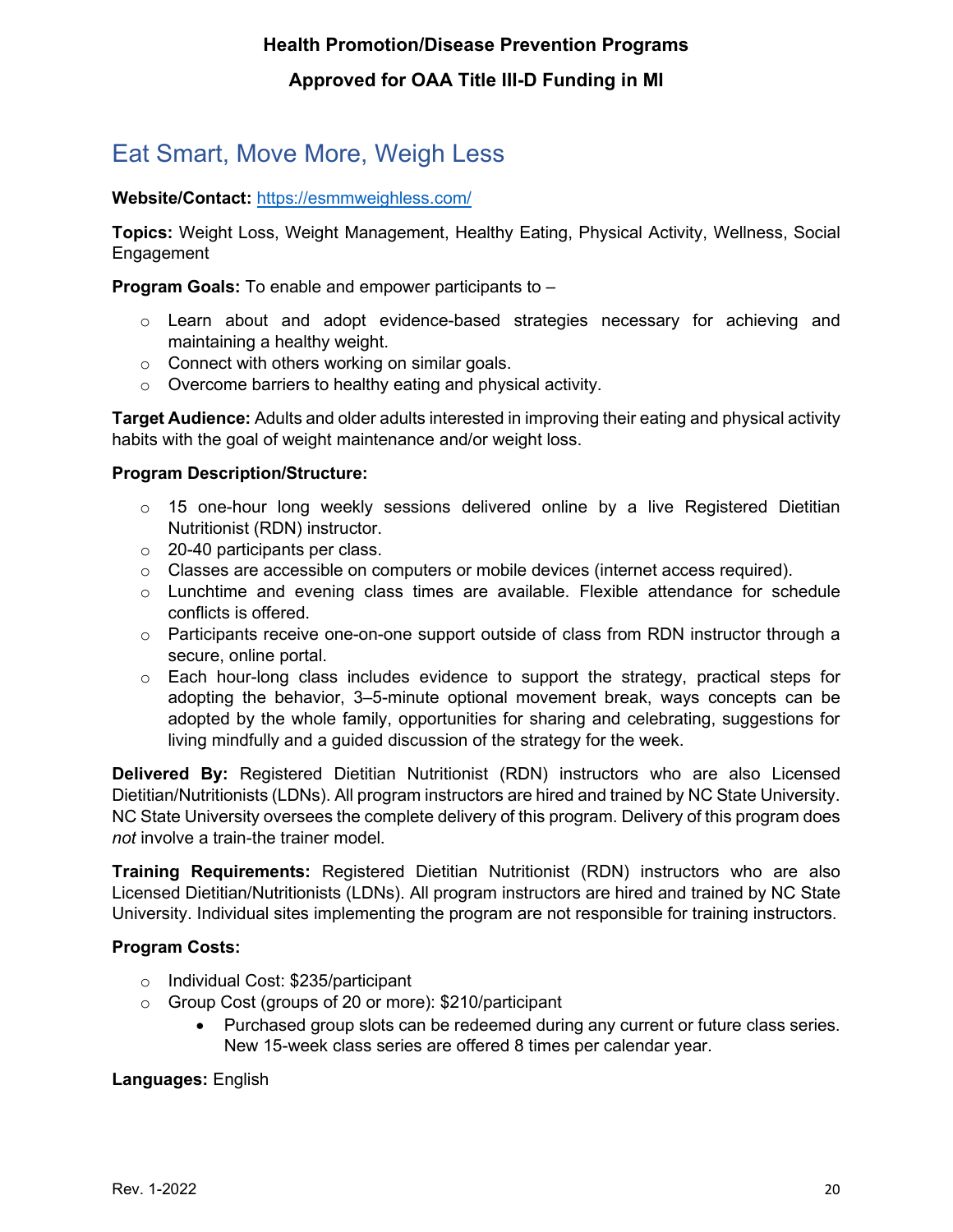# Eat Smart, Move More, Weigh Less

**Website/Contact:** [https://esmmweighless.com/](https://esmmweighless.com/)

**Topics:** Weight Loss, Weight Management, Healthy Eating, Physical Activity, Wellness, Social Engagement

**Program Goals:** To enable and empower participants to –

- Learn about and adopt evidence-based strategies necessary for achieving and maintaining a healthy weight.
- Connect with others working on similar goals.
- Overcome barriers to healthy eating and physical activity.

**Target Audience:** Adults and older adults interested in improving their eating and physical activity habits with the goal of weight maintenance and/or weight loss.

**Program Description/Structure:**

- 15 one-hour long weekly sessions delivered online by a live Registered Dietitian Nutritionist (RDN) instructor.
- 20-40 participants per class.
- Classes are accessible on computers or mobile devices (internet access required).
- Lunchtime and evening class times are available. Flexible attendance for schedule conflicts is offered.
- Participants receive one-on-one support outside of class from RDN instructor through a secure, online portal.
- Each hour-long class includes evidence to support the strategy, practical steps for adopting the behavior, 3–5-minute optional movement break, ways concepts can be adopted by the whole family, opportunities for sharing and celebrating, suggestions for living mindfully and a guided discussion of the strategy for the week.

**Delivered By:** Registered Dietitian Nutritionist (RDN) instructors who are also Licensed Dietitian/Nutritionists (LDNs). All program instructors are hired and trained by NC State University. NC State University oversees the complete delivery of this program. Delivery of this program does *not* involve a train-the trainer model.

**Training Requirements:** Registered Dietitian Nutritionist (RDN) instructors who are also Licensed Dietitian/Nutritionists (LDNs). All program instructors are hired and trained by NC State University. Individual sites implementing the program are not responsible for training instructors.

**Program Costs:**

- Individual Cost: $235/participant
- Group Cost (groups of 20 or more): $210/participant
  - Purchased group slots can be redeemed during any current or future class series. New 15-week class series are offered 8 times per calendar year.

**Languages:** English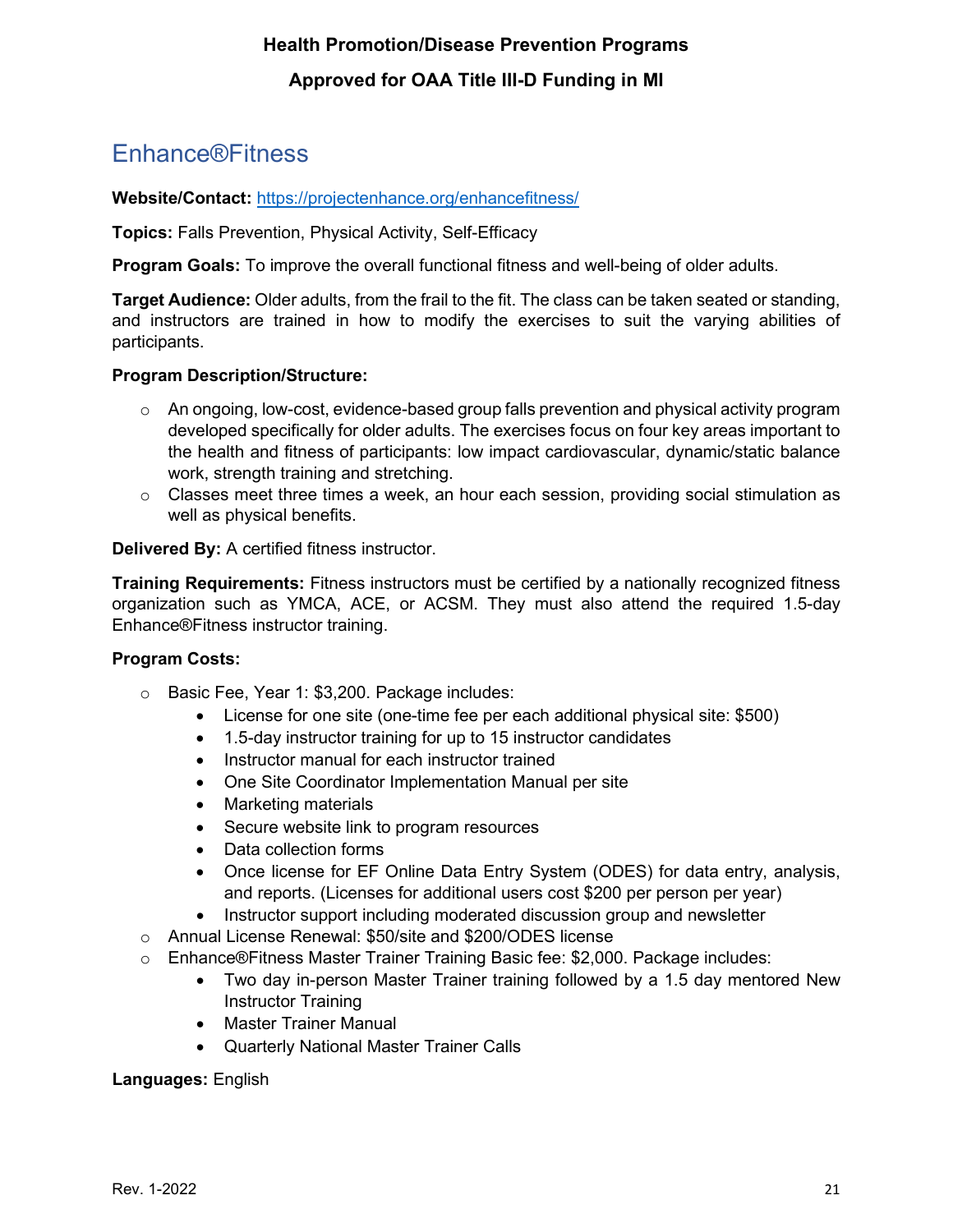# Enhance®Fitness

**Website/Contact:** [https://projectenhance.org/enhancefitness/](https://projectenhance.org/enhancefitness/)

**Topics:** Falls Prevention, Physical Activity, Self-Efficacy

**Program Goals:** To improve the overall functional fitness and well-being of older adults.

**Target Audience:** Older adults, from the frail to the fit. The class can be taken seated or standing, and instructors are trained in how to modify the exercises to suit the varying abilities of participants.

**Program Description/Structure:**

- An ongoing, low-cost, evidence-based group falls prevention and physical activity program developed specifically for older adults. The exercises focus on four key areas important to the health and fitness of participants: low impact cardiovascular, dynamic/static balance work, strength training and stretching.
- Classes meet three times a week, an hour each session, providing social stimulation as well as physical benefits.

**Delivered By:** A certified fitness instructor.

**Training Requirements:** Fitness instructors must be certified by a nationally recognized fitness organization such as YMCA, ACE, or ACSM. They must also attend the required 1.5-day Enhance®Fitness instructor training.

**Program Costs:**

- Basic Fee, Year 1: $3,200. Package includes:
  - License for one site (one-time fee per each additional physical site: $500)
  - 1.5-day instructor training for up to 15 instructor candidates
  - Instructor manual for each instructor trained
  - One Site Coordinator Implementation Manual per site
  - Marketing materials
  - Secure website link to program resources
  - Data collection forms
  - Once license for EF Online Data Entry System (ODES) for data entry, analysis, and reports. (Licenses for additional users cost $200 per person per year)
  - Instructor support including moderated discussion group and newsletter
- Annual License Renewal: $50/site and $200/ODES license
- Enhance®Fitness Master Trainer Training Basic fee: $2,000. Package includes:
  - Two day in-person Master Trainer training followed by a 1.5 day mentored New Instructor Training
  - Master Trainer Manual
  - Quarterly National Master Trainer Calls

**Languages:** English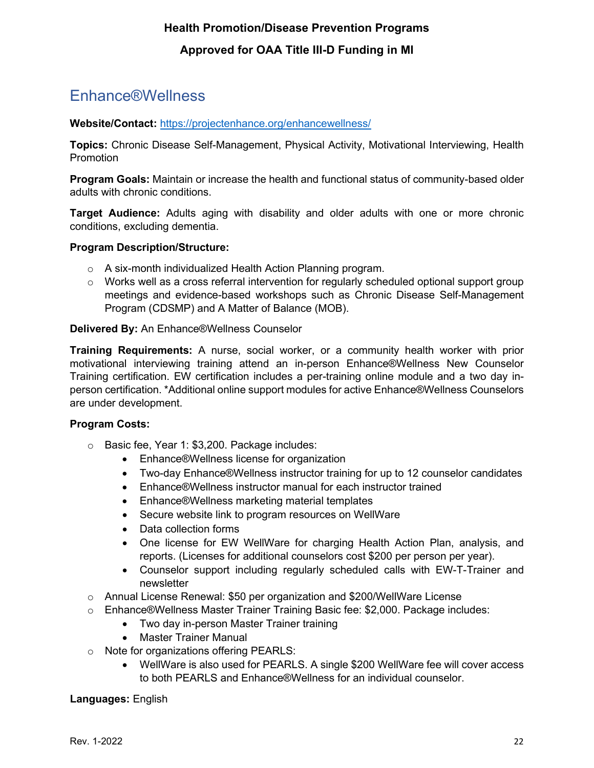## Enhance®Wellness

**Website/Contact:** https://projectenhance.org/enhancewellness/

**Topics:** Chronic Disease Self-Management, Physical Activity, Motivational Interviewing, Health Promotion

**Program Goals:** Maintain or increase the health and functional status of community-based older adults with chronic conditions.

**Target Audience:** Adults aging with disability and older adults with one or more chronic conditions, excluding dementia.

**Program Description/Structure:**

- A six-month individualized Health Action Planning program.
- Works well as a cross referral intervention for regularly scheduled optional support group meetings and evidence-based workshops such as Chronic Disease Self-Management Program (CDSMP) and A Matter of Balance (MOB).

**Delivered By:** An Enhance®Wellness Counselor

**Training Requirements:** A nurse, social worker, or a community health worker with prior motivational interviewing training attend an in-person Enhance®Wellness New Counselor Training certification. EW certification includes a per-training online module and a two day in-person certification. *Additional online support modules for active Enhance®Wellness Counselors are under development.

**Program Costs:**

- Basic fee, Year 1: $3,200. Package includes:
  - Enhance®Wellness license for organization
  - Two-day Enhance®Wellness instructor training for up to 12 counselor candidates
  - Enhance®Wellness instructor manual for each instructor trained
  - Enhance®Wellness marketing material templates
  - Secure website link to program resources on WellWare
  - Data collection forms
  - One license for EW WellWare for charging Health Action Plan, analysis, and reports. (Licenses for additional counselors cost $200 per person per year).
  - Counselor support including regularly scheduled calls with EW-T-Trainer and newsletter
- Annual License Renewal: $50 per organization and $200/WellWare License
- Enhance®Wellness Master Trainer Training Basic fee: $2,000. Package includes:
  - Two day in-person Master Trainer training
  - Master Trainer Manual
- Note for organizations offering PEARLS:
  - WellWare is also used for PEARLS. A single $200 WellWare fee will cover access to both PEARLS and Enhance®Wellness for an individual counselor.

**Languages:** English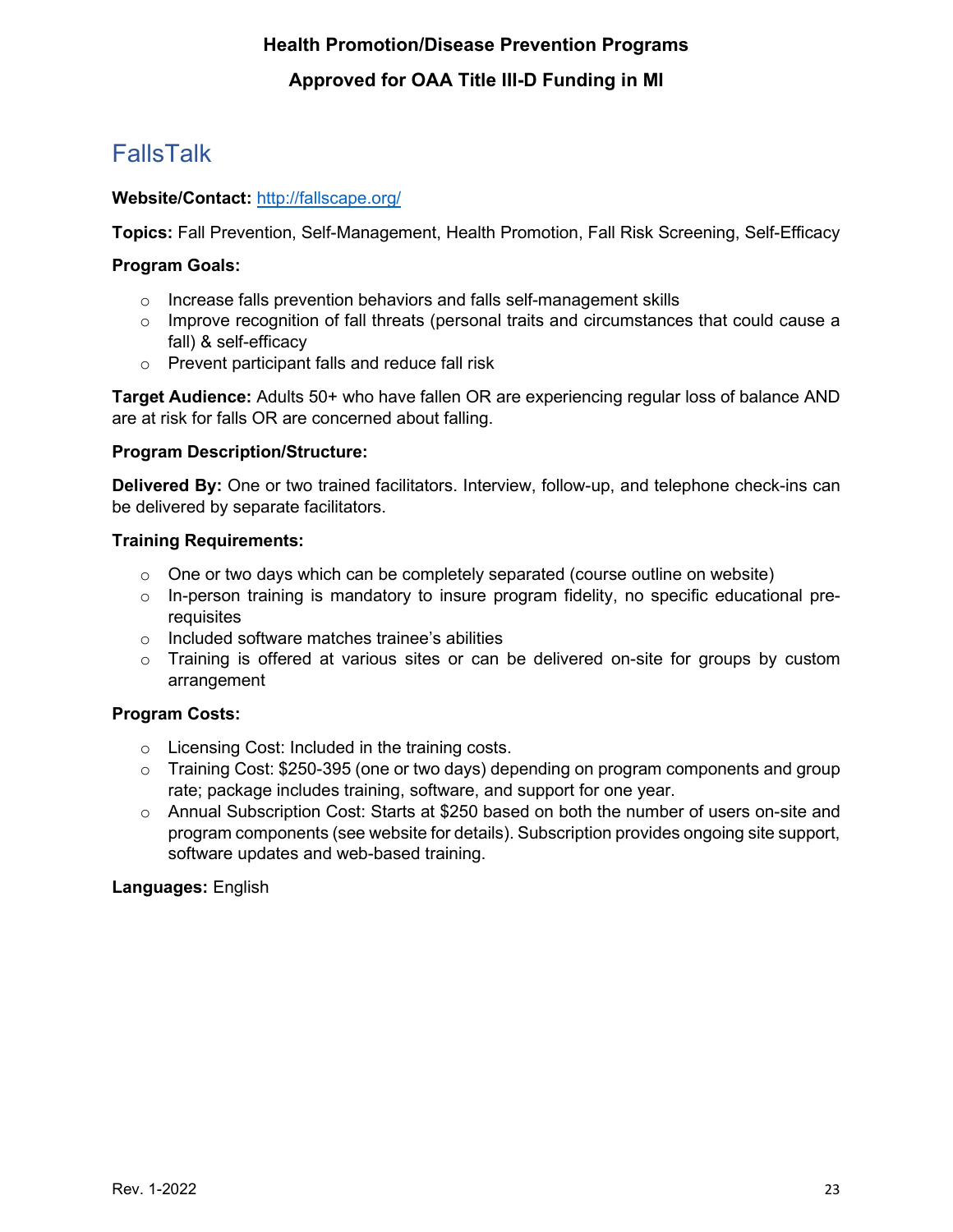# FallsTalk

**Website/Contact:** http://fallscape.org/

**Topics:** Fall Prevention, Self-Management, Health Promotion, Fall Risk Screening, Self-Efficacy

**Program Goals:**

- Increase falls prevention behaviors and falls self-management skills
- Improve recognition of fall threats (personal traits and circumstances that could cause a fall) & self-efficacy
- Prevent participant falls and reduce fall risk

**Target Audience:** Adults 50+ who have fallen OR are experiencing regular loss of balance AND are at risk for falls OR are concerned about falling.

**Program Description/Structure:**

**Delivered By:** One or two trained facilitators. Interview, follow-up, and telephone check-ins can be delivered by separate facilitators.

**Training Requirements:**

- One or two days which can be completely separated (course outline on website)
- In-person training is mandatory to insure program fidelity, no specific educational pre-requisites
- Included software matches trainee's abilities
- Training is offered at various sites or can be delivered on-site for groups by custom arrangement

**Program Costs:**

- Licensing Cost: Included in the training costs.
- Training Cost: $250-395 (one or two days) depending on program components and group rate; package includes training, software, and support for one year.
- Annual Subscription Cost: Starts at $250 based on both the number of users on-site and program components (see website for details). Subscription provides ongoing site support, software updates and web-based training.

**Languages:** English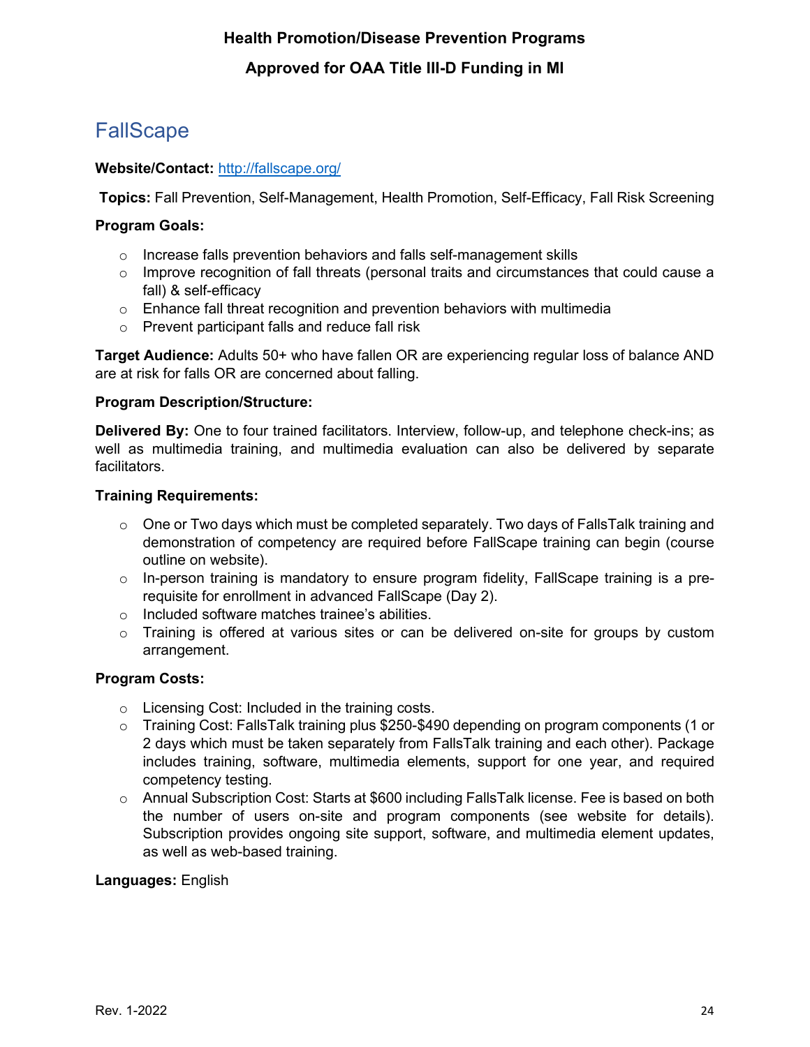# FallScape

**Website/Contact:** http://fallscape.org/

**Topics:** Fall Prevention, Self-Management, Health Promotion, Self-Efficacy, Fall Risk Screening

**Program Goals:**

- Increase falls prevention behaviors and falls self-management skills
- Improve recognition of fall threats (personal traits and circumstances that could cause a fall) & self-efficacy
- Enhance fall threat recognition and prevention behaviors with multimedia
- Prevent participant falls and reduce fall risk

**Target Audience:** Adults 50+ who have fallen OR are experiencing regular loss of balance AND are at risk for falls OR are concerned about falling.

**Program Description/Structure:**

**Delivered By:** One to four trained facilitators. Interview, follow-up, and telephone check-ins; as well as multimedia training, and multimedia evaluation can also be delivered by separate facilitators.

**Training Requirements:**

- One or Two days which must be completed separately. Two days of FallsTalk training and demonstration of competency are required before FallScape training can begin (course outline on website).
- In-person training is mandatory to ensure program fidelity, FallScape training is a pre-requisite for enrollment in advanced FallScape (Day 2).
- Included software matches trainee's abilities.
- Training is offered at various sites or can be delivered on-site for groups by custom arrangement.

**Program Costs:**

- Licensing Cost: Included in the training costs.
- Training Cost: FallsTalk training plus $250-$490 depending on program components (1 or 2 days which must be taken separately from FallsTalk training and each other). Package includes training, software, multimedia elements, support for one year, and required competency testing.
- Annual Subscription Cost: Starts at $600 including FallsTalk license. Fee is based on both the number of users on-site and program components (see website for details). Subscription provides ongoing site support, software, and multimedia element updates, as well as web-based training.

**Languages:** English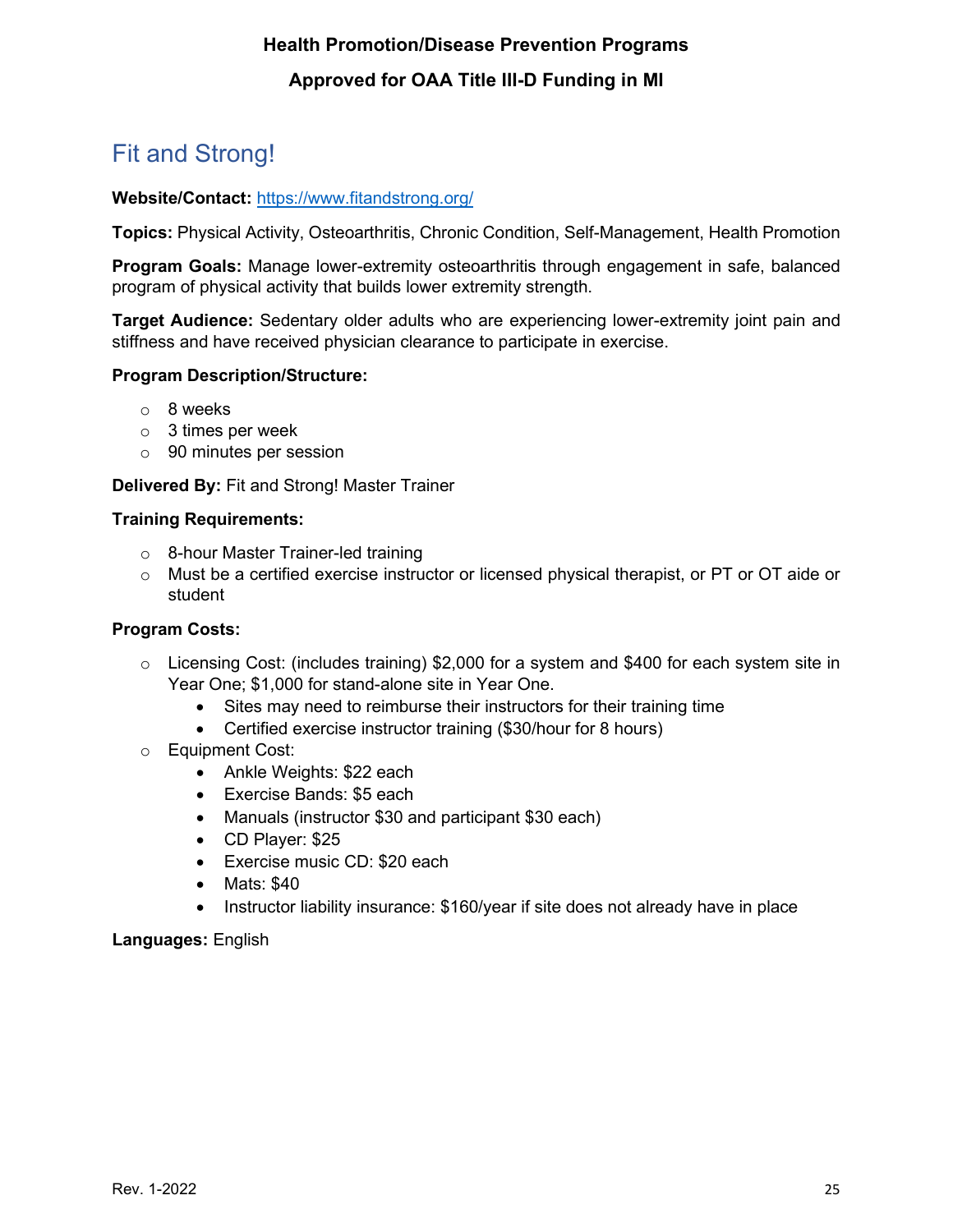# Fit and Strong!

**Website/Contact:** https://www.fitandstrong.org/

**Topics:** Physical Activity, Osteoarthritis, Chronic Condition, Self-Management, Health Promotion

**Program Goals:** Manage lower-extremity osteoarthritis through engagement in safe, balanced program of physical activity that builds lower extremity strength.

**Target Audience:** Sedentary older adults who are experiencing lower-extremity joint pain and stiffness and have received physician clearance to participate in exercise.

**Program Description/Structure:**

- 8 weeks
- 3 times per week
- 90 minutes per session

**Delivered By:** Fit and Strong! Master Trainer

**Training Requirements:**

- 8-hour Master Trainer-led training
- Must be a certified exercise instructor or licensed physical therapist, or PT or OT aide or student

**Program Costs:**

- Licensing Cost: (includes training) $2,000 for a system and $400 for each system site in Year One; $1,000 for stand-alone site in Year One.
  - Sites may need to reimburse their instructors for their training time
  - Certified exercise instructor training ($30/hour for 8 hours)
- Equipment Cost:
  - Ankle Weights: $22 each
  - Exercise Bands: $5 each
  - Manuals (instructor $30 and participant $30 each)
  - CD Player: $25
  - Exercise music CD: $20 each
  - Mats: $40
  - Instructor liability insurance: $160/year if site does not already have in place

**Languages:** English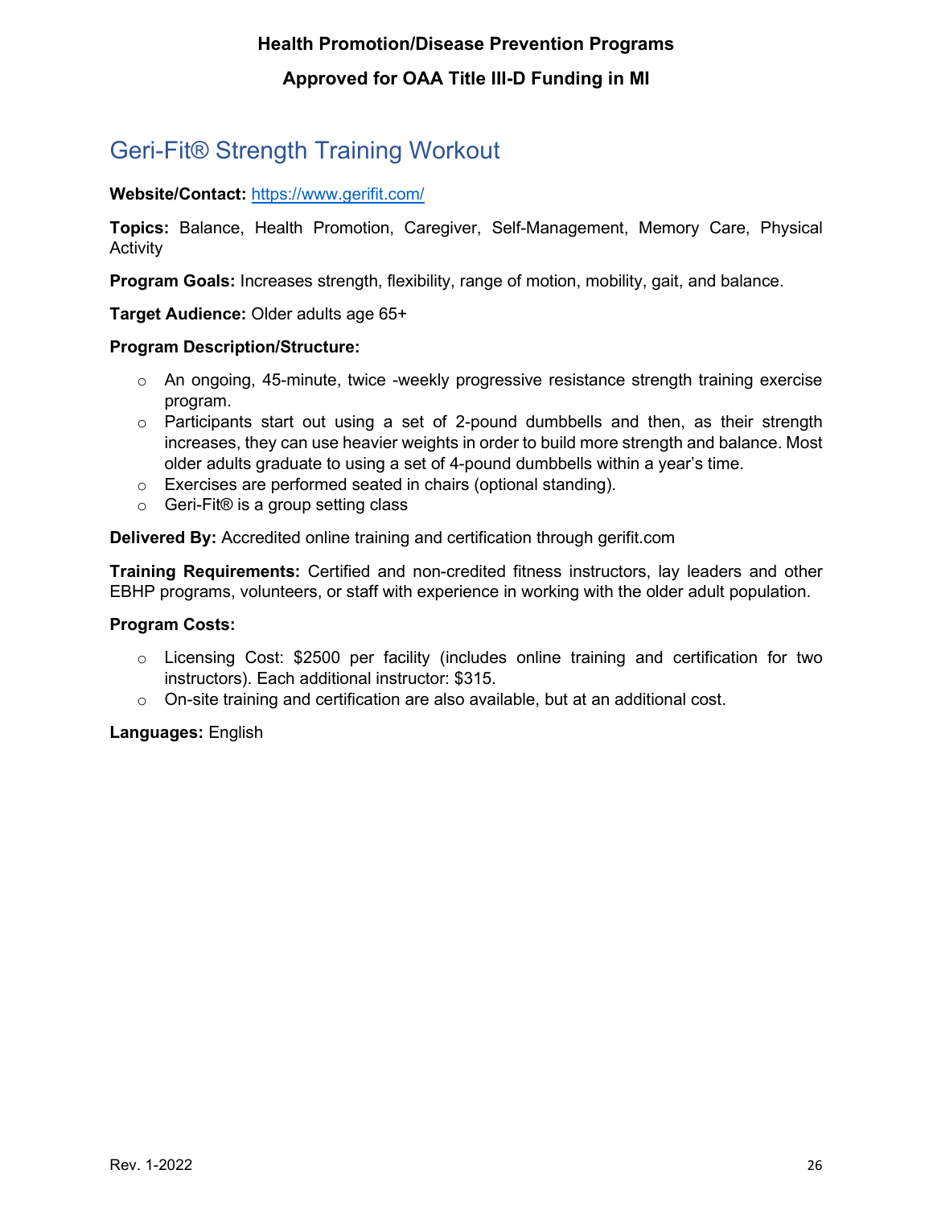## Geri-Fit® Strength Training Workout

**Website/Contact:** https://www.gerifit.com/

**Topics:** Balance, Health Promotion, Caregiver, Self-Management, Memory Care, Physical Activity

**Program Goals:** Increases strength, flexibility, range of motion, mobility, gait, and balance.

**Target Audience:** Older adults age 65+

**Program Description/Structure:**

- An ongoing, 45-minute, twice -weekly progressive resistance strength training exercise program.
- Participants start out using a set of 2-pound dumbbells and then, as their strength increases, they can use heavier weights in order to build more strength and balance. Most older adults graduate to using a set of 4-pound dumbbells within a year's time.
- Exercises are performed seated in chairs (optional standing).
- Geri-Fit® is a group setting class

**Delivered By:** Accredited online training and certification through gerifit.com

**Training Requirements:** Certified and non-credited fitness instructors, lay leaders and other EBHP programs, volunteers, or staff with experience in working with the older adult population.

**Program Costs:**

- Licensing Cost: $2500 per facility (includes online training and certification for two instructors). Each additional instructor: $315.
- On-site training and certification are also available, but at an additional cost.

**Languages:** English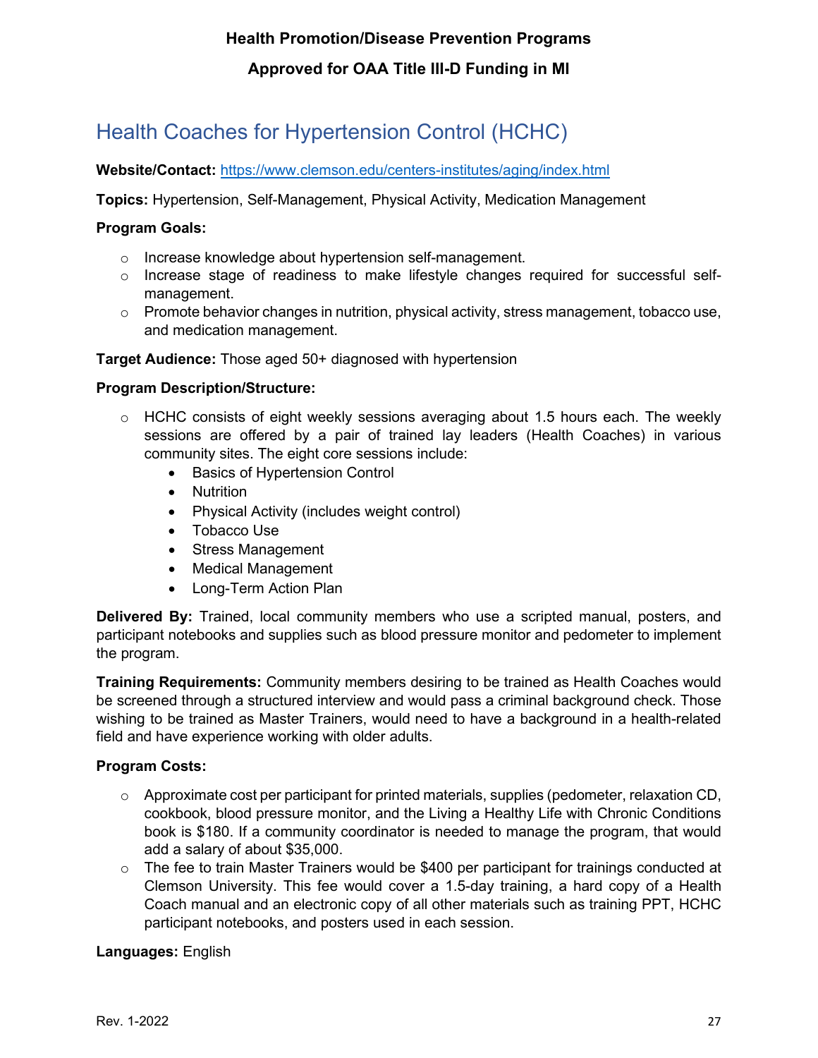**Health Promotion/Disease Prevention Programs**

**Approved for OAA Title III-D Funding in MI**

## Health Coaches for Hypertension Control (HCHC)

**Website/Contact:** https://www.clemson.edu/centers-institutes/aging/index.html

**Topics:** Hypertension, Self-Management, Physical Activity, Medication Management

**Program Goals:**

- Increase knowledge about hypertension self-management.
- Increase stage of readiness to make lifestyle changes required for successful self-management.
- Promote behavior changes in nutrition, physical activity, stress management, tobacco use, and medication management.

**Target Audience:** Those aged 50+ diagnosed with hypertension

**Program Description/Structure:**

- HCHC consists of eight weekly sessions averaging about 1.5 hours each. The weekly sessions are offered by a pair of trained lay leaders (Health Coaches) in various community sites. The eight core sessions include:
  - Basics of Hypertension Control
  - Nutrition
  - Physical Activity (includes weight control)
  - Tobacco Use
  - Stress Management
  - Medical Management
  - Long-Term Action Plan

**Delivered By:** Trained, local community members who use a scripted manual, posters, and participant notebooks and supplies such as blood pressure monitor and pedometer to implement the program.

**Training Requirements:** Community members desiring to be trained as Health Coaches would be screened through a structured interview and would pass a criminal background check. Those wishing to be trained as Master Trainers, would need to have a background in a health-related field and have experience working with older adults.

**Program Costs:**

- Approximate cost per participant for printed materials, supplies (pedometer, relaxation CD, cookbook, blood pressure monitor, and the Living a Healthy Life with Chronic Conditions book is $180. If a community coordinator is needed to manage the program, that would add a salary of about $35,000.
- The fee to train Master Trainers would be $400 per participant for trainings conducted at Clemson University. This fee would cover a 1.5-day training, a hard copy of a Health Coach manual and an electronic copy of all other materials such as training PPT, HCHC participant notebooks, and posters used in each session.

**Languages:** English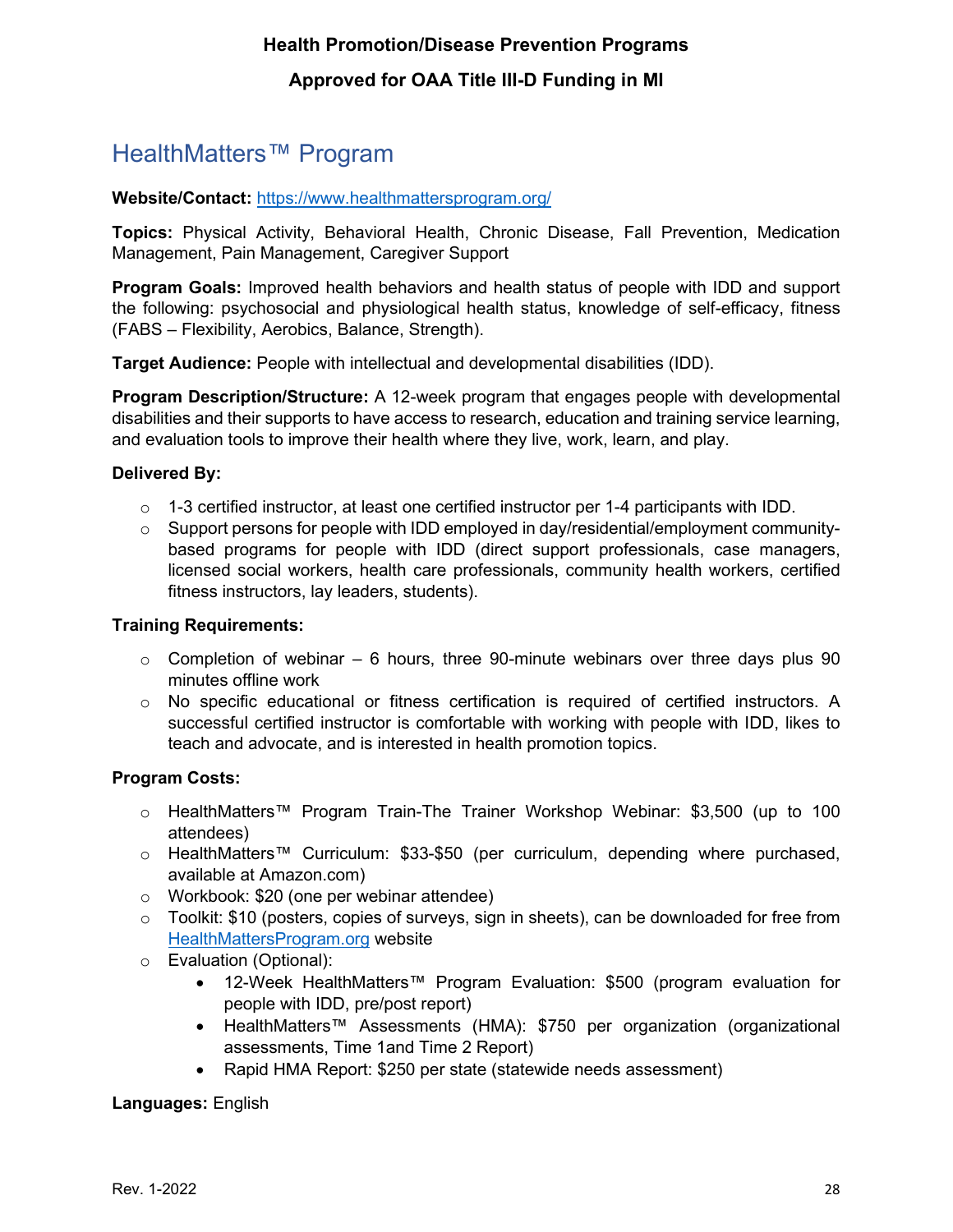## HealthMatters™ Program

**Website/Contact:** https://www.healthmattersprogram.org/

**Topics:** Physical Activity, Behavioral Health, Chronic Disease, Fall Prevention, Medication Management, Pain Management, Caregiver Support

**Program Goals:** Improved health behaviors and health status of people with IDD and support the following: psychosocial and physiological health status, knowledge of self-efficacy, fitness (FABS – Flexibility, Aerobics, Balance, Strength).

**Target Audience:** People with intellectual and developmental disabilities (IDD).

**Program Description/Structure:** A 12-week program that engages people with developmental disabilities and their supports to have access to research, education and training service learning, and evaluation tools to improve their health where they live, work, learn, and play.

**Delivered By:**

- 1-3 certified instructor, at least one certified instructor per 1-4 participants with IDD.
- Support persons for people with IDD employed in day/residential/employment community-based programs for people with IDD (direct support professionals, case managers, licensed social workers, health care professionals, community health workers, certified fitness instructors, lay leaders, students).

**Training Requirements:**

- Completion of webinar – 6 hours, three 90-minute webinars over three days plus 90 minutes offline work
- No specific educational or fitness certification is required of certified instructors. A successful certified instructor is comfortable with working with people with IDD, likes to teach and advocate, and is interested in health promotion topics.

**Program Costs:**

- HealthMatters™ Program Train-The Trainer Workshop Webinar: $3,500 (up to 100 attendees)
- HealthMatters™ Curriculum: $33-$50 (per curriculum, depending where purchased, available at Amazon.com)
- Workbook: $20 (one per webinar attendee)
- Toolkit: $10 (posters, copies of surveys, sign in sheets), can be downloaded for free from HealthMattersProgram.org website
- Evaluation (Optional):
    - 12-Week HealthMatters™ Program Evaluation: $500 (program evaluation for people with IDD, pre/post report)
    - HealthMatters™ Assessments (HMA): $750 per organization (organizational assessments, Time 1and Time 2 Report)
    - Rapid HMA Report: $250 per state (statewide needs assessment)

**Languages:** English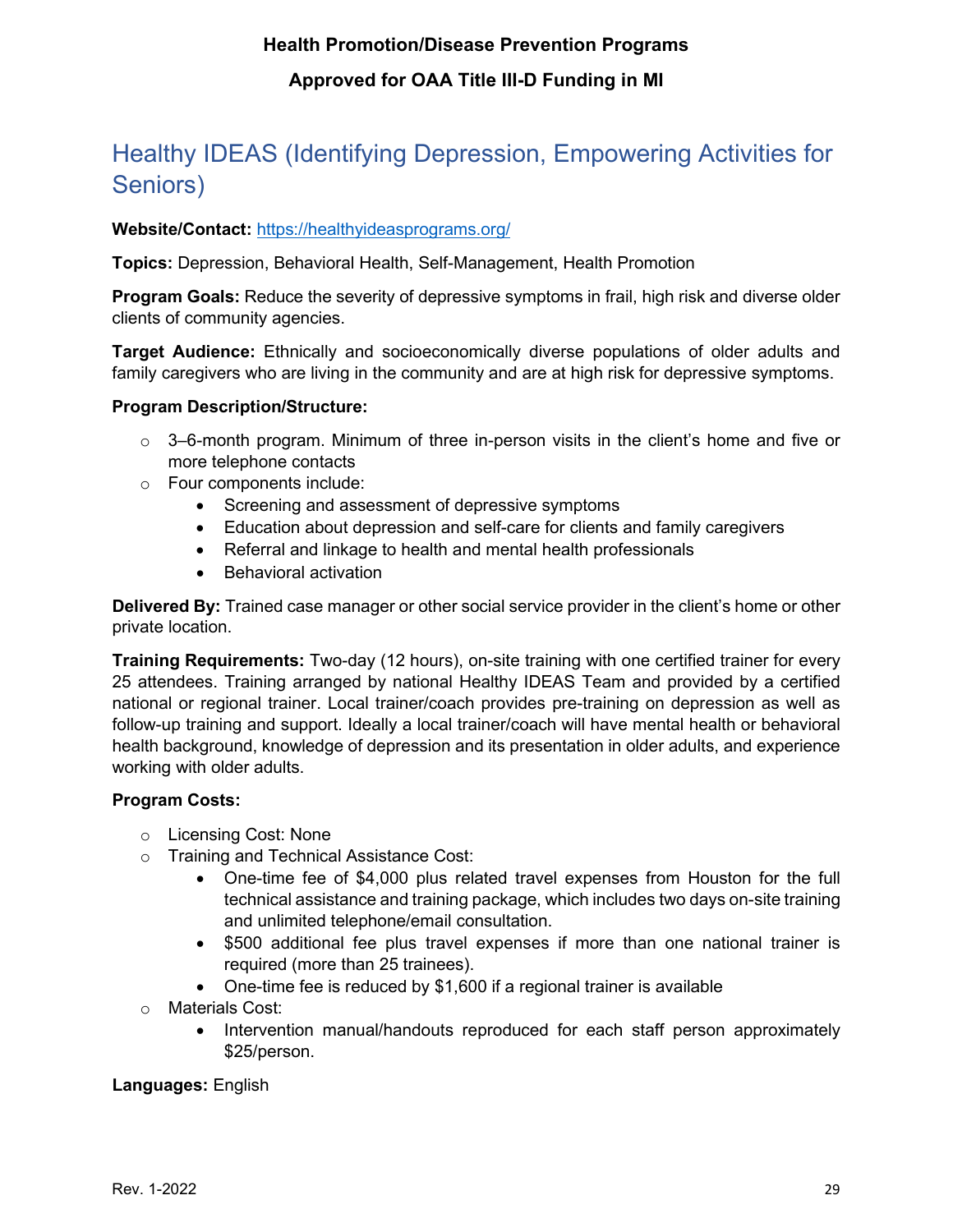## Healthy IDEAS (Identifying Depression, Empowering Activities for Seniors)

**Website/Contact:** https://healthyideasprograms.org/

**Topics:** Depression, Behavioral Health, Self-Management, Health Promotion

**Program Goals:** Reduce the severity of depressive symptoms in frail, high risk and diverse older clients of community agencies.

**Target Audience:** Ethnically and socioeconomically diverse populations of older adults and family caregivers who are living in the community and are at high risk for depressive symptoms.

**Program Description/Structure:**

- 3–6-month program. Minimum of three in-person visits in the client's home and five or more telephone contacts
- Four components include:
  - Screening and assessment of depressive symptoms
  - Education about depression and self-care for clients and family caregivers
  - Referral and linkage to health and mental health professionals
  - Behavioral activation

**Delivered By:** Trained case manager or other social service provider in the client's home or other private location.

**Training Requirements:** Two-day (12 hours), on-site training with one certified trainer for every 25 attendees. Training arranged by national Healthy IDEAS Team and provided by a certified national or regional trainer. Local trainer/coach provides pre-training on depression as well as follow-up training and support. Ideally a local trainer/coach will have mental health or behavioral health background, knowledge of depression and its presentation in older adults, and experience working with older adults.

**Program Costs:**

- Licensing Cost: None
- Training and Technical Assistance Cost:
  - One-time fee of $4,000 plus related travel expenses from Houston for the full technical assistance and training package, which includes two days on-site training and unlimited telephone/email consultation.
  - $500 additional fee plus travel expenses if more than one national trainer is required (more than 25 trainees).
  - One-time fee is reduced by $1,600 if a regional trainer is available
- Materials Cost:
  - Intervention manual/handouts reproduced for each staff person approximately $25/person.

**Languages:** English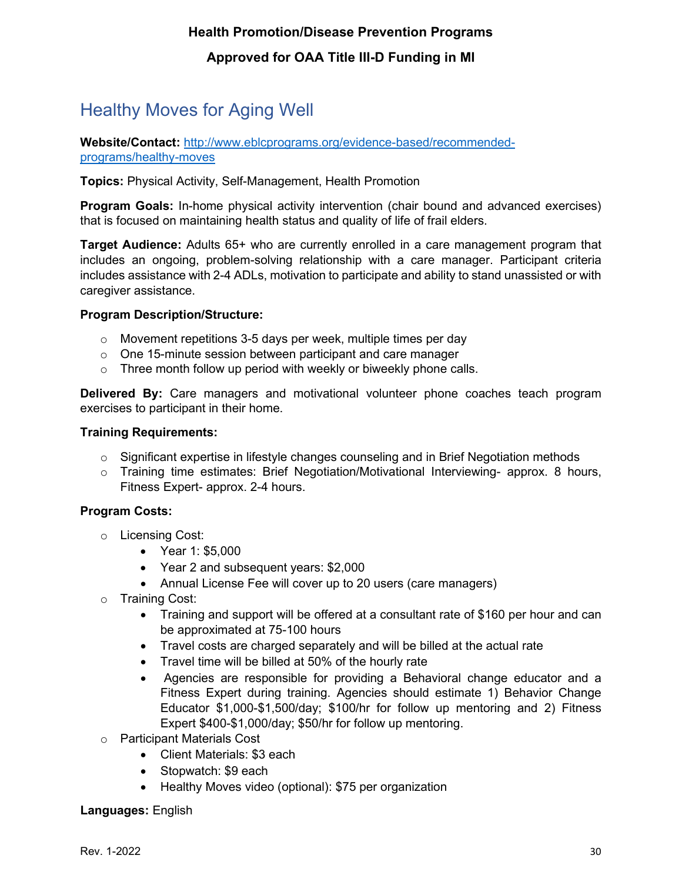# Health Promotion/Disease Prevention Programs

## Approved for OAA Title III-D Funding in MI

## Healthy Moves for Aging Well

**Website/Contact:** [http://www.eblcprograms.org/evidence-based/recommended-programs/healthy-moves](http://www.eblcprograms.org/evidence-based/recommended-programs/healthy-moves)

**Topics:** Physical Activity, Self-Management, Health Promotion

**Program Goals:** In-home physical activity intervention (chair bound and advanced exercises) that is focused on maintaining health status and quality of life of frail elders.

**Target Audience:** Adults 65+ who are currently enrolled in a care management program that includes an ongoing, problem-solving relationship with a care manager. Participant criteria includes assistance with 2-4 ADLs, motivation to participate and ability to stand unassisted or with caregiver assistance.

**Program Description/Structure:**

- Movement repetitions 3-5 days per week, multiple times per day
- One 15-minute session between participant and care manager
- Three month follow up period with weekly or biweekly phone calls.

**Delivered By:** Care managers and motivational volunteer phone coaches teach program exercises to participant in their home.

**Training Requirements:**

- Significant expertise in lifestyle changes counseling and in Brief Negotiation methods
- Training time estimates: Brief Negotiation/Motivational Interviewing- approx. 8 hours, Fitness Expert- approx. 2-4 hours.

**Program Costs:**

- Licensing Cost:
  - Year 1: $5,000
  - Year 2 and subsequent years: $2,000
  - Annual License Fee will cover up to 20 users (care managers)
- Training Cost:
  - Training and support will be offered at a consultant rate of $160 per hour and can be approximated at 75-100 hours
  - Travel costs are charged separately and will be billed at the actual rate
  - Travel time will be billed at 50% of the hourly rate
  - Agencies are responsible for providing a Behavioral change educator and a Fitness Expert during training. Agencies should estimate 1) Behavior Change Educator $1,000-$1,500/day; $100/hr for follow up mentoring and 2) Fitness Expert $400-$1,000/day; $50/hr for follow up mentoring.
- Participant Materials Cost
  - Client Materials: $3 each
  - Stopwatch: $9 each
  - Healthy Moves video (optional): $75 per organization

**Languages:** English

Rev. 1-2022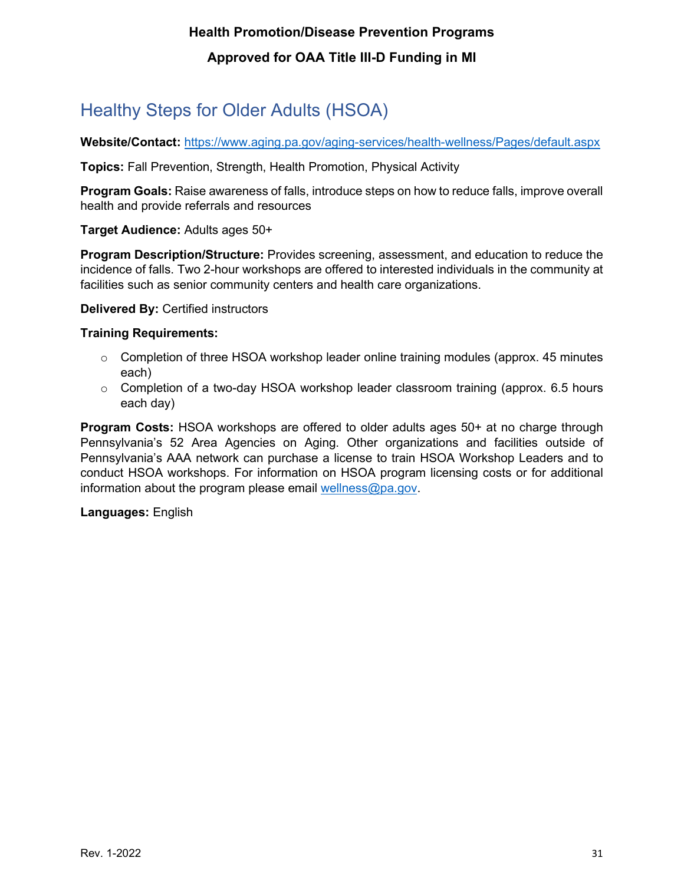## Healthy Steps for Older Adults (HSOA)

**Website/Contact:** https://www.aging.pa.gov/aging-services/health-wellness/Pages/default.aspx

**Topics:** Fall Prevention, Strength, Health Promotion, Physical Activity

**Program Goals:** Raise awareness of falls, introduce steps on how to reduce falls, improve overall health and provide referrals and resources

**Target Audience:** Adults ages 50+

**Program Description/Structure:** Provides screening, assessment, and education to reduce the incidence of falls. Two 2-hour workshops are offered to interested individuals in the community at facilities such as senior community centers and health care organizations.

**Delivered By:** Certified instructors

**Training Requirements:**

- Completion of three HSOA workshop leader online training modules (approx. 45 minutes each)
- Completion of a two-day HSOA workshop leader classroom training (approx. 6.5 hours each day)

**Program Costs:** HSOA workshops are offered to older adults ages 50+ at no charge through Pennsylvania's 52 Area Agencies on Aging. Other organizations and facilities outside of Pennsylvania's AAA network can purchase a license to train HSOA Workshop Leaders and to conduct HSOA workshops. For information on HSOA program licensing costs or for additional information about the program please email wellness@pa.gov.

**Languages:** English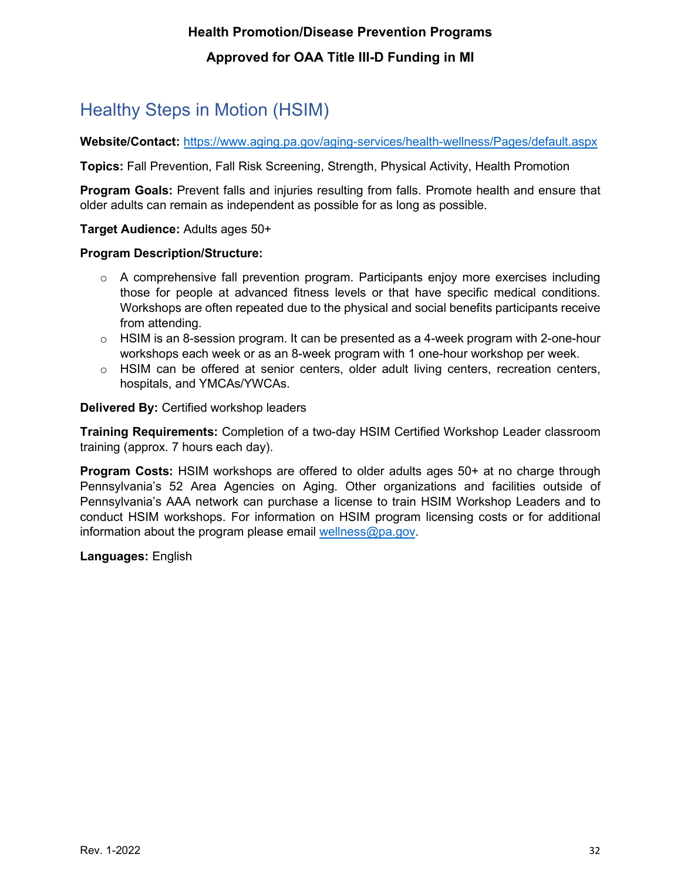## Healthy Steps in Motion (HSIM)

**Website/Contact:** https://www.aging.pa.gov/aging-services/health-wellness/Pages/default.aspx

**Topics:** Fall Prevention, Fall Risk Screening, Strength, Physical Activity, Health Promotion

**Program Goals:** Prevent falls and injuries resulting from falls. Promote health and ensure that older adults can remain as independent as possible for as long as possible.

**Target Audience:** Adults ages 50+

**Program Description/Structure:**

- A comprehensive fall prevention program. Participants enjoy more exercises including those for people at advanced fitness levels or that have specific medical conditions. Workshops are often repeated due to the physical and social benefits participants receive from attending.
- HSIM is an 8-session program. It can be presented as a 4-week program with 2-one-hour workshops each week or as an 8-week program with 1 one-hour workshop per week.
- HSIM can be offered at senior centers, older adult living centers, recreation centers, hospitals, and YMCAs/YWCAs.

**Delivered By:** Certified workshop leaders

**Training Requirements:** Completion of a two-day HSIM Certified Workshop Leader classroom training (approx. 7 hours each day).

**Program Costs:** HSIM workshops are offered to older adults ages 50+ at no charge through Pennsylvania's 52 Area Agencies on Aging. Other organizations and facilities outside of Pennsylvania's AAA network can purchase a license to train HSIM Workshop Leaders and to conduct HSIM workshops. For information on HSIM program licensing costs or for additional information about the program please email wellness@pa.gov.

**Languages:** English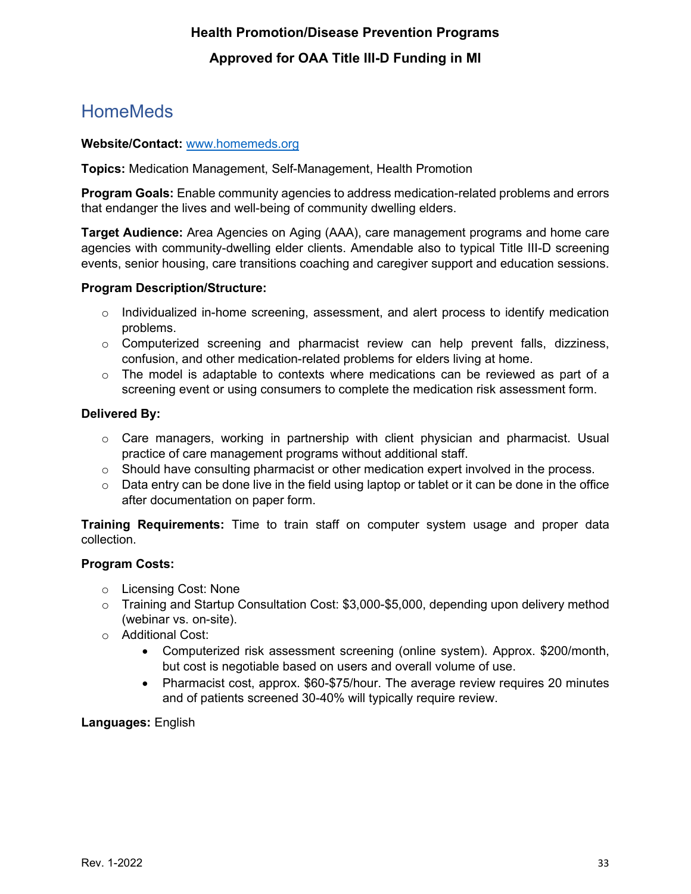# HomeMeds

**Website/Contact:** [www.homemeds.org](http://www.homemeds.org)

**Topics:** Medication Management, Self-Management, Health Promotion

**Program Goals:** Enable community agencies to address medication-related problems and errors that endanger the lives and well-being of community dwelling elders.

**Target Audience:** Area Agencies on Aging (AAA), care management programs and home care agencies with community-dwelling elder clients. Amendable also to typical Title III-D screening events, senior housing, care transitions coaching and caregiver support and education sessions.

**Program Description/Structure:**

- Individualized in-home screening, assessment, and alert process to identify medication problems.
- Computerized screening and pharmacist review can help prevent falls, dizziness, confusion, and other medication-related problems for elders living at home.
- The model is adaptable to contexts where medications can be reviewed as part of a screening event or using consumers to complete the medication risk assessment form.

**Delivered By:**

- Care managers, working in partnership with client physician and pharmacist. Usual practice of care management programs without additional staff.
- Should have consulting pharmacist or other medication expert involved in the process.
- Data entry can be done live in the field using laptop or tablet or it can be done in the office after documentation on paper form.

**Training Requirements:** Time to train staff on computer system usage and proper data collection.

**Program Costs:**

- Licensing Cost: None
- Training and Startup Consultation Cost: $3,000-$5,000, depending upon delivery method (webinar vs. on-site).
- Additional Cost:
  - Computerized risk assessment screening (online system). Approx. $200/month, but cost is negotiable based on users and overall volume of use.
  - Pharmacist cost, approx. $60-$75/hour. The average review requires 20 minutes and of patients screened 30-40% will typically require review.

**Languages:** English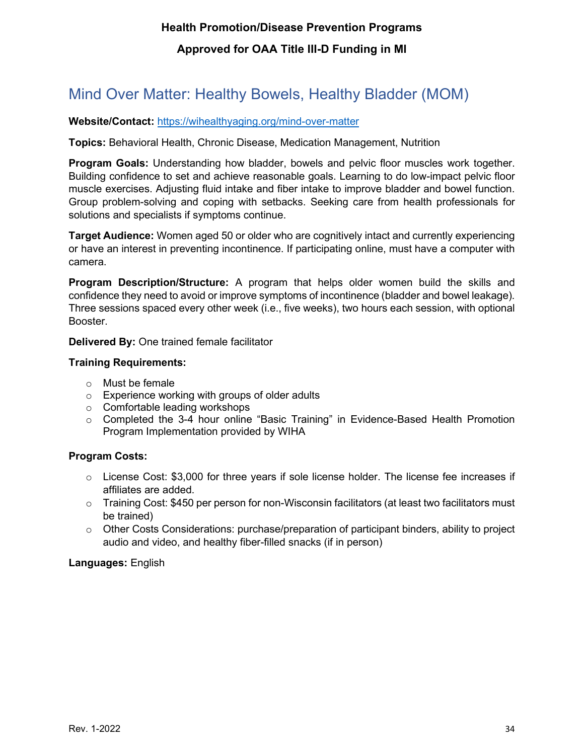# Mind Over Matter: Healthy Bowels, Healthy Bladder (MOM)

**Website/Contact:** https://wihealthyaging.org/mind-over-matter

**Topics:** Behavioral Health, Chronic Disease, Medication Management, Nutrition

**Program Goals:** Understanding how bladder, bowels and pelvic floor muscles work together. Building confidence to set and achieve reasonable goals. Learning to do low-impact pelvic floor muscle exercises. Adjusting fluid intake and fiber intake to improve bladder and bowel function. Group problem-solving and coping with setbacks. Seeking care from health professionals for solutions and specialists if symptoms continue.

**Target Audience:** Women aged 50 or older who are cognitively intact and currently experiencing or have an interest in preventing incontinence. If participating online, must have a computer with camera.

**Program Description/Structure:** A program that helps older women build the skills and confidence they need to avoid or improve symptoms of incontinence (bladder and bowel leakage). Three sessions spaced every other week (i.e., five weeks), two hours each session, with optional Booster.

**Delivered By:** One trained female facilitator

**Training Requirements:**

- Must be female
- Experience working with groups of older adults
- Comfortable leading workshops
- Completed the 3-4 hour online "Basic Training" in Evidence-Based Health Promotion Program Implementation provided by WIHA

**Program Costs:**

- License Cost: $3,000 for three years if sole license holder. The license fee increases if affiliates are added.
- Training Cost: $450 per person for non-Wisconsin facilitators (at least two facilitators must be trained)
- Other Costs Considerations: purchase/preparation of participant binders, ability to project audio and video, and healthy fiber-filled snacks (if in person)

**Languages:** English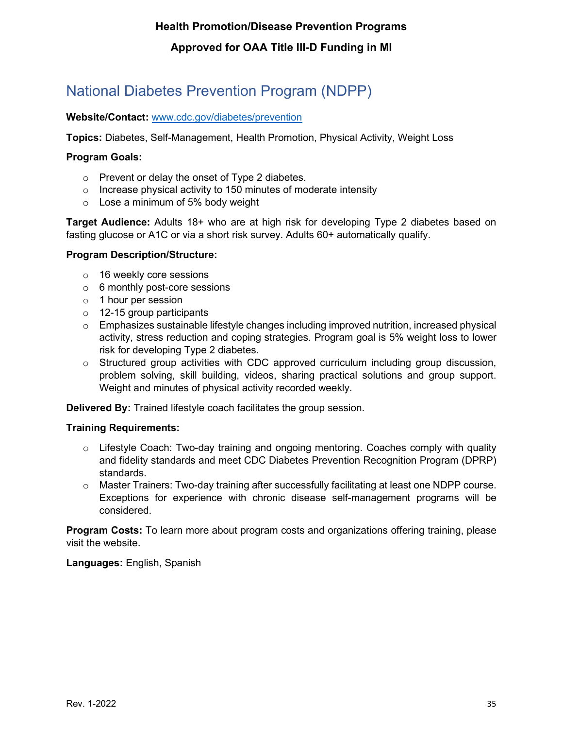# National Diabetes Prevention Program (NDPP)

**Website/Contact:** [www.cdc.gov/diabetes/prevention](www.cdc.gov/diabetes/prevention)

**Topics:** Diabetes, Self-Management, Health Promotion, Physical Activity, Weight Loss

**Program Goals:**

- Prevent or delay the onset of Type 2 diabetes.
- Increase physical activity to 150 minutes of moderate intensity
- Lose a minimum of 5% body weight

**Target Audience:** Adults 18+ who are at high risk for developing Type 2 diabetes based on fasting glucose or A1C or via a short risk survey. Adults 60+ automatically qualify.

**Program Description/Structure:**

- 16 weekly core sessions
- 6 monthly post-core sessions
- 1 hour per session
- 12-15 group participants
- Emphasizes sustainable lifestyle changes including improved nutrition, increased physical activity, stress reduction and coping strategies. Program goal is 5% weight loss to lower risk for developing Type 2 diabetes.
- Structured group activities with CDC approved curriculum including group discussion, problem solving, skill building, videos, sharing practical solutions and group support. Weight and minutes of physical activity recorded weekly.

**Delivered By:** Trained lifestyle coach facilitates the group session.

**Training Requirements:**

- Lifestyle Coach: Two-day training and ongoing mentoring. Coaches comply with quality and fidelity standards and meet CDC Diabetes Prevention Recognition Program (DPRP) standards.
- Master Trainers: Two-day training after successfully facilitating at least one NDPP course. Exceptions for experience with chronic disease self-management programs will be considered.

**Program Costs:** To learn more about program costs and organizations offering training, please visit the website.

**Languages:** English, Spanish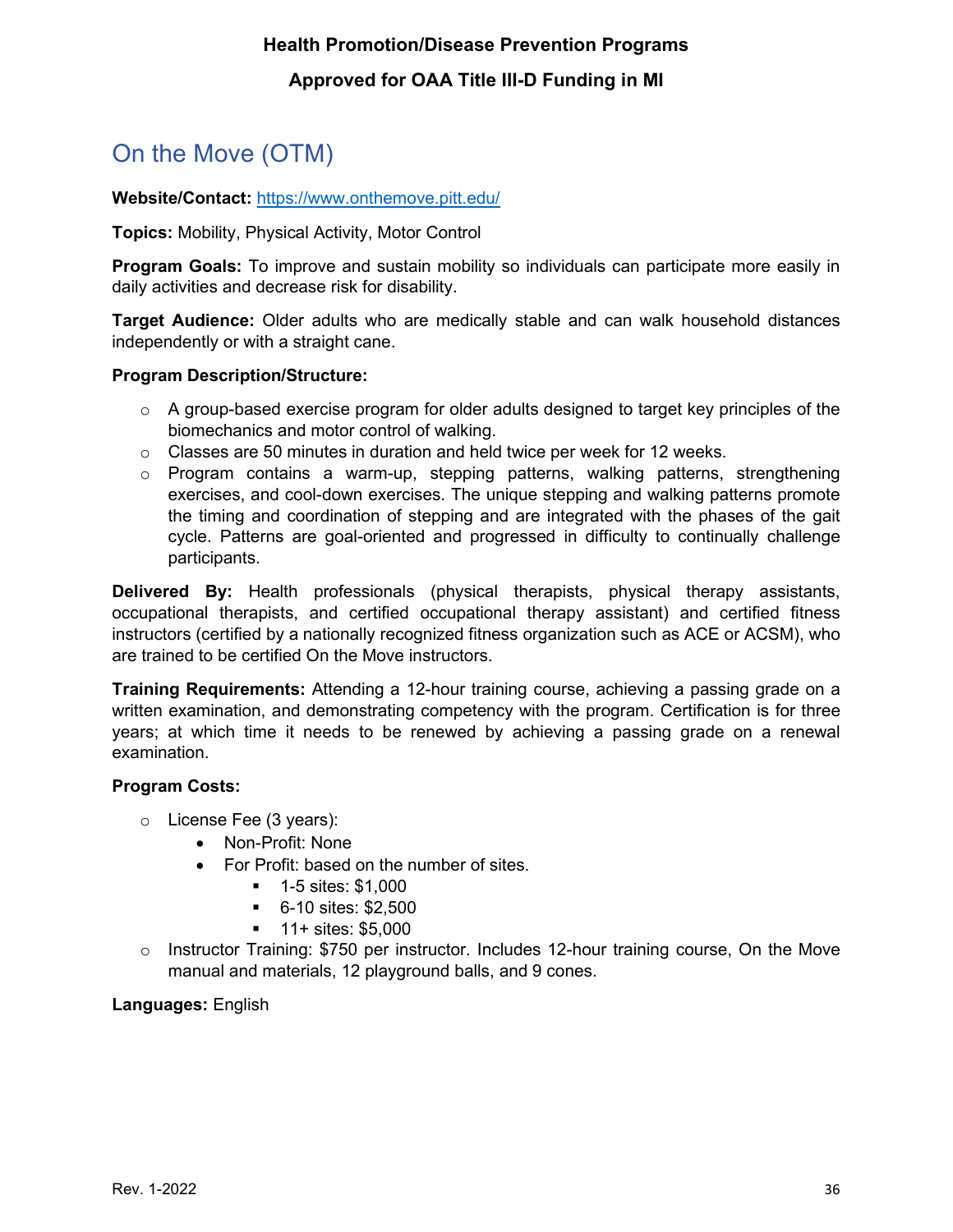# On the Move (OTM)

**Website/Contact:** https://www.onthemove.pitt.edu/

**Topics:** Mobility, Physical Activity, Motor Control

**Program Goals:** To improve and sustain mobility so individuals can participate more easily in daily activities and decrease risk for disability.

**Target Audience:** Older adults who are medically stable and can walk household distances independently or with a straight cane.

**Program Description/Structure:**

- A group-based exercise program for older adults designed to target key principles of the biomechanics and motor control of walking.
- Classes are 50 minutes in duration and held twice per week for 12 weeks.
- Program contains a warm-up, stepping patterns, walking patterns, strengthening exercises, and cool-down exercises. The unique stepping and walking patterns promote the timing and coordination of stepping and are integrated with the phases of the gait cycle. Patterns are goal-oriented and progressed in difficulty to continually challenge participants.

**Delivered By:** Health professionals (physical therapists, physical therapy assistants, occupational therapists, and certified occupational therapy assistant) and certified fitness instructors (certified by a nationally recognized fitness organization such as ACE or ACSM), who are trained to be certified On the Move instructors.

**Training Requirements:** Attending a 12-hour training course, achieving a passing grade on a written examination, and demonstrating competency with the program. Certification is for three years; at which time it needs to be renewed by achieving a passing grade on a renewal examination.

**Program Costs:**

- License Fee (3 years):
  - Non-Profit: None
  - For Profit: based on the number of sites.
    - 1-5 sites: $1,000
    - 6-10 sites: $2,500
    - 11+ sites: $5,000
- Instructor Training: $750 per instructor. Includes 12-hour training course, On the Move manual and materials, 12 playground balls, and 9 cones.

**Languages:** English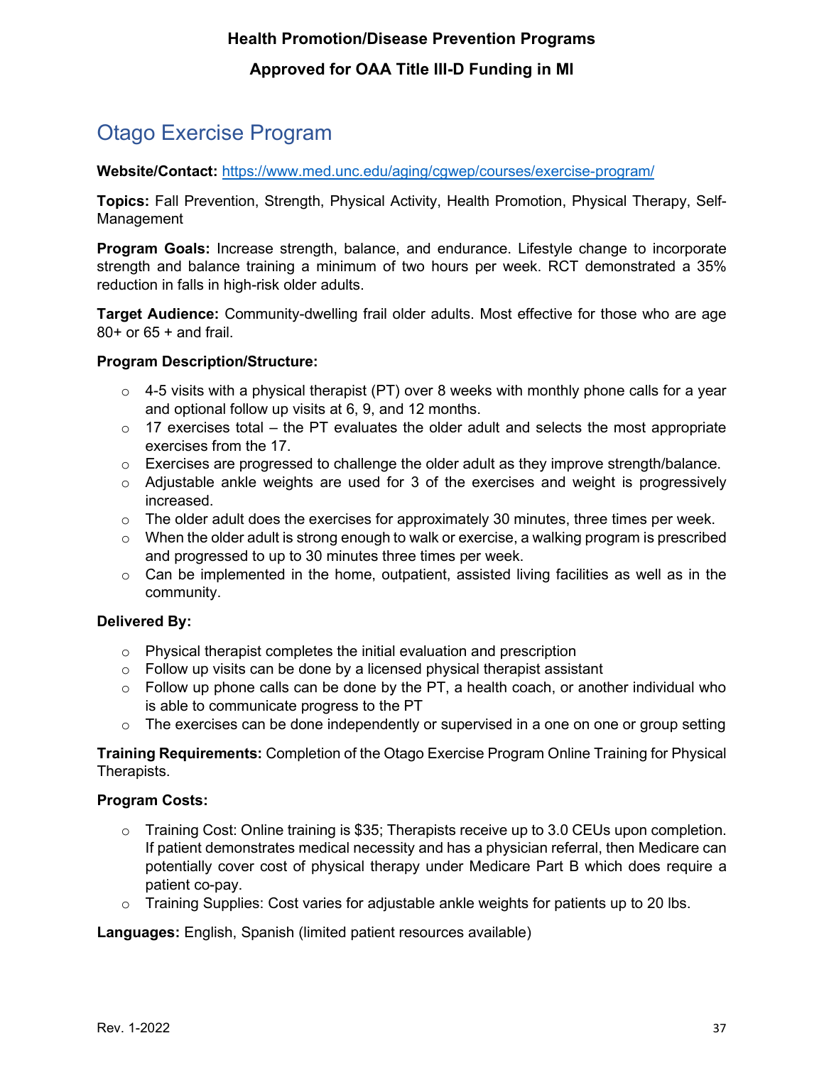**Health Promotion/Disease Prevention Programs**

**Approved for OAA Title III-D Funding in MI**

## Otago Exercise Program

**Website/Contact:** https://www.med.unc.edu/aging/cgwep/courses/exercise-program/

**Topics:** Fall Prevention, Strength, Physical Activity, Health Promotion, Physical Therapy, Self-Management

**Program Goals:** Increase strength, balance, and endurance. Lifestyle change to incorporate strength and balance training a minimum of two hours per week. RCT demonstrated a 35% reduction in falls in high-risk older adults.

**Target Audience:** Community-dwelling frail older adults. Most effective for those who are age 80+ or 65 + and frail.

**Program Description/Structure:**

- 4-5 visits with a physical therapist (PT) over 8 weeks with monthly phone calls for a year and optional follow up visits at 6, 9, and 12 months.
- 17 exercises total – the PT evaluates the older adult and selects the most appropriate exercises from the 17.
- Exercises are progressed to challenge the older adult as they improve strength/balance.
- Adjustable ankle weights are used for 3 of the exercises and weight is progressively increased.
- The older adult does the exercises for approximately 30 minutes, three times per week.
- When the older adult is strong enough to walk or exercise, a walking program is prescribed and progressed to up to 30 minutes three times per week.
- Can be implemented in the home, outpatient, assisted living facilities as well as in the community.

**Delivered By:**

- Physical therapist completes the initial evaluation and prescription
- Follow up visits can be done by a licensed physical therapist assistant
- Follow up phone calls can be done by the PT, a health coach, or another individual who is able to communicate progress to the PT
- The exercises can be done independently or supervised in a one on one or group setting

**Training Requirements:** Completion of the Otago Exercise Program Online Training for Physical Therapists.

**Program Costs:**

- Training Cost: Online training is $35; Therapists receive up to 3.0 CEUs upon completion. If patient demonstrates medical necessity and has a physician referral, then Medicare can potentially cover cost of physical therapy under Medicare Part B which does require a patient co-pay.
- Training Supplies: Cost varies for adjustable ankle weights for patients up to 20 lbs.

**Languages:** English, Spanish (limited patient resources available)

Rev. 1-2022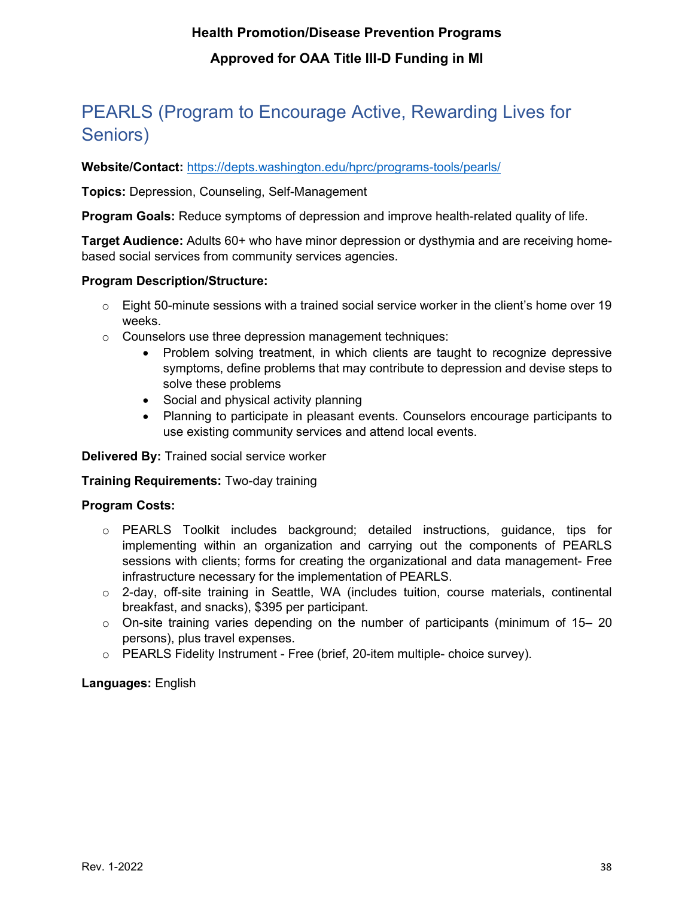# PEARLS (Program to Encourage Active, Rewarding Lives for Seniors)

**Website/Contact:** [https://depts.washington.edu/hprc/programs-tools/pearls/](https://depts.washington.edu/hprc/programs-tools/pearls/)

**Topics:** Depression, Counseling, Self-Management

**Program Goals:** Reduce symptoms of depression and improve health-related quality of life.

**Target Audience:** Adults 60+ who have minor depression or dysthymia and are receiving home-based social services from community services agencies.

**Program Description/Structure:**

- Eight 50-minute sessions with a trained social service worker in the client's home over 19 weeks.
- Counselors use three depression management techniques:
  - Problem solving treatment, in which clients are taught to recognize depressive symptoms, define problems that may contribute to depression and devise steps to solve these problems
  - Social and physical activity planning
  - Planning to participate in pleasant events. Counselors encourage participants to use existing community services and attend local events.

**Delivered By:** Trained social service worker

**Training Requirements:** Two-day training

**Program Costs:**

- PEARLS Toolkit includes background; detailed instructions, guidance, tips for implementing within an organization and carrying out the components of PEARLS sessions with clients; forms for creating the organizational and data management- Free infrastructure necessary for the implementation of PEARLS.
- 2-day, off-site training in Seattle, WA (includes tuition, course materials, continental breakfast, and snacks), $395 per participant.
- On-site training varies depending on the number of participants (minimum of 15– 20 persons), plus travel expenses.
- PEARLS Fidelity Instrument - Free (brief, 20-item multiple- choice survey).

**Languages:** English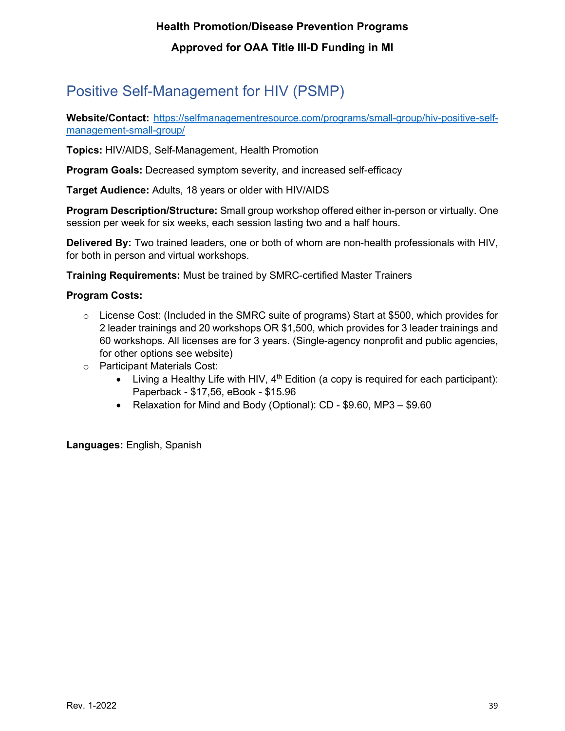**Health Promotion/Disease Prevention Programs**

**Approved for OAA Title III-D Funding in MI**

## Positive Self-Management for HIV (PSMP)

**Website/Contact:** [https://selfmanagementresource.com/programs/small-group/hiv-positive-self-management-small-group/](https://selfmanagementresource.com/programs/small-group/hiv-positive-self-management-small-group/)

**Topics:** HIV/AIDS, Self-Management, Health Promotion

**Program Goals:** Decreased symptom severity, and increased self-efficacy

**Target Audience:** Adults, 18 years or older with HIV/AIDS

**Program Description/Structure:** Small group workshop offered either in-person or virtually. One session per week for six weeks, each session lasting two and a half hours.

**Delivered By:** Two trained leaders, one or both of whom are non-health professionals with HIV, for both in person and virtual workshops.

**Training Requirements:** Must be trained by SMRC-certified Master Trainers

**Program Costs:**

- License Cost: (Included in the SMRC suite of programs) Start at $500, which provides for 2 leader trainings and 20 workshops OR $1,500, which provides for 3 leader trainings and 60 workshops. All licenses are for 3 years. (Single-agency nonprofit and public agencies, for other options see website)
- Participant Materials Cost:
  - Living a Healthy Life with HIV, 4th Edition (a copy is required for each participant): Paperback - $17,56, eBook - $15.96
  - Relaxation for Mind and Body (Optional): CD - $9.60, MP3 – $9.60

**Languages:** English, Spanish

Rev. 1-2022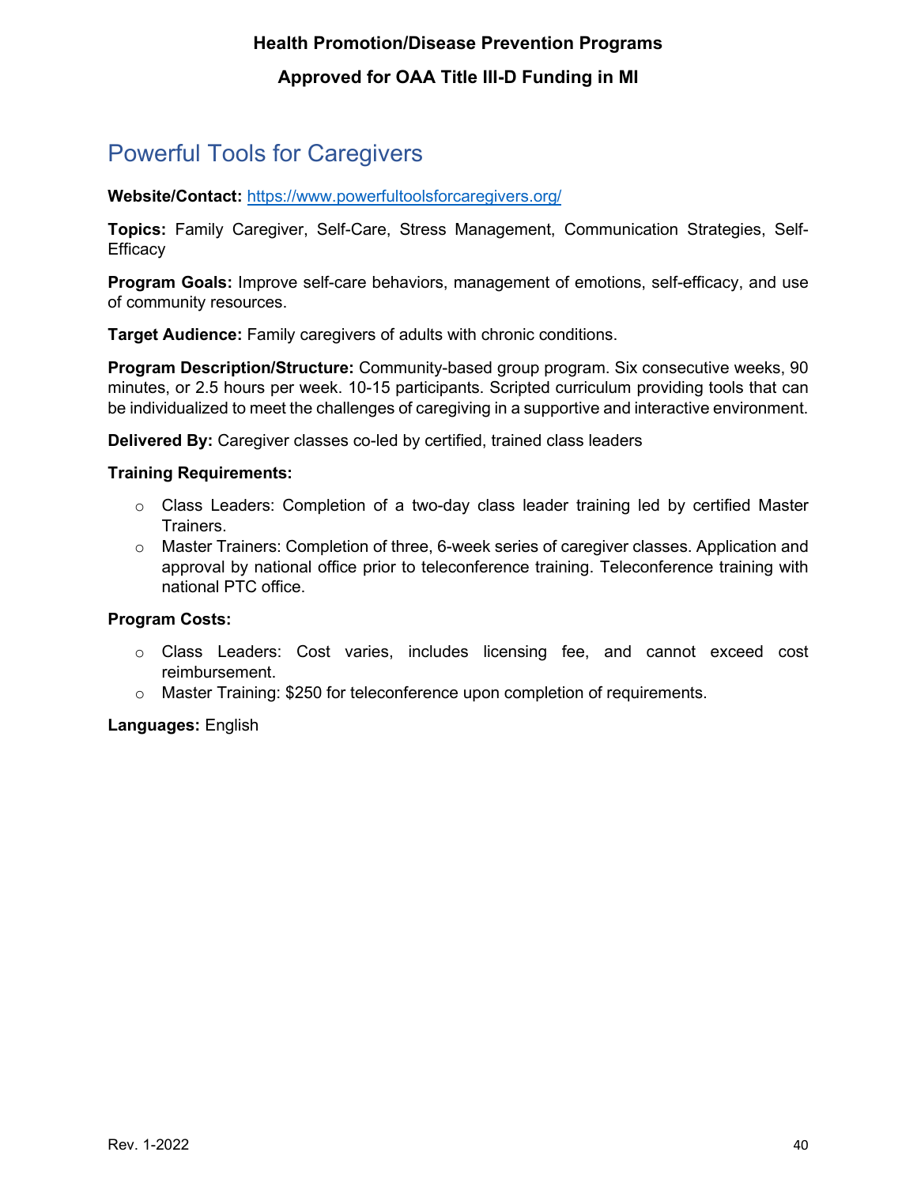## Powerful Tools for Caregivers

**Website/Contact:** https://www.powerfultoolsforcaregivers.org/

**Topics:** Family Caregiver, Self-Care, Stress Management, Communication Strategies, Self-Efficacy

**Program Goals:** Improve self-care behaviors, management of emotions, self-efficacy, and use of community resources.

**Target Audience:** Family caregivers of adults with chronic conditions.

**Program Description/Structure:** Community-based group program. Six consecutive weeks, 90 minutes, or 2.5 hours per week. 10-15 participants. Scripted curriculum providing tools that can be individualized to meet the challenges of caregiving in a supportive and interactive environment.

**Delivered By:** Caregiver classes co-led by certified, trained class leaders

**Training Requirements:**

- Class Leaders: Completion of a two-day class leader training led by certified Master Trainers.
- Master Trainers: Completion of three, 6-week series of caregiver classes. Application and approval by national office prior to teleconference training. Teleconference training with national PTC office.

**Program Costs:**

- Class Leaders: Cost varies, includes licensing fee, and cannot exceed cost reimbursement.
- Master Training: $250 for teleconference upon completion of requirements.

**Languages:** English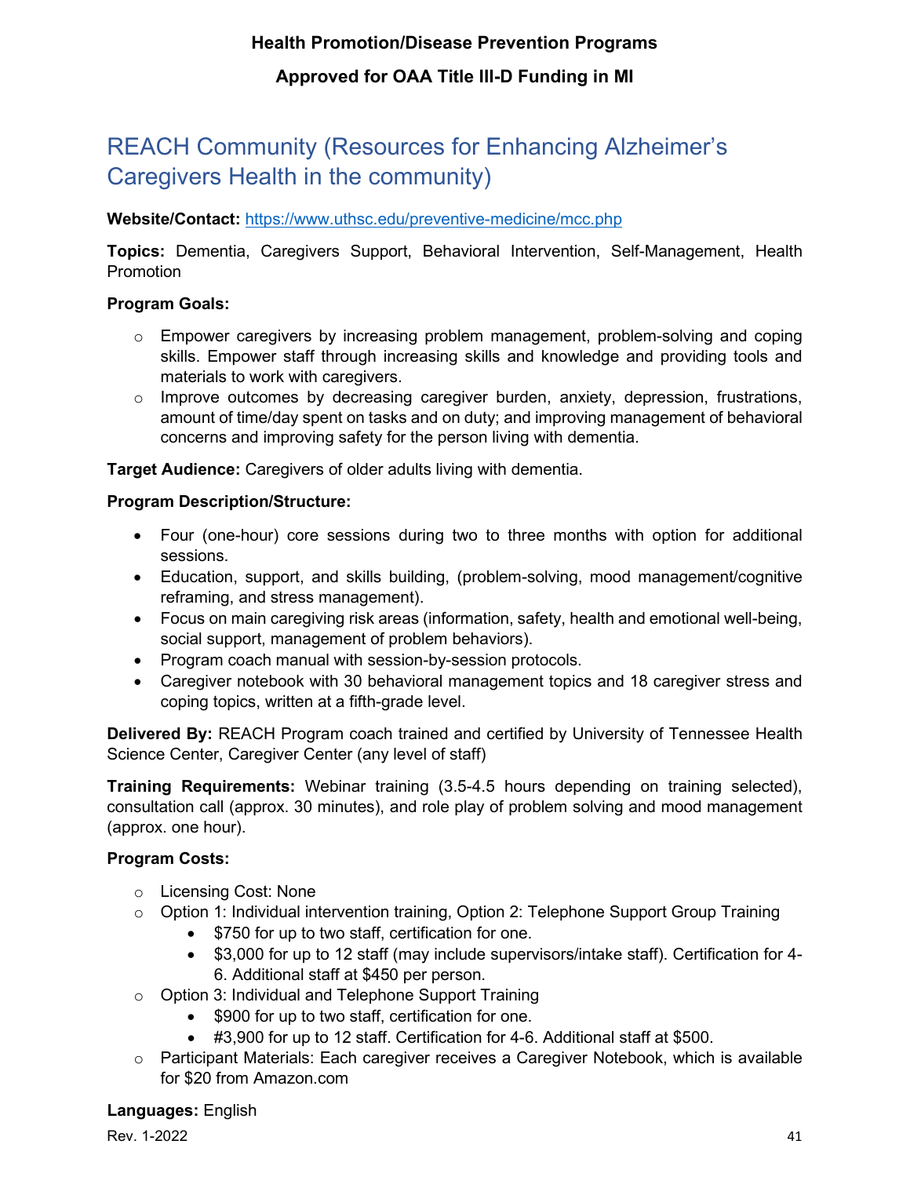# REACH Community (Resources for Enhancing Alzheimer's Caregivers Health in the community)

**Website/Contact:** https://www.uthsc.edu/preventive-medicine/mcc.php

**Topics:** Dementia, Caregivers Support, Behavioral Intervention, Self-Management, Health Promotion

**Program Goals:**

- Empower caregivers by increasing problem management, problem-solving and coping skills. Empower staff through increasing skills and knowledge and providing tools and materials to work with caregivers.
- Improve outcomes by decreasing caregiver burden, anxiety, depression, frustrations, amount of time/day spent on tasks and on duty; and improving management of behavioral concerns and improving safety for the person living with dementia.

**Target Audience:** Caregivers of older adults living with dementia.

**Program Description/Structure:**

- Four (one-hour) core sessions during two to three months with option for additional sessions.
- Education, support, and skills building, (problem-solving, mood management/cognitive reframing, and stress management).
- Focus on main caregiving risk areas (information, safety, health and emotional well-being, social support, management of problem behaviors).
- Program coach manual with session-by-session protocols.
- Caregiver notebook with 30 behavioral management topics and 18 caregiver stress and coping topics, written at a fifth-grade level.

**Delivered By:** REACH Program coach trained and certified by University of Tennessee Health Science Center, Caregiver Center (any level of staff)

**Training Requirements:** Webinar training (3.5-4.5 hours depending on training selected), consultation call (approx. 30 minutes), and role play of problem solving and mood management (approx. one hour).

**Program Costs:**

- Licensing Cost: None
- Option 1: Individual intervention training, Option 2: Telephone Support Group Training
  - $750 for up to two staff, certification for one.
  - $3,000 for up to 12 staff (may include supervisors/intake staff). Certification for 4-6. Additional staff at $450 per person.
- Option 3: Individual and Telephone Support Training
  - $900 for up to two staff, certification for one.
  - #3,900 for up to 12 staff. Certification for 4-6. Additional staff at $500.
- Participant Materials: Each caregiver receives a Caregiver Notebook, which is available for $20 from Amazon.com

**Languages:** English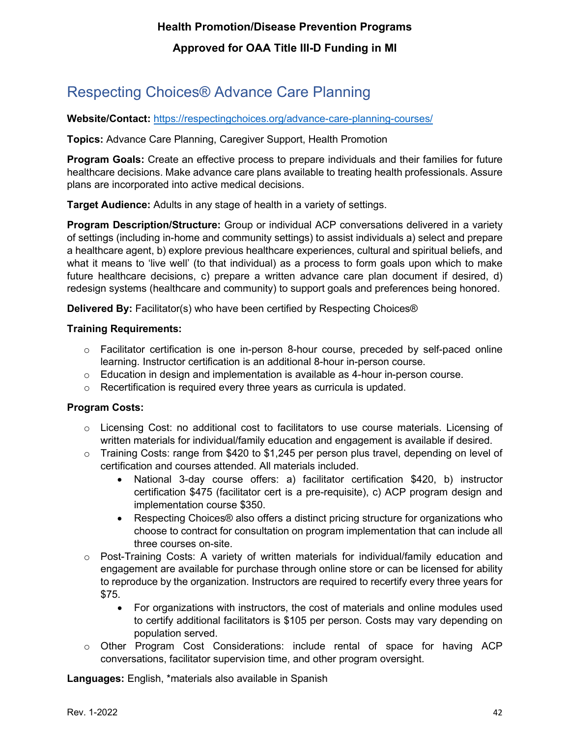# Respecting Choices® Advance Care Planning

**Website/Contact:** https://respectingchoices.org/advance-care-planning-courses/

**Topics:** Advance Care Planning, Caregiver Support, Health Promotion

**Program Goals:** Create an effective process to prepare individuals and their families for future healthcare decisions. Make advance care plans available to treating health professionals. Assure plans are incorporated into active medical decisions.

**Target Audience:** Adults in any stage of health in a variety of settings.

**Program Description/Structure:** Group or individual ACP conversations delivered in a variety of settings (including in-home and community settings) to assist individuals a) select and prepare a healthcare agent, b) explore previous healthcare experiences, cultural and spiritual beliefs, and what it means to 'live well' (to that individual) as a process to form goals upon which to make future healthcare decisions, c) prepare a written advance care plan document if desired, d) redesign systems (healthcare and community) to support goals and preferences being honored.

**Delivered By:** Facilitator(s) who have been certified by Respecting Choices®

**Training Requirements:**

- Facilitator certification is one in-person 8-hour course, preceded by self-paced online learning. Instructor certification is an additional 8-hour in-person course.
- Education in design and implementation is available as 4-hour in-person course.
- Recertification is required every three years as curricula is updated.

**Program Costs:**

- Licensing Cost: no additional cost to facilitators to use course materials. Licensing of written materials for individual/family education and engagement is available if desired.
- Training Costs: range from $420 to $1,245 per person plus travel, depending on level of certification and courses attended. All materials included.
  - National 3-day course offers: a) facilitator certification $420, b) instructor certification $475 (facilitator cert is a pre-requisite), c) ACP program design and implementation course $350.
  - Respecting Choices® also offers a distinct pricing structure for organizations who choose to contract for consultation on program implementation that can include all three courses on-site.
- Post-Training Costs: A variety of written materials for individual/family education and engagement are available for purchase through online store or can be licensed for ability to reproduce by the organization. Instructors are required to recertify every three years for $75.
  - For organizations with instructors, the cost of materials and online modules used to certify additional facilitators is $105 per person. Costs may vary depending on population served.
- Other Program Cost Considerations: include rental of space for having ACP conversations, facilitator supervision time, and other program oversight.

**Languages:** English, *materials also available in Spanish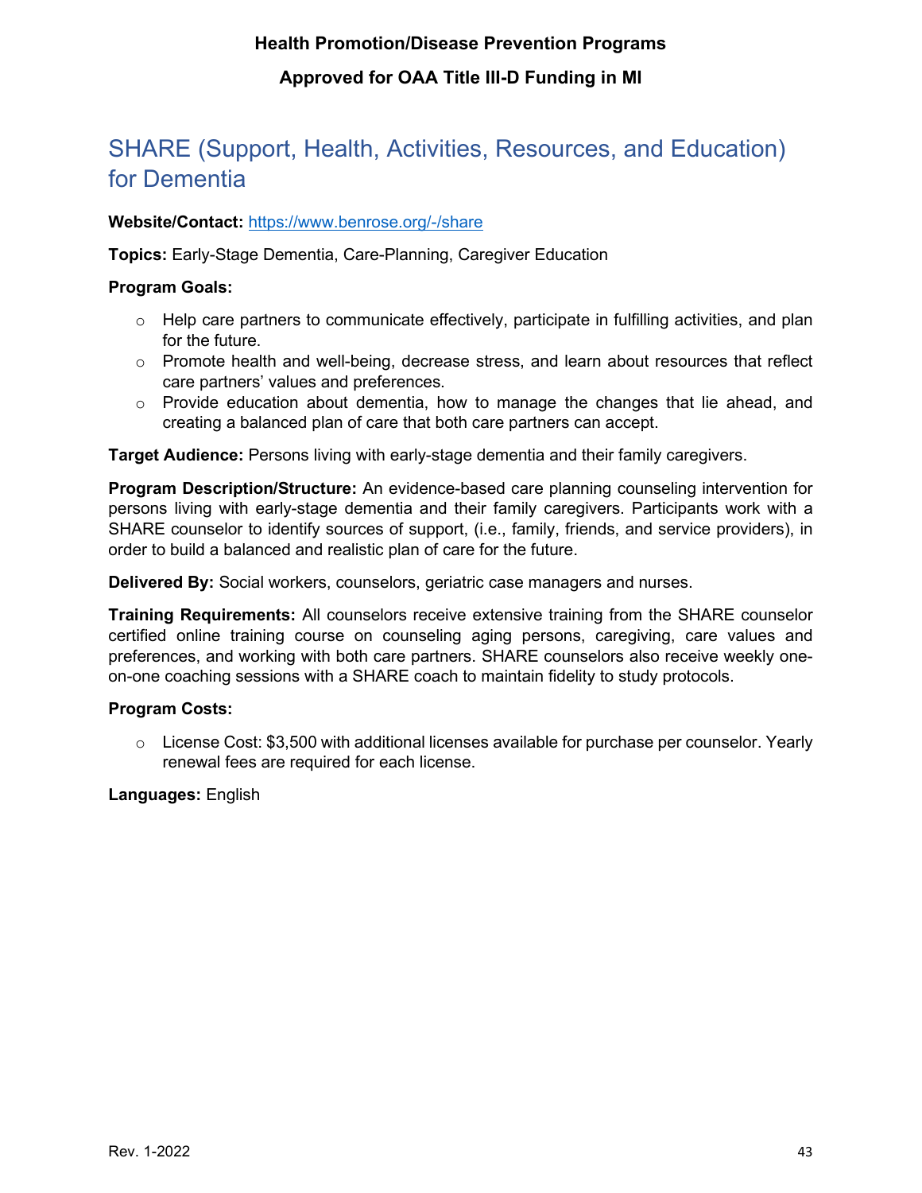## SHARE (Support, Health, Activities, Resources, and Education) for Dementia

**Website/Contact:** [https://www.benrose.org/-/share](https://www.benrose.org/-/share)

**Topics:** Early-Stage Dementia, Care-Planning, Caregiver Education

**Program Goals:**

- Help care partners to communicate effectively, participate in fulfilling activities, and plan for the future.
- Promote health and well-being, decrease stress, and learn about resources that reflect care partners' values and preferences.
- Provide education about dementia, how to manage the changes that lie ahead, and creating a balanced plan of care that both care partners can accept.

**Target Audience:** Persons living with early-stage dementia and their family caregivers.

**Program Description/Structure:** An evidence-based care planning counseling intervention for persons living with early-stage dementia and their family caregivers. Participants work with a SHARE counselor to identify sources of support, (i.e., family, friends, and service providers), in order to build a balanced and realistic plan of care for the future.

**Delivered By:** Social workers, counselors, geriatric case managers and nurses.

**Training Requirements:** All counselors receive extensive training from the SHARE counselor certified online training course on counseling aging persons, caregiving, care values and preferences, and working with both care partners. SHARE counselors also receive weekly one-on-one coaching sessions with a SHARE coach to maintain fidelity to study protocols.

**Program Costs:**

- License Cost: $3,500 with additional licenses available for purchase per counselor. Yearly renewal fees are required for each license.

**Languages:** English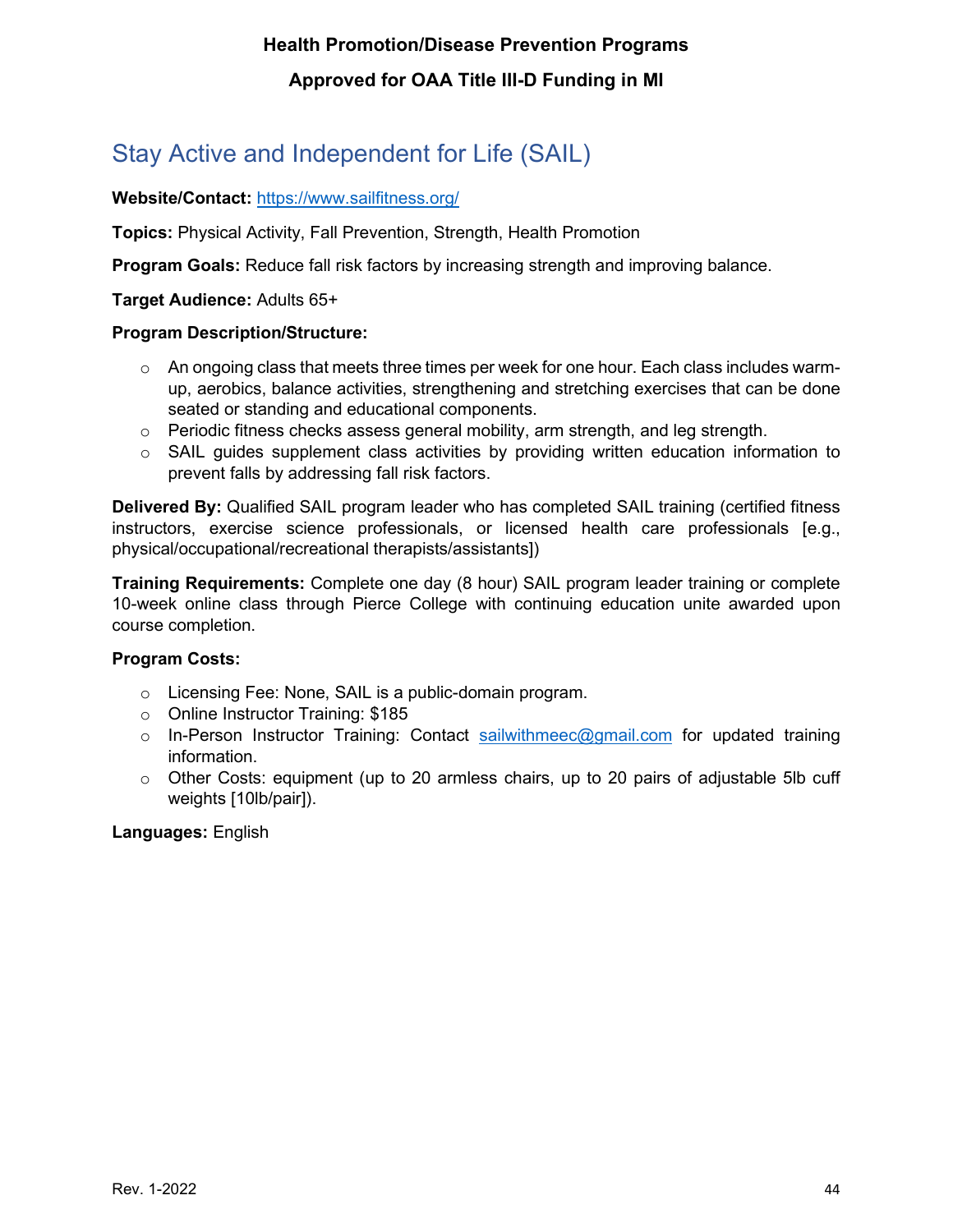## Stay Active and Independent for Life (SAIL)

**Website/Contact:** [https://www.sailfitness.org/](https://www.sailfitness.org/)

**Topics:** Physical Activity, Fall Prevention, Strength, Health Promotion

**Program Goals:** Reduce fall risk factors by increasing strength and improving balance.

**Target Audience:** Adults 65+

**Program Description/Structure:**

- An ongoing class that meets three times per week for one hour. Each class includes warm-up, aerobics, balance activities, strengthening and stretching exercises that can be done seated or standing and educational components.
- Periodic fitness checks assess general mobility, arm strength, and leg strength.
- SAIL guides supplement class activities by providing written education information to prevent falls by addressing fall risk factors.

**Delivered By:** Qualified SAIL program leader who has completed SAIL training (certified fitness instructors, exercise science professionals, or licensed health care professionals [e.g., physical/occupational/recreational therapists/assistants])

**Training Requirements:** Complete one day (8 hour) SAIL program leader training or complete 10-week online class through Pierce College with continuing education unite awarded upon course completion.

**Program Costs:**

- Licensing Fee: None, SAIL is a public-domain program.
- Online Instructor Training: $185
- In-Person Instructor Training: Contact [sailwithmeec@gmail.com](mailto:sailwithmeec@gmail.com) for updated training information.
- Other Costs: equipment (up to 20 armless chairs, up to 20 pairs of adjustable 5lb cuff weights [10lb/pair]).

**Languages:** English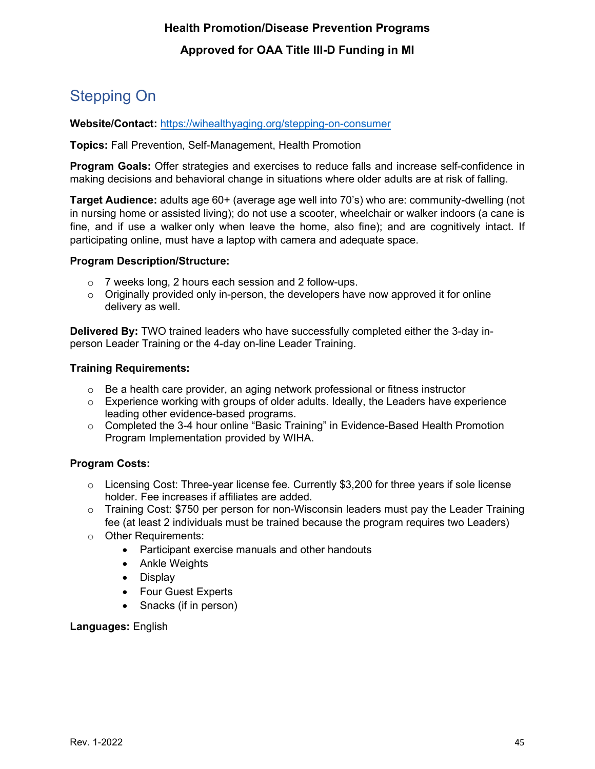## Stepping On

**Website/Contact:** https://wihealthyaging.org/stepping-on-consumer

**Topics:** Fall Prevention, Self-Management, Health Promotion

**Program Goals:** Offer strategies and exercises to reduce falls and increase self-confidence in making decisions and behavioral change in situations where older adults are at risk of falling.

**Target Audience:** adults age 60+ (average age well into 70's) who are: community-dwelling (not in nursing home or assisted living); do not use a scooter, wheelchair or walker indoors (a cane is fine, and if use a walker only when leave the home, also fine); and are cognitively intact. If participating online, must have a laptop with camera and adequate space.

**Program Description/Structure:**

- 7 weeks long, 2 hours each session and 2 follow-ups.
- Originally provided only in-person, the developers have now approved it for online delivery as well.

**Delivered By:** TWO trained leaders who have successfully completed either the 3-day in-person Leader Training or the 4-day on-line Leader Training.

**Training Requirements:**

- Be a health care provider, an aging network professional or fitness instructor
- Experience working with groups of older adults. Ideally, the Leaders have experience leading other evidence-based programs.
- Completed the 3-4 hour online "Basic Training" in Evidence-Based Health Promotion Program Implementation provided by WIHA.

**Program Costs:**

- Licensing Cost: Three-year license fee. Currently $3,200 for three years if sole license holder. Fee increases if affiliates are added.
- Training Cost: $750 per person for non-Wisconsin leaders must pay the Leader Training fee (at least 2 individuals must be trained because the program requires two Leaders)
- Other Requirements:
  - Participant exercise manuals and other handouts
  - Ankle Weights
  - Display
  - Four Guest Experts
  - Snacks (if in person)

**Languages:** English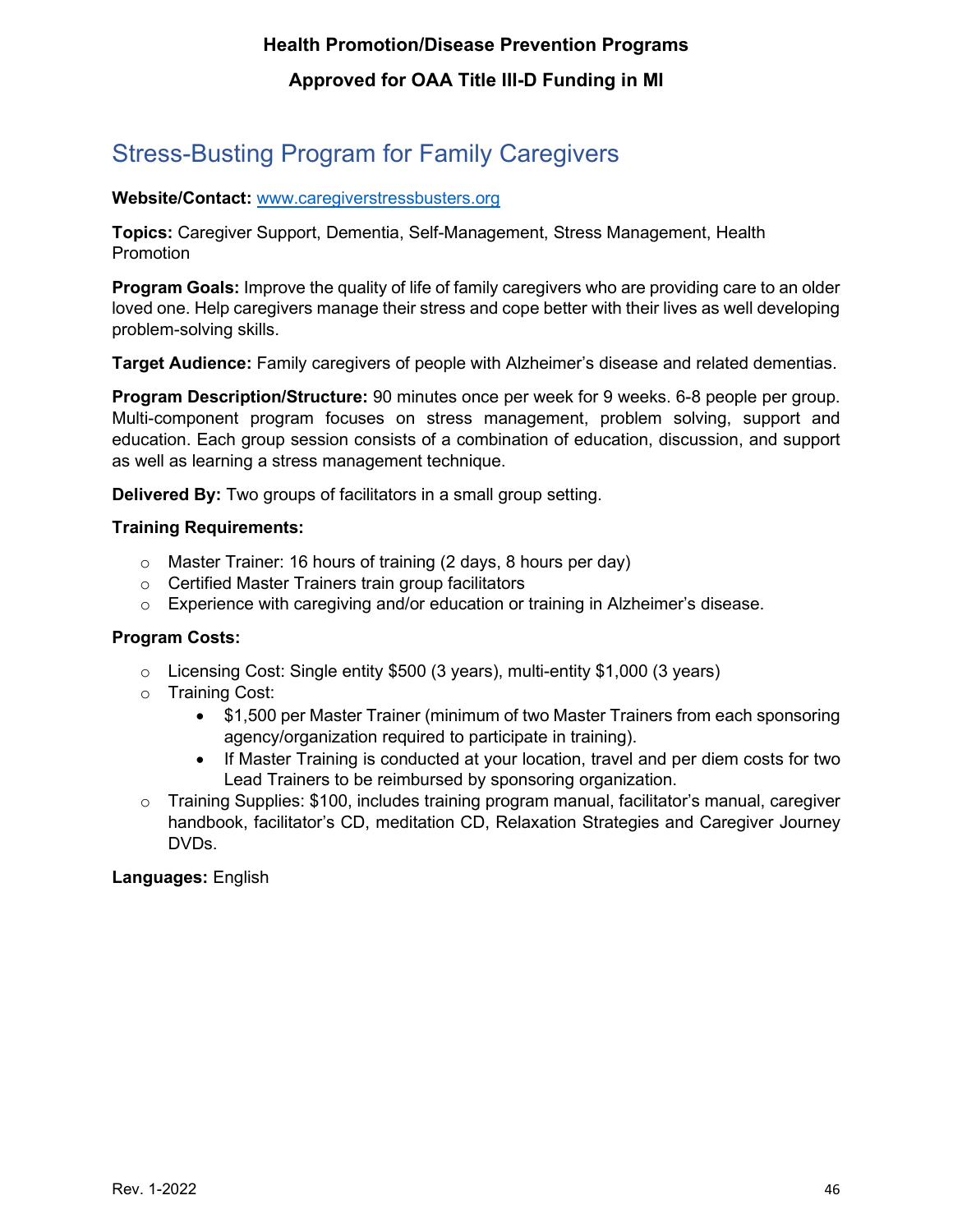## Stress-Busting Program for Family Caregivers

**Website/Contact:** [www.caregiverstressbusters.org](http://www.caregiverstressbusters.org)

**Topics:** Caregiver Support, Dementia, Self-Management, Stress Management, Health Promotion

**Program Goals:** Improve the quality of life of family caregivers who are providing care to an older loved one. Help caregivers manage their stress and cope better with their lives as well developing problem-solving skills.

**Target Audience:** Family caregivers of people with Alzheimer's disease and related dementias.

**Program Description/Structure:** 90 minutes once per week for 9 weeks. 6-8 people per group. Multi-component program focuses on stress management, problem solving, support and education. Each group session consists of a combination of education, discussion, and support as well as learning a stress management technique.

**Delivered By:** Two groups of facilitators in a small group setting.

**Training Requirements:**

- Master Trainer: 16 hours of training (2 days, 8 hours per day)
- Certified Master Trainers train group facilitators
- Experience with caregiving and/or education or training in Alzheimer's disease.

**Program Costs:**

- Licensing Cost: Single entity $500 (3 years), multi-entity $1,000 (3 years)
- Training Cost:
  - $1,500 per Master Trainer (minimum of two Master Trainers from each sponsoring agency/organization required to participate in training).
  - If Master Training is conducted at your location, travel and per diem costs for two Lead Trainers to be reimbursed by sponsoring organization.
- Training Supplies: $100, includes training program manual, facilitator's manual, caregiver handbook, facilitator's CD, meditation CD, Relaxation Strategies and Caregiver Journey DVDs.

**Languages:** English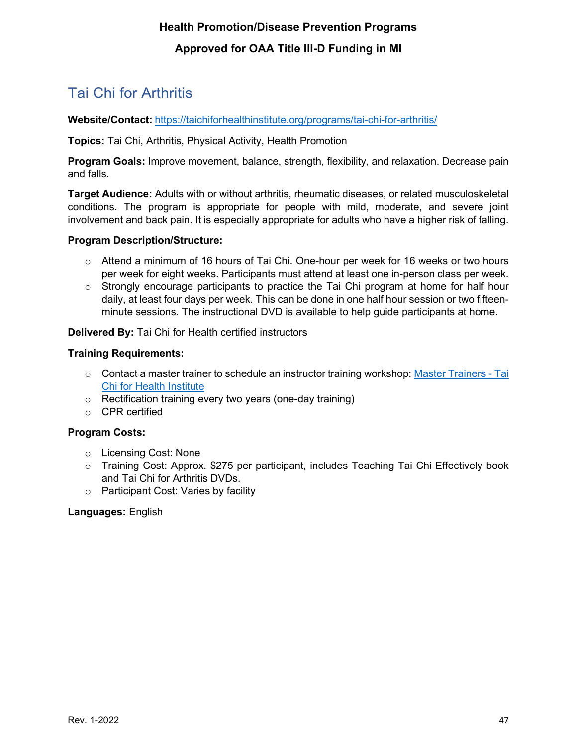# Tai Chi for Arthritis

**Website/Contact:** [https://taichiforhealthinstitute.org/programs/tai-chi-for-arthritis/](https://taichiforhealthinstitute.org/programs/tai-chi-for-arthritis/)

**Topics:** Tai Chi, Arthritis, Physical Activity, Health Promotion

**Program Goals:** Improve movement, balance, strength, flexibility, and relaxation. Decrease pain and falls.

**Target Audience:** Adults with or without arthritis, rheumatic diseases, or related musculoskeletal conditions. The program is appropriate for people with mild, moderate, and severe joint involvement and back pain. It is especially appropriate for adults who have a higher risk of falling.

**Program Description/Structure:**

- Attend a minimum of 16 hours of Tai Chi. One-hour per week for 16 weeks or two hours per week for eight weeks. Participants must attend at least one in-person class per week.
- Strongly encourage participants to practice the Tai Chi program at home for half hour daily, at least four days per week. This can be done in one half hour session or two fifteen-minute sessions. The instructional DVD is available to help guide participants at home.

**Delivered By:** Tai Chi for Health certified instructors

**Training Requirements:**

- Contact a master trainer to schedule an instructor training workshop: Master Trainers - Tai Chi for Health Institute
- Rectification training every two years (one-day training)
- CPR certified

**Program Costs:**

- Licensing Cost: None
- Training Cost: Approx. $275 per participant, includes Teaching Tai Chi Effectively book and Tai Chi for Arthritis DVDs.
- Participant Cost: Varies by facility

**Languages:** English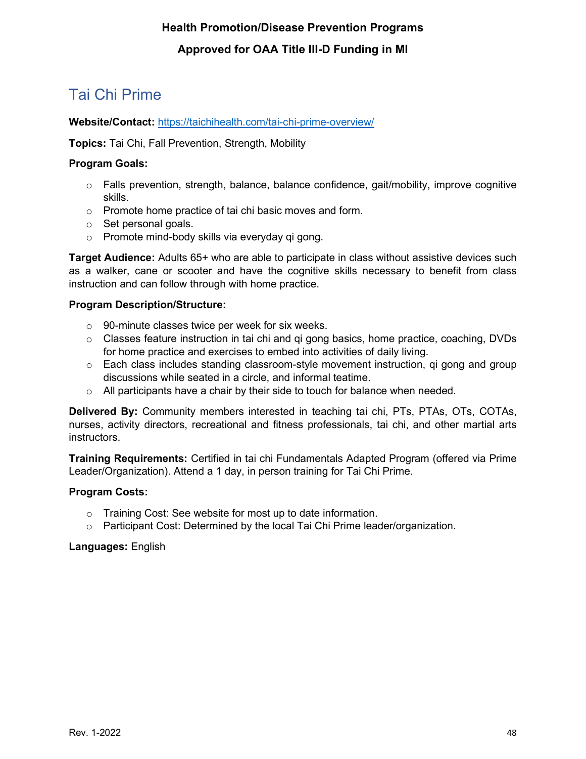# Tai Chi Prime

**Website/Contact:** [https://taichihealth.com/tai-chi-prime-overview/](https://taichihealth.com/tai-chi-prime-overview/)

**Topics:** Tai Chi, Fall Prevention, Strength, Mobility

**Program Goals:**

- Falls prevention, strength, balance, balance confidence, gait/mobility, improve cognitive skills.
- Promote home practice of tai chi basic moves and form.
- Set personal goals.
- Promote mind-body skills via everyday qi gong.

**Target Audience:** Adults 65+ who are able to participate in class without assistive devices such as a walker, cane or scooter and have the cognitive skills necessary to benefit from class instruction and can follow through with home practice.

**Program Description/Structure:**

- 90-minute classes twice per week for six weeks.
- Classes feature instruction in tai chi and qi gong basics, home practice, coaching, DVDs for home practice and exercises to embed into activities of daily living.
- Each class includes standing classroom-style movement instruction, qi gong and group discussions while seated in a circle, and informal teatime.
- All participants have a chair by their side to touch for balance when needed.

**Delivered By:** Community members interested in teaching tai chi, PTs, PTAs, OTs, COTAs, nurses, activity directors, recreational and fitness professionals, tai chi, and other martial arts instructors.

**Training Requirements:** Certified in tai chi Fundamentals Adapted Program (offered via Prime Leader/Organization). Attend a 1 day, in person training for Tai Chi Prime.

**Program Costs:**

- Training Cost: See website for most up to date information.
- Participant Cost: Determined by the local Tai Chi Prime leader/organization.

**Languages:** English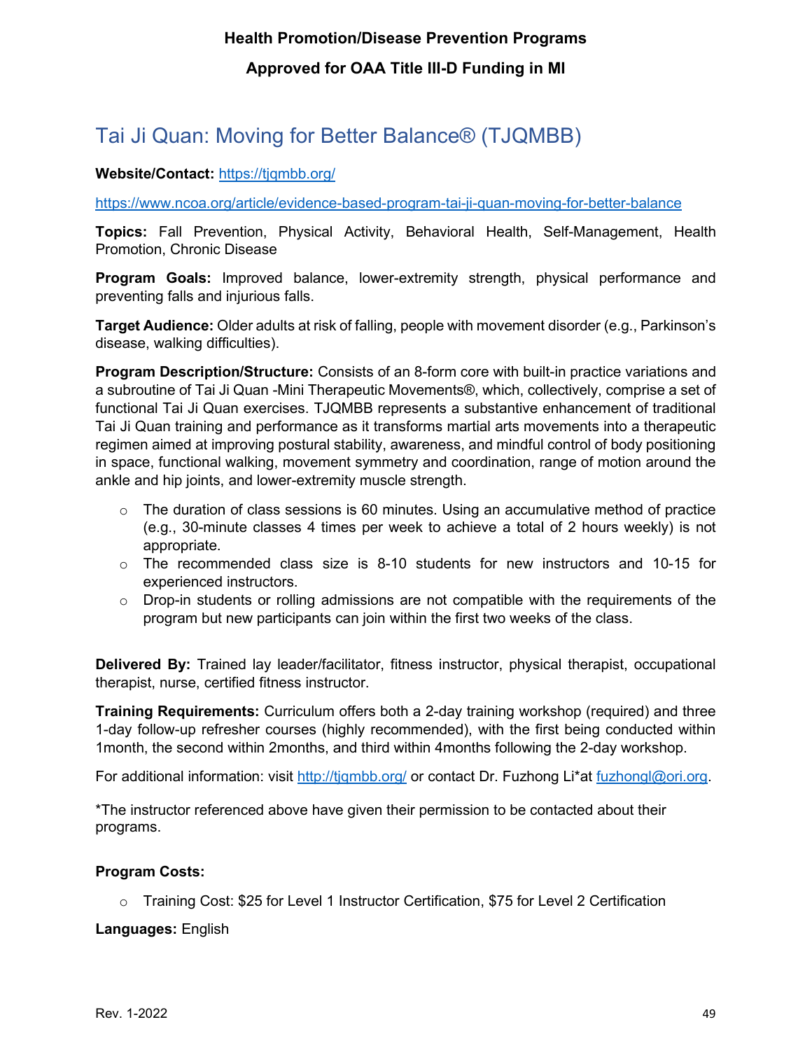# Health Promotion/Disease Prevention Programs

## Approved for OAA Title III-D Funding in MI

## Tai Ji Quan: Moving for Better Balance® (TJQMBB)

**Website/Contact:** https://tjqmbb.org/

https://www.ncoa.org/article/evidence-based-program-tai-ji-quan-moving-for-better-balance

**Topics:** Fall Prevention, Physical Activity, Behavioral Health, Self-Management, Health Promotion, Chronic Disease

**Program Goals:** Improved balance, lower-extremity strength, physical performance and preventing falls and injurious falls.

**Target Audience:** Older adults at risk of falling, people with movement disorder (e.g., Parkinson's disease, walking difficulties).

**Program Description/Structure:** Consists of an 8-form core with built-in practice variations and a subroutine of Tai Ji Quan -Mini Therapeutic Movements®, which, collectively, comprise a set of functional Tai Ji Quan exercises. TJQMBB represents a substantive enhancement of traditional Tai Ji Quan training and performance as it transforms martial arts movements into a therapeutic regimen aimed at improving postural stability, awareness, and mindful control of body positioning in space, functional walking, movement symmetry and coordination, range of motion around the ankle and hip joints, and lower-extremity muscle strength.

- The duration of class sessions is 60 minutes. Using an accumulative method of practice (e.g., 30-minute classes 4 times per week to achieve a total of 2 hours weekly) is not appropriate.
- The recommended class size is 8-10 students for new instructors and 10-15 for experienced instructors.
- Drop-in students or rolling admissions are not compatible with the requirements of the program but new participants can join within the first two weeks of the class.

**Delivered By:** Trained lay leader/facilitator, fitness instructor, physical therapist, occupational therapist, nurse, certified fitness instructor.

**Training Requirements:** Curriculum offers both a 2-day training workshop (required) and three 1-day follow-up refresher courses (highly recommended), with the first being conducted within 1month, the second within 2months, and third within 4months following the 2-day workshop.

For additional information: visit http://tjqmbb.org/ or contact Dr. Fuzhong Li*at fuzhongl@ori.org.

*The instructor referenced above have given their permission to be contacted about their programs.

**Program Costs:**

- Training Cost: $25 for Level 1 Instructor Certification, $75 for Level 2 Certification

**Languages:** English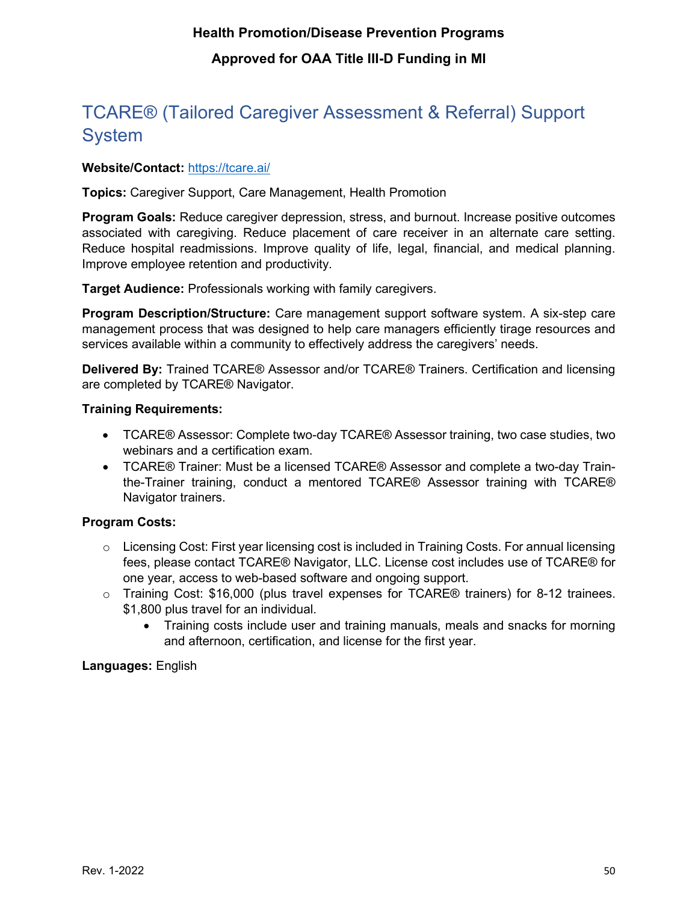# TCARE® (Tailored Caregiver Assessment & Referral) Support System

**Website/Contact:** [https://tcare.ai/](https://tcare.ai/)

**Topics:** Caregiver Support, Care Management, Health Promotion

**Program Goals:** Reduce caregiver depression, stress, and burnout. Increase positive outcomes associated with caregiving. Reduce placement of care receiver in an alternate care setting. Reduce hospital readmissions. Improve quality of life, legal, financial, and medical planning. Improve employee retention and productivity.

**Target Audience:** Professionals working with family caregivers.

**Program Description/Structure:** Care management support software system. A six-step care management process that was designed to help care managers efficiently tirage resources and services available within a community to effectively address the caregivers' needs.

**Delivered By:** Trained TCARE® Assessor and/or TCARE® Trainers. Certification and licensing are completed by TCARE® Navigator.

**Training Requirements:**

- TCARE® Assessor: Complete two-day TCARE® Assessor training, two case studies, two webinars and a certification exam.
- TCARE® Trainer: Must be a licensed TCARE® Assessor and complete a two-day Train-the-Trainer training, conduct a mentored TCARE® Assessor training with TCARE® Navigator trainers.

**Program Costs:**

- Licensing Cost: First year licensing cost is included in Training Costs. For annual licensing fees, please contact TCARE® Navigator, LLC. License cost includes use of TCARE® for one year, access to web-based software and ongoing support.
- Training Cost: $16,000 (plus travel expenses for TCARE® trainers) for 8-12 trainees. $1,800 plus travel for an individual.
  - Training costs include user and training manuals, meals and snacks for morning and afternoon, certification, and license for the first year.

**Languages:** English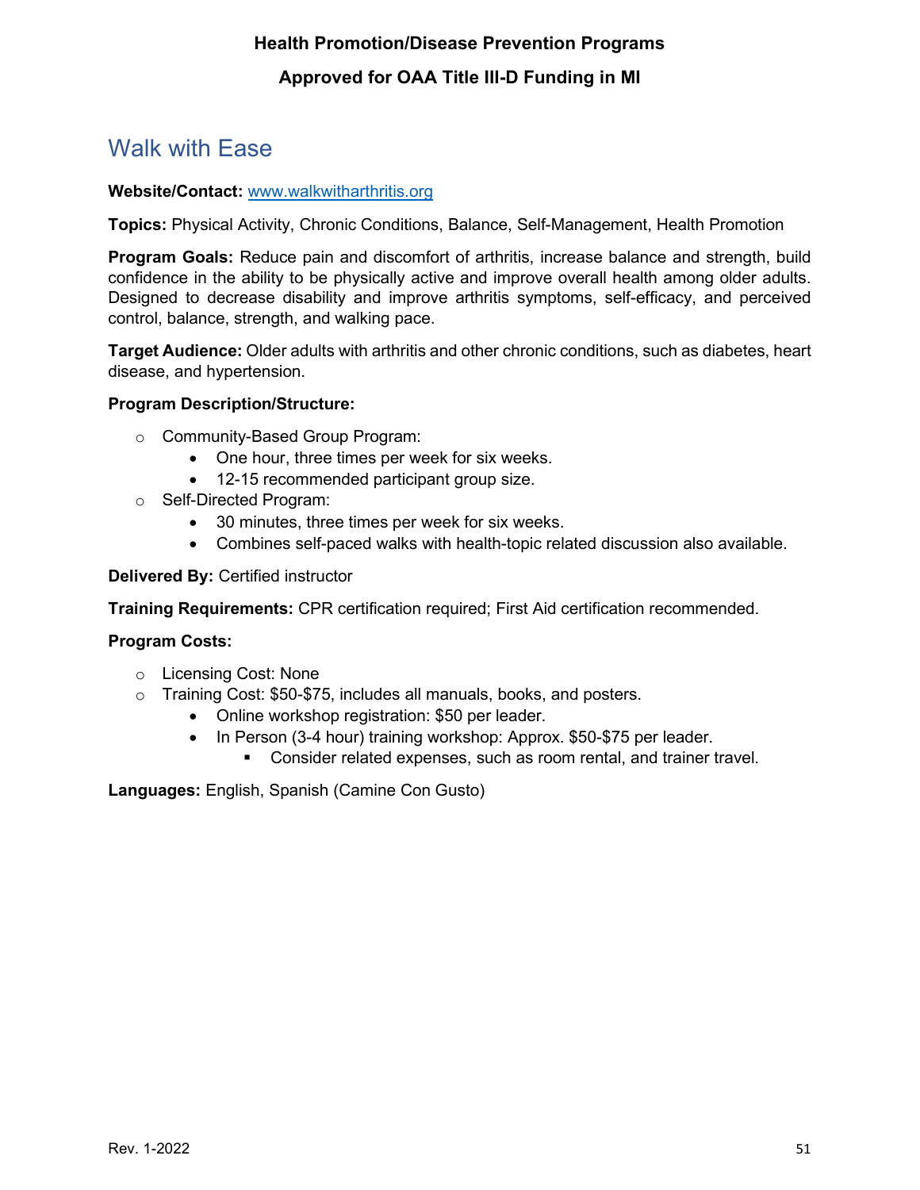# Walk with Ease

**Website/Contact:** [www.walkwitharthritis.org](http://www.walkwitharthritis.org)

**Topics:** Physical Activity, Chronic Conditions, Balance, Self-Management, Health Promotion

**Program Goals:** Reduce pain and discomfort of arthritis, increase balance and strength, build confidence in the ability to be physically active and improve overall health among older adults. Designed to decrease disability and improve arthritis symptoms, self-efficacy, and perceived control, balance, strength, and walking pace.

**Target Audience:** Older adults with arthritis and other chronic conditions, such as diabetes, heart disease, and hypertension.

**Program Description/Structure:**

- Community-Based Group Program:
  - One hour, three times per week for six weeks.
  - 12-15 recommended participant group size.
- Self-Directed Program:
  - 30 minutes, three times per week for six weeks.
  - Combines self-paced walks with health-topic related discussion also available.

**Delivered By:** Certified instructor

**Training Requirements:** CPR certification required; First Aid certification recommended.

**Program Costs:**

- Licensing Cost: None
- Training Cost: $50-$75, includes all manuals, books, and posters.
  - Online workshop registration: $50 per leader.
  - In Person (3-4 hour) training workshop: Approx. $50-$75 per leader.
    - Consider related expenses, such as room rental, and trainer travel.

**Languages:** English, Spanish (Camine Con Gusto)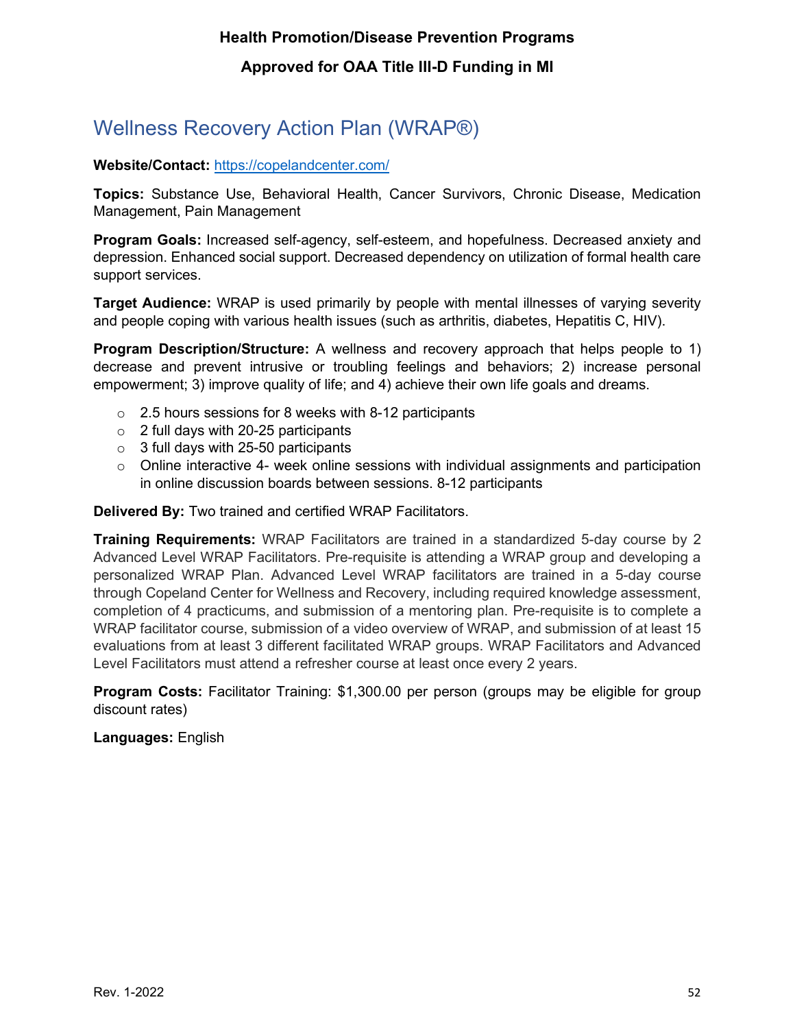# Wellness Recovery Action Plan (WRAP®)

**Website/Contact:** https://copelandcenter.com/

**Topics:** Substance Use, Behavioral Health, Cancer Survivors, Chronic Disease, Medication Management, Pain Management

**Program Goals:** Increased self-agency, self-esteem, and hopefulness. Decreased anxiety and depression. Enhanced social support. Decreased dependency on utilization of formal health care support services.

**Target Audience:** WRAP is used primarily by people with mental illnesses of varying severity and people coping with various health issues (such as arthritis, diabetes, Hepatitis C, HIV).

**Program Description/Structure:** A wellness and recovery approach that helps people to 1) decrease and prevent intrusive or troubling feelings and behaviors; 2) increase personal empowerment; 3) improve quality of life; and 4) achieve their own life goals and dreams.

- 2.5 hours sessions for 8 weeks with 8-12 participants
- 2 full days with 20-25 participants
- 3 full days with 25-50 participants
- Online interactive 4- week online sessions with individual assignments and participation in online discussion boards between sessions. 8-12 participants

**Delivered By:** Two trained and certified WRAP Facilitators.

**Training Requirements:** WRAP Facilitators are trained in a standardized 5-day course by 2 Advanced Level WRAP Facilitators. Pre-requisite is attending a WRAP group and developing a personalized WRAP Plan. Advanced Level WRAP facilitators are trained in a 5-day course through Copeland Center for Wellness and Recovery, including required knowledge assessment, completion of 4 practicums, and submission of a mentoring plan. Pre-requisite is to complete a WRAP facilitator course, submission of a video overview of WRAP, and submission of at least 15 evaluations from at least 3 different facilitated WRAP groups. WRAP Facilitators and Advanced Level Facilitators must attend a refresher course at least once every 2 years.

**Program Costs:** Facilitator Training: $1,300.00 per person (groups may be eligible for group discount rates)

**Languages:** English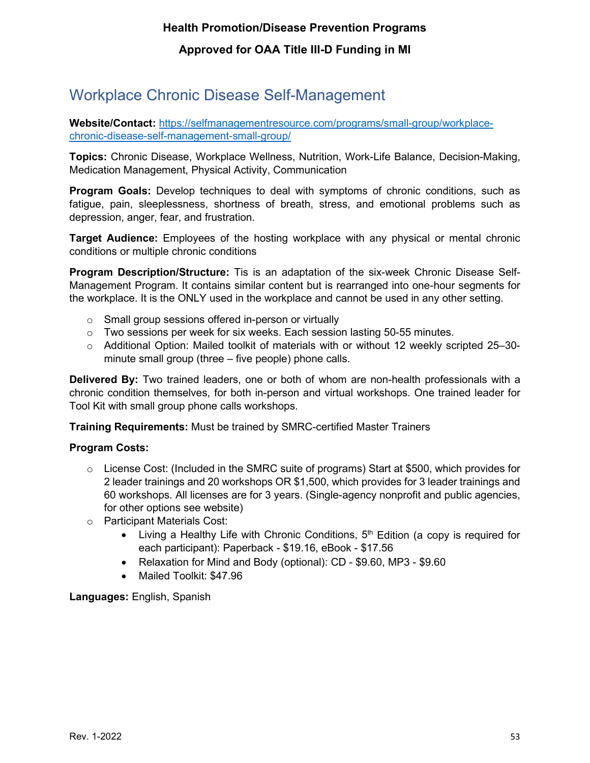# Workplace Chronic Disease Self-Management

**Website/Contact:** [https://selfmanagementresource.com/programs/small-group/workplace-chronic-disease-self-management-small-group/](https://selfmanagementresource.com/programs/small-group/workplace-chronic-disease-self-management-small-group/)

**Topics:** Chronic Disease, Workplace Wellness, Nutrition, Work-Life Balance, Decision-Making, Medication Management, Physical Activity, Communication

**Program Goals:** Develop techniques to deal with symptoms of chronic conditions, such as fatigue, pain, sleeplessness, shortness of breath, stress, and emotional problems such as depression, anger, fear, and frustration.

**Target Audience:** Employees of the hosting workplace with any physical or mental chronic conditions or multiple chronic conditions

**Program Description/Structure:** Tis is an adaptation of the six-week Chronic Disease Self-Management Program. It contains similar content but is rearranged into one-hour segments for the workplace. It is the ONLY used in the workplace and cannot be used in any other setting.

- Small group sessions offered in-person or virtually
- Two sessions per week for six weeks. Each session lasting 50-55 minutes.
- Additional Option: Mailed toolkit of materials with or without 12 weekly scripted 25–30-minute small group (three – five people) phone calls.

**Delivered By:** Two trained leaders, one or both of whom are non-health professionals with a chronic condition themselves, for both in-person and virtual workshops. One trained leader for Tool Kit with small group phone calls workshops.

**Training Requirements:** Must be trained by SMRC-certified Master Trainers

**Program Costs:**

- License Cost: (Included in the SMRC suite of programs) Start at $500, which provides for 2 leader trainings and 20 workshops OR $1,500, which provides for 3 leader trainings and 60 workshops. All licenses are for 3 years. (Single-agency nonprofit and public agencies, for other options see website)
- Participant Materials Cost:
  - Living a Healthy Life with Chronic Conditions, 5th Edition (a copy is required for each participant): Paperback - $19.16, eBook - $17.56
  - Relaxation for Mind and Body (optional): CD - $9.60, MP3 - $9.60
  - Mailed Toolkit: $47.96

**Languages:** English, Spanish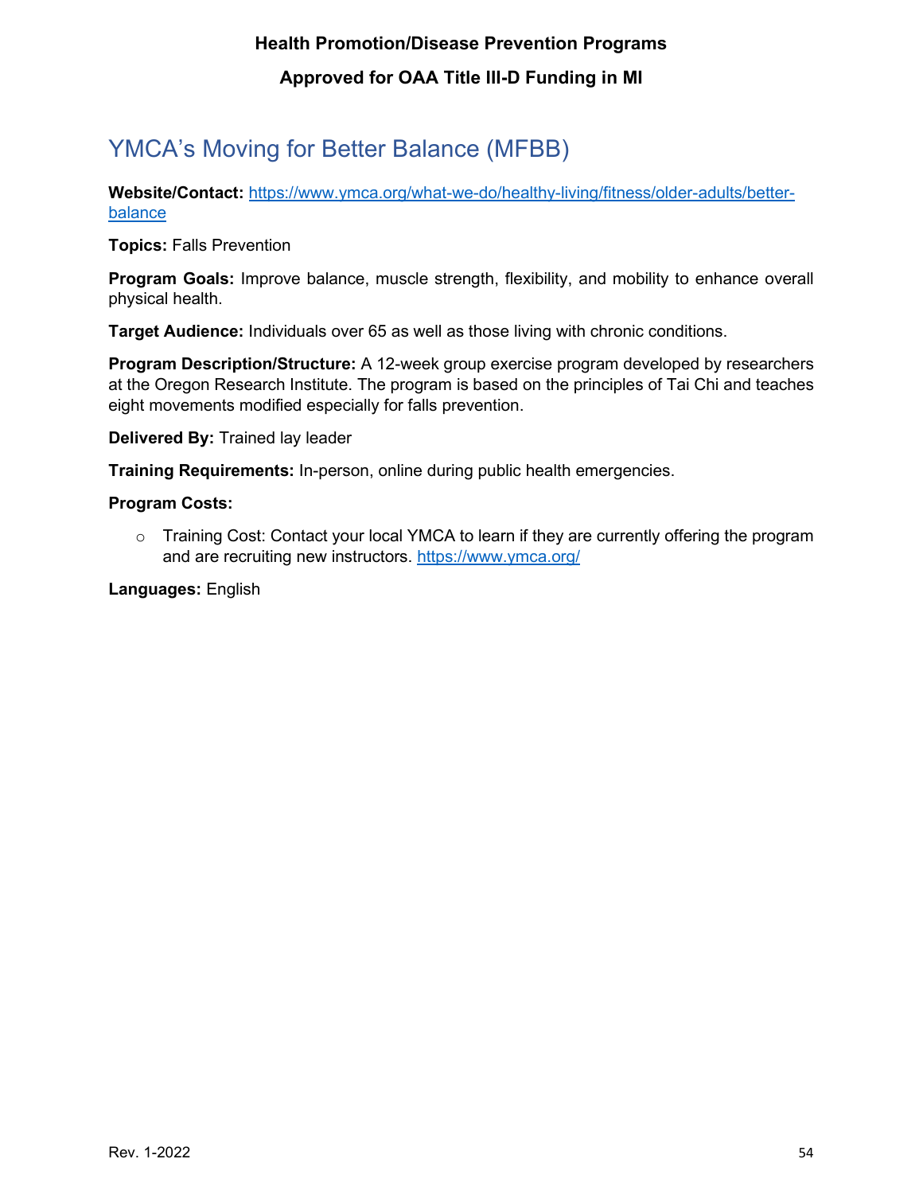## YMCA's Moving for Better Balance (MFBB)

**Website/Contact:** https://www.ymca.org/what-we-do/healthy-living/fitness/older-adults/better-balance

**Topics:** Falls Prevention

**Program Goals:** Improve balance, muscle strength, flexibility, and mobility to enhance overall physical health.

**Target Audience:** Individuals over 65 as well as those living with chronic conditions.

**Program Description/Structure:** A 12-week group exercise program developed by researchers at the Oregon Research Institute. The program is based on the principles of Tai Chi and teaches eight movements modified especially for falls prevention.

**Delivered By:** Trained lay leader

**Training Requirements:** In-person, online during public health emergencies.

**Program Costs:**

- Training Cost: Contact your local YMCA to learn if they are currently offering the program and are recruiting new instructors. https://www.ymca.org/

**Languages:** English